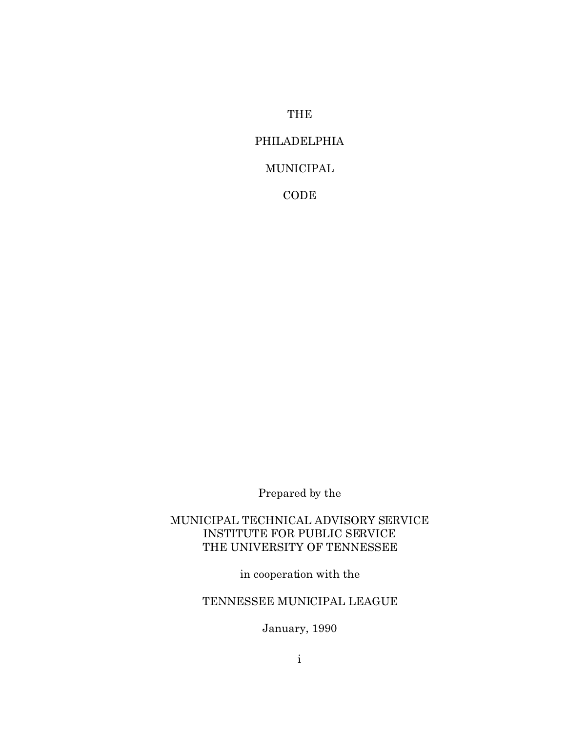# THE

# PHILADELPHIA

# MUNICIPAL

# CODE

Prepared by the

MUNICIPAL TECHNICAL ADVISORY SERVICE
INSTITUTE FOR PUBLIC SERVICE
THE UNIVERSITY OF TENNESSEE

in cooperation with the

TENNESSEE MUNICIPAL LEAGUE

January, 1990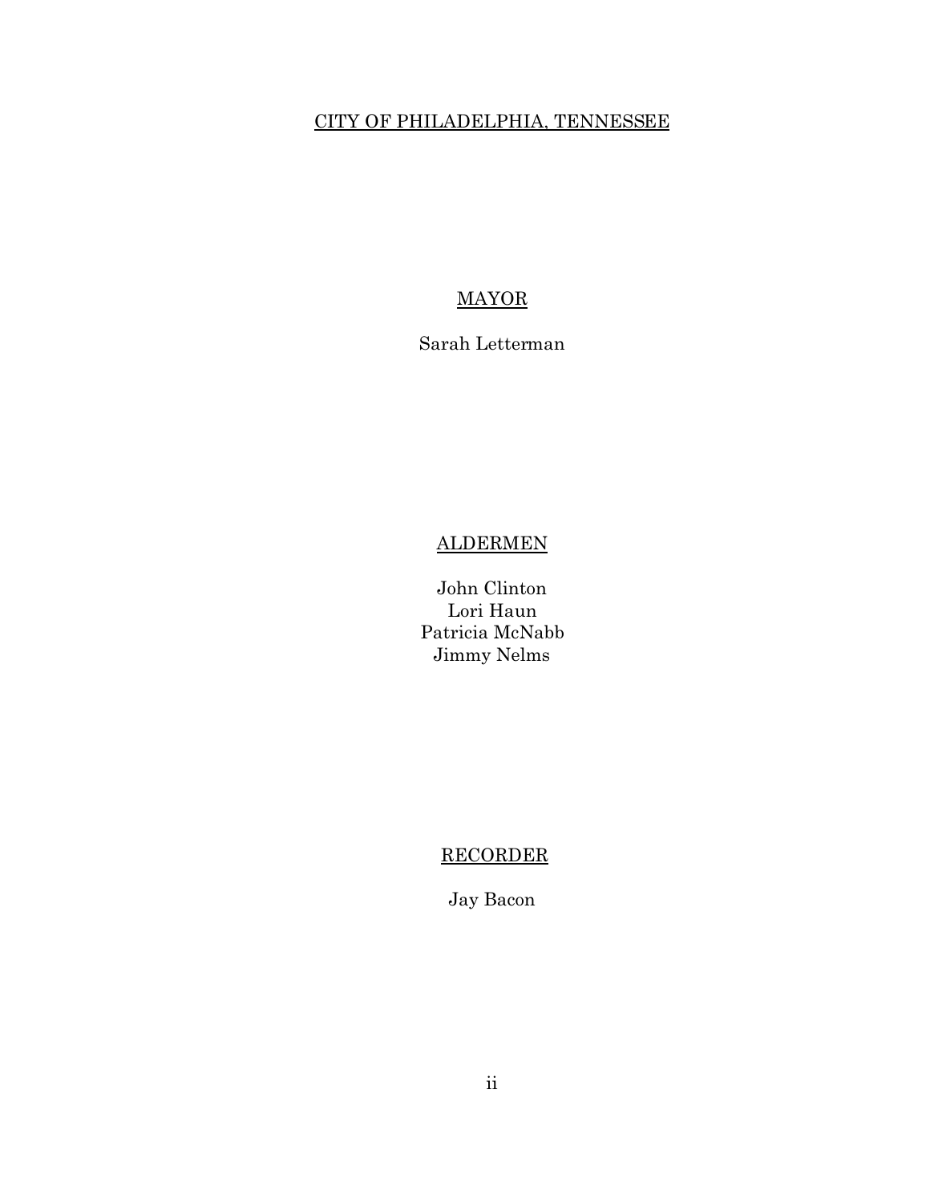CITY OF PHILADELPHIA, TENNESSEE

MAYOR

Sarah Letterman

ALDERMEN

John Clinton
Lori Haun
Patricia McNabb
Jimmy Nelms

RECORDER

Jay Bacon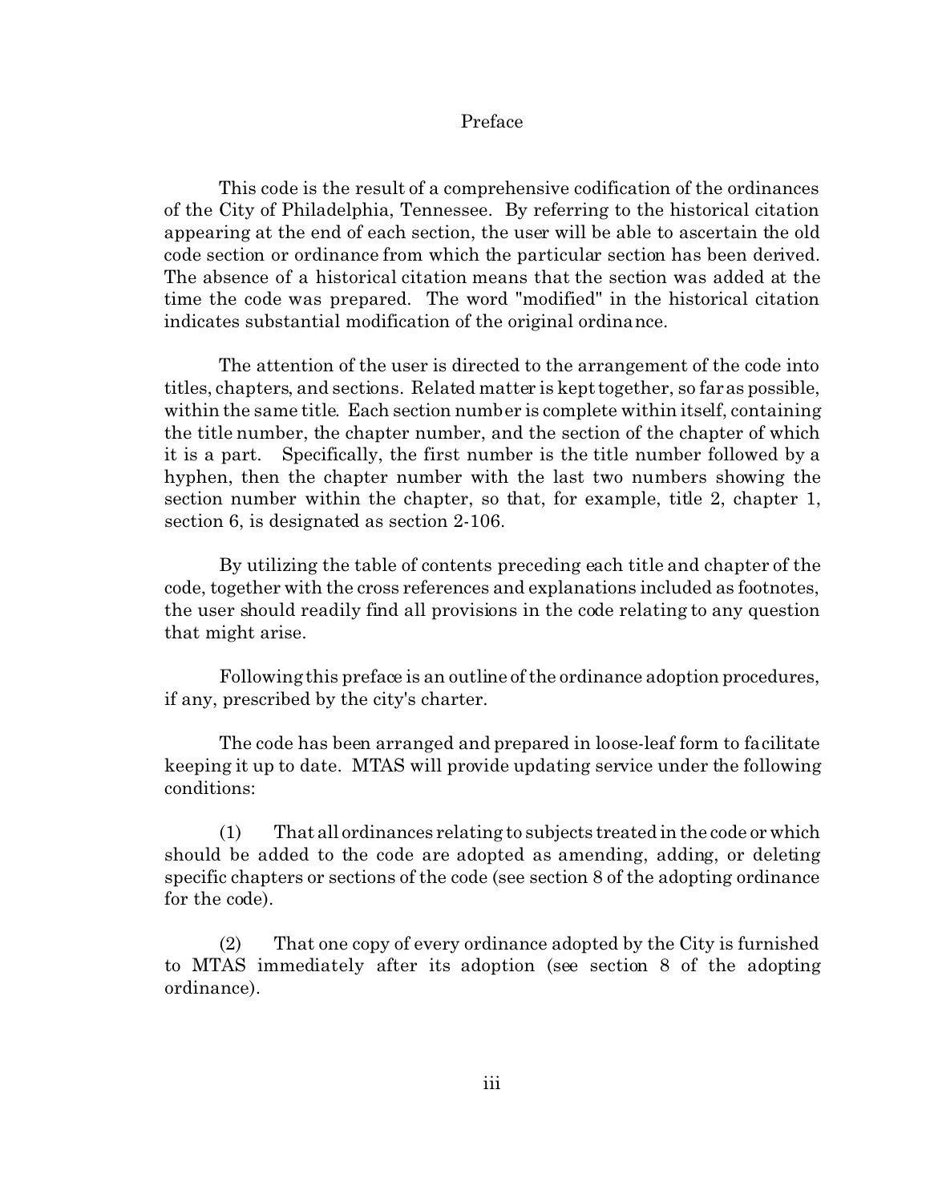# Preface

This code is the result of a comprehensive codification of the ordinances of the City of Philadelphia, Tennessee. By referring to the historical citation appearing at the end of each section, the user will be able to ascertain the old code section or ordinance from which the particular section has been derived. The absence of a historical citation means that the section was added at the time the code was prepared. The word "modified" in the historical citation indicates substantial modification of the original ordinance.

The attention of the user is directed to the arrangement of the code into titles, chapters, and sections. Related matter is kept together, so far as possible, within the same title. Each section number is complete within itself, containing the title number, the chapter number, and the section of the chapter of which it is a part. Specifically, the first number is the title number followed by a hyphen, then the chapter number with the last two numbers showing the section number within the chapter, so that, for example, title 2, chapter 1, section 6, is designated as section 2-106.

By utilizing the table of contents preceding each title and chapter of the code, together with the cross references and explanations included as footnotes, the user should readily find all provisions in the code relating to any question that might arise.

Following this preface is an outline of the ordinance adoption procedures, if any, prescribed by the city's charter.

The code has been arranged and prepared in loose-leaf form to facilitate keeping it up to date. MTAS will provide updating service under the following conditions:

(1) That all ordinances relating to subjects treated in the code or which should be added to the code are adopted as amending, adding, or deleting specific chapters or sections of the code (see section 8 of the adopting ordinance for the code).

(2) That one copy of every ordinance adopted by the City is furnished to MTAS immediately after its adoption (see section 8 of the adopting ordinance).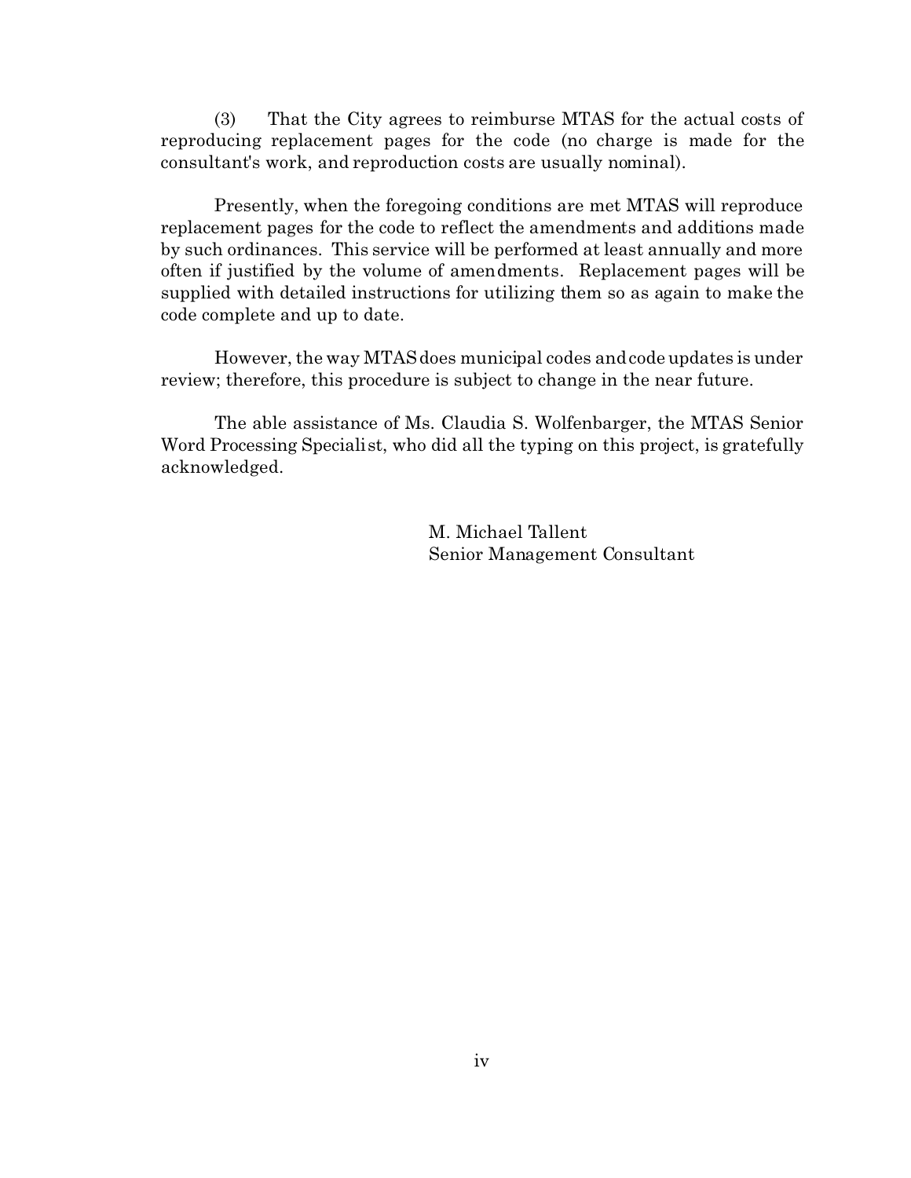(3) That the City agrees to reimburse MTAS for the actual costs of reproducing replacement pages for the code (no charge is made for the consultant's work, and reproduction costs are usually nominal).

Presently, when the foregoing conditions are met MTAS will reproduce replacement pages for the code to reflect the amendments and additions made by such ordinances. This service will be performed at least annually and more often if justified by the volume of amendments. Replacement pages will be supplied with detailed instructions for utilizing them so as again to make the code complete and up to date.

However, the way MTAS does municipal codes and code updates is under review; therefore, this procedure is subject to change in the near future.

The able assistance of Ms. Claudia S. Wolfenbarger, the MTAS Senior Word Processing Specialist, who did all the typing on this project, is gratefully acknowledged.

M. Michael Tallent
Senior Management Consultant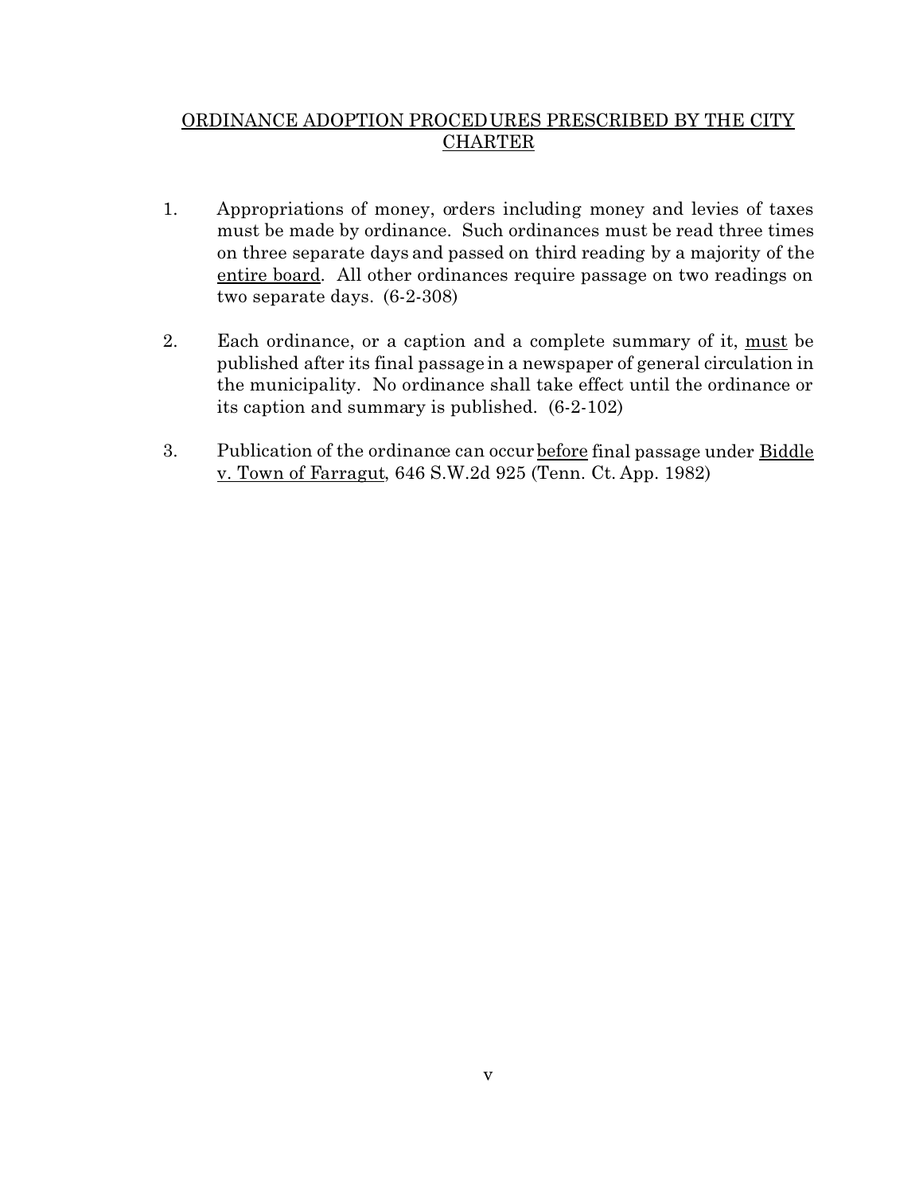## ORDINANCE ADOPTION PROCEDURES PRESCRIBED BY THE CITY CHARTER

1. Appropriations of money, orders including money and levies of taxes must be made by ordinance. Such ordinances must be read three times on three separate days and passed on third reading by a majority of the <u>entire board</u>. All other ordinances require passage on two readings on two separate days. (6-2-308)

2. Each ordinance, or a caption and a complete summary of it, <u>must</u> be published after its final passage in a newspaper of general circulation in the municipality. No ordinance shall take effect until the ordinance or its caption and summary is published. (6-2-102)

3. Publication of the ordinance can occur <u>before</u> final passage under <u>Biddle v. Town of Farragut</u>, 646 S.W.2d 925 (Tenn. Ct. App. 1982)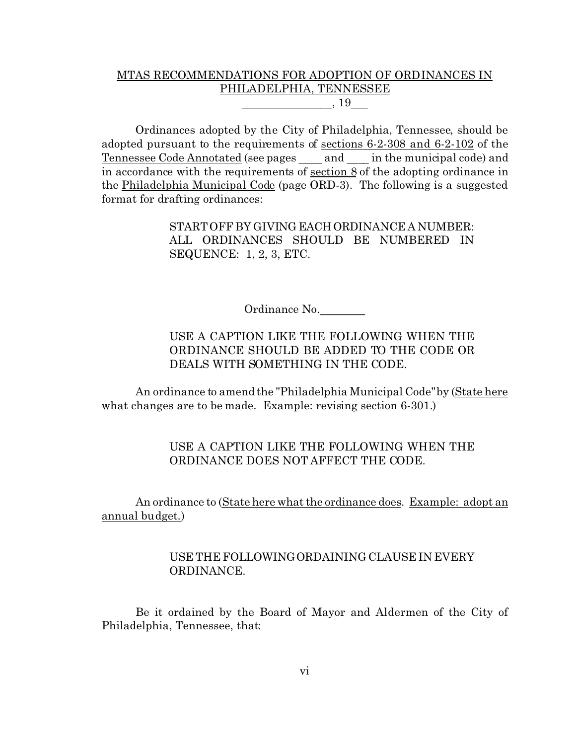MTAS RECOMMENDATIONS FOR ADOPTION OF ORDINANCES IN PHILADELPHIA, TENNESSEE

_______________, 19___

Ordinances adopted by the City of Philadelphia, Tennessee, should be adopted pursuant to the requirements of sections 6-2-308 and 6-2-102 of the Tennessee Code Annotated (see pages ____ and ____ in the municipal code) and in accordance with the requirements of section 8 of the adopting ordinance in the Philadelphia Municipal Code (page ORD-3). The following is a suggested format for drafting ordinances:

> START OFF BY GIVING EACH ORDINANCE A NUMBER: ALL ORDINANCES SHOULD BE NUMBERED IN SEQUENCE: 1, 2, 3, ETC.

Ordinance No.________

> USE A CAPTION LIKE THE FOLLOWING WHEN THE ORDINANCE SHOULD BE ADDED TO THE CODE OR DEALS WITH SOMETHING IN THE CODE.

An ordinance to amend the "Philadelphia Municipal Code" by (State here what changes are to be made. Example: revising section 6-301.)

> USE A CAPTION LIKE THE FOLLOWING WHEN THE ORDINANCE DOES NOT AFFECT THE CODE.

An ordinance to (State here what the ordinance does. Example: adopt an annual budget.)

> USE THE FOLLOWING ORDAINING CLAUSE IN EVERY ORDINANCE.

Be it ordained by the Board of Mayor and Aldermen of the City of Philadelphia, Tennessee, that: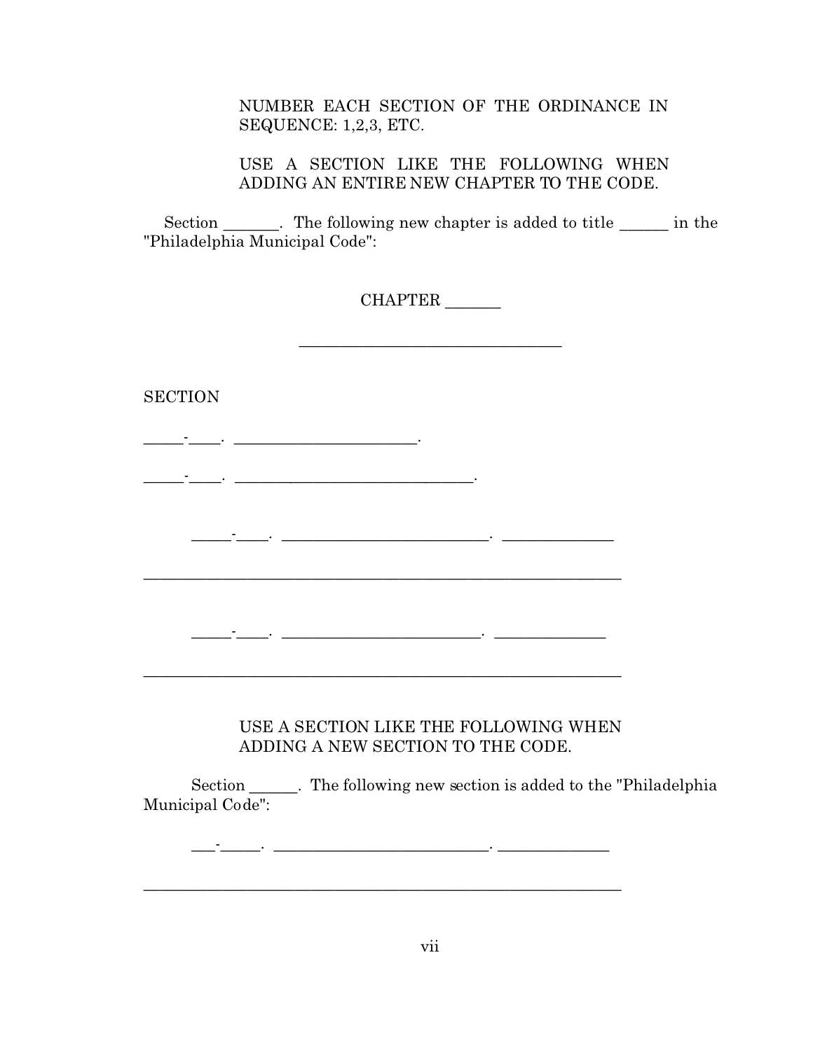NUMBER EACH SECTION OF THE ORDINANCE IN SEQUENCE: 1,2,3, ETC.

USE A SECTION LIKE THE FOLLOWING WHEN ADDING AN ENTIRE NEW CHAPTER TO THE CODE.

Section _______. The following new chapter is added to title ______ in the "Philadelphia Municipal Code":

CHAPTER _______

_________________________________

SECTION

_____-____. ______________________.

_____-____. ____________________________.

_____-____. _________________________. _____________

____________________________________________________________

_____-____. ________________________. _____________

____________________________________________________________

USE A SECTION LIKE THE FOLLOWING WHEN ADDING A NEW SECTION TO THE CODE.

Section ______. The following new section is added to the "Philadelphia Municipal Code":

___-_____. __________________________. _____________

____________________________________________________________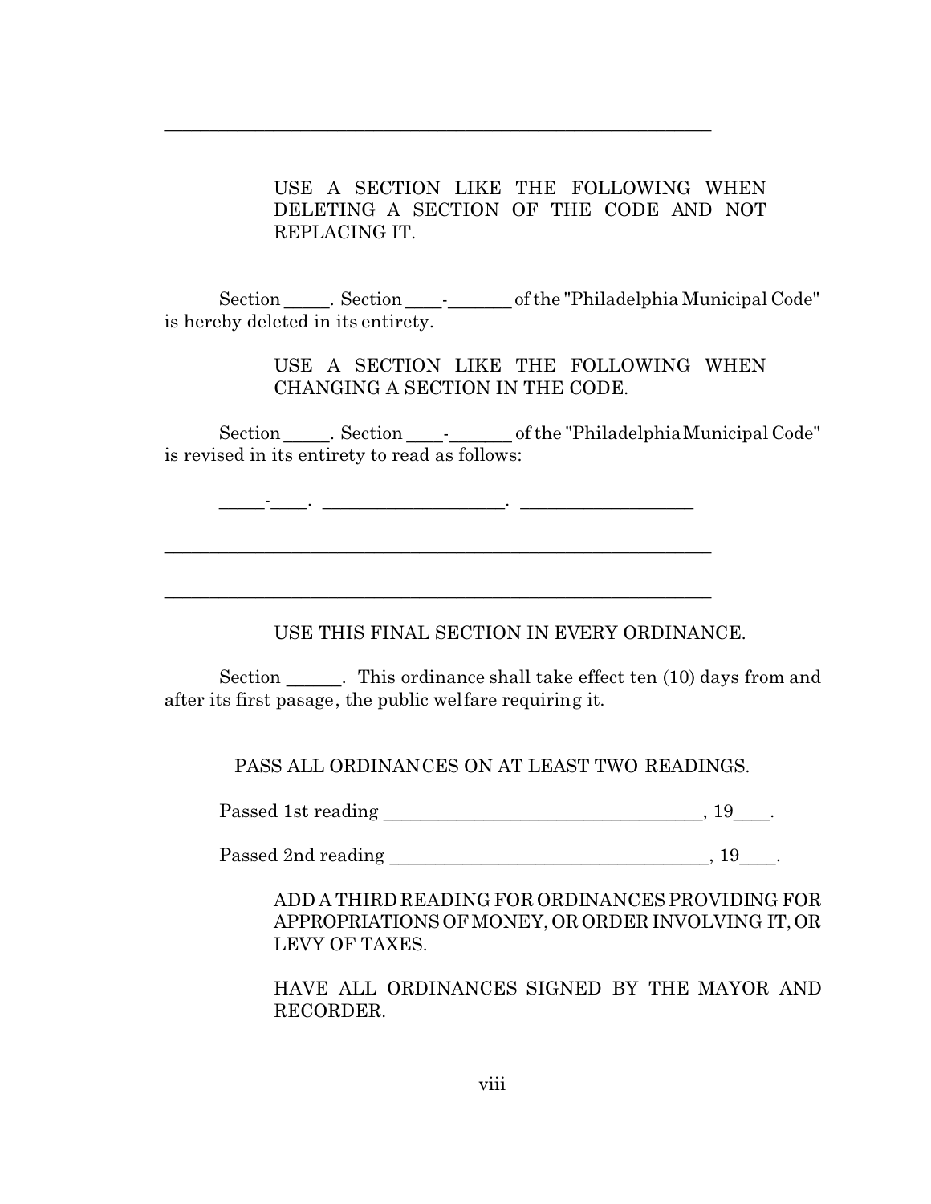______________________________________________________________

USE A SECTION LIKE THE FOLLOWING WHEN DELETING A SECTION OF THE CODE AND NOT REPLACING IT.

Section _____. Section ____-_______ of the "Philadelphia Municipal Code" is hereby deleted in its entirety.

USE A SECTION LIKE THE FOLLOWING WHEN CHANGING A SECTION IN THE CODE.

Section _____. Section ____-_______ of the "Philadelphia Municipal Code" is revised in its entirety to read as follows:

_____-____. ____________________. ___________________

______________________________________________________________

______________________________________________________________

USE THIS FINAL SECTION IN EVERY ORDINANCE.

Section ______. This ordinance shall take effect ten (10) days from and after its first pasage, the public welfare requiring it.

PASS ALL ORDINANCES ON AT LEAST TWO READINGS.

Passed 1st reading ___________________________________, 19____.

Passed 2nd reading ___________________________________, 19____.

ADD A THIRD READING FOR ORDINANCES PROVIDING FOR APPROPRIATIONS OF MONEY, OR ORDER INVOLVING IT, OR LEVY OF TAXES.

HAVE ALL ORDINANCES SIGNED BY THE MAYOR AND RECORDER.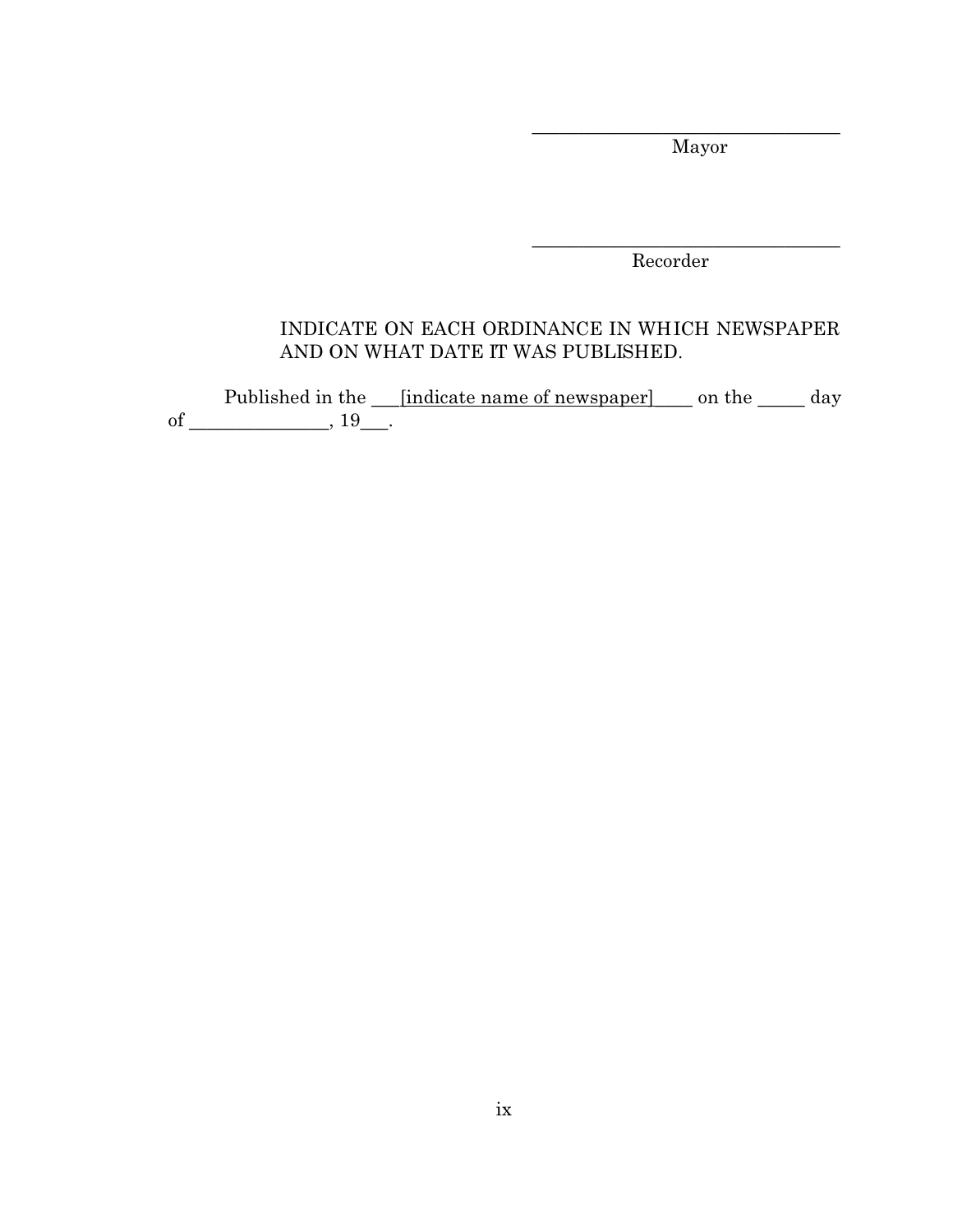\_\_\_\_\_\_\_\_\_\_\_\_\_\_\_\_\_\_\_\_\_\_\_\_\_\_\_\_\_\_\_\_
Mayor

\_\_\_\_\_\_\_\_\_\_\_\_\_\_\_\_\_\_\_\_\_\_\_\_\_\_\_\_\_\_\_\_
Recorder

INDICATE ON EACH ORDINANCE IN WHICH NEWSPAPER AND ON WHAT DATE IT WAS PUBLISHED.

Published in the \_\_\_[indicate name of newspaper]\_\_\_\_ on the \_\_\_\_\_ day of \_\_\_\_\_\_\_\_\_\_\_\_\_\_\_, 19\_\_\_.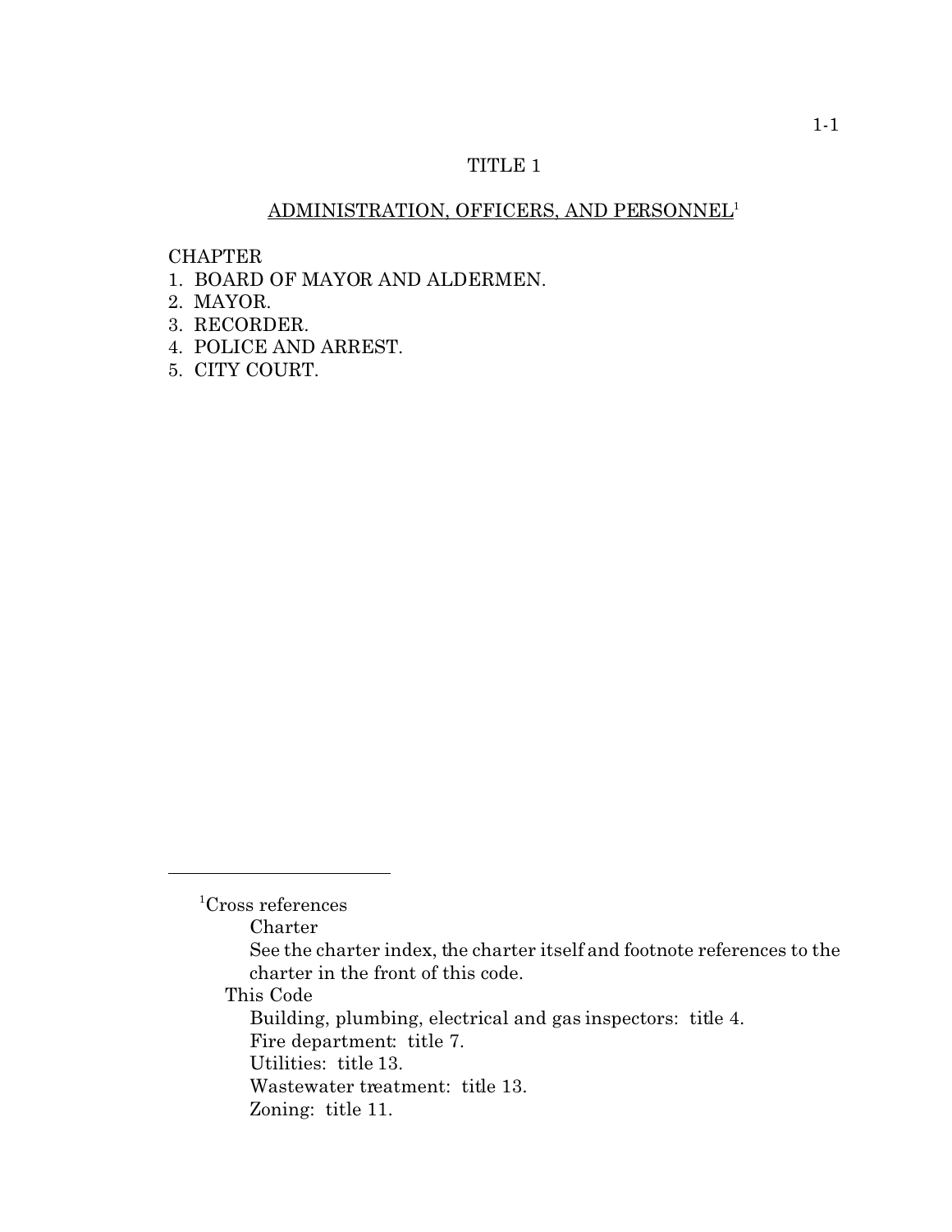# TITLE 1

## ADMINISTRATION, OFFICERS, AND PERSONNEL[1]

CHAPTER
1. BOARD OF MAYOR AND ALDERMEN.
2. MAYOR.
3. RECORDER.
4. POLICE AND ARREST.
5. CITY COURT.

---

[1]Cross references

Charter

See the charter index, the charter itself and footnote references to the charter in the front of this code.

This Code

Building, plumbing, electrical and gas inspectors: title 4.

Fire department: title 7.

Utilities: title 13.

Wastewater treatment: title 13.

Zoning: title 11.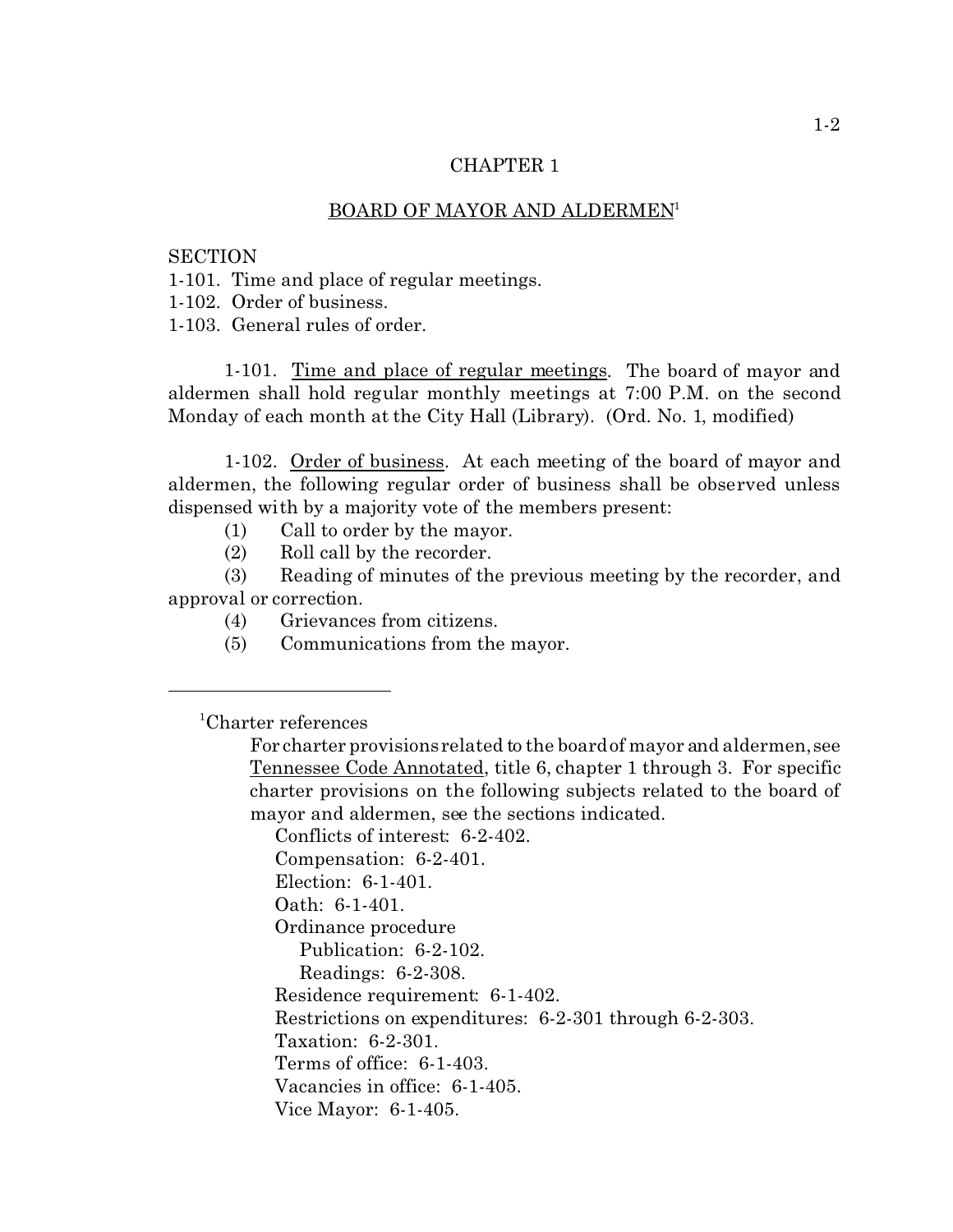# CHAPTER 1

## BOARD OF MAYOR AND ALDERMEN[1]

SECTION
1-101. Time and place of regular meetings.
1-102. Order of business.
1-103. General rules of order.

1-101. Time and place of regular meetings. The board of mayor and aldermen shall hold regular monthly meetings at 7:00 P.M. on the second Monday of each month at the City Hall (Library). (Ord. No. 1, modified)

1-102. Order of business. At each meeting of the board of mayor and aldermen, the following regular order of business shall be observed unless dispensed with by a majority vote of the members present:

(1) Call to order by the mayor.
(2) Roll call by the recorder.
(3) Reading of minutes of the previous meeting by the recorder, and approval or correction.
(4) Grievances from citizens.
(5) Communications from the mayor.

---

[1]Charter references

For charter provisions related to the board of mayor and aldermen, see Tennessee Code Annotated, title 6, chapter 1 through 3. For specific charter provisions on the following subjects related to the board of mayor and aldermen, see the sections indicated.

Conflicts of interest: 6-2-402.
Compensation: 6-2-401.
Election: 6-1-401.
Oath: 6-1-401.
Ordinance procedure
  Publication: 6-2-102.
  Readings: 6-2-308.
Residence requirement: 6-1-402.
Restrictions on expenditures: 6-2-301 through 6-2-303.
Taxation: 6-2-301.
Terms of office: 6-1-403.
Vacancies in office: 6-1-405.
Vice Mayor: 6-1-405.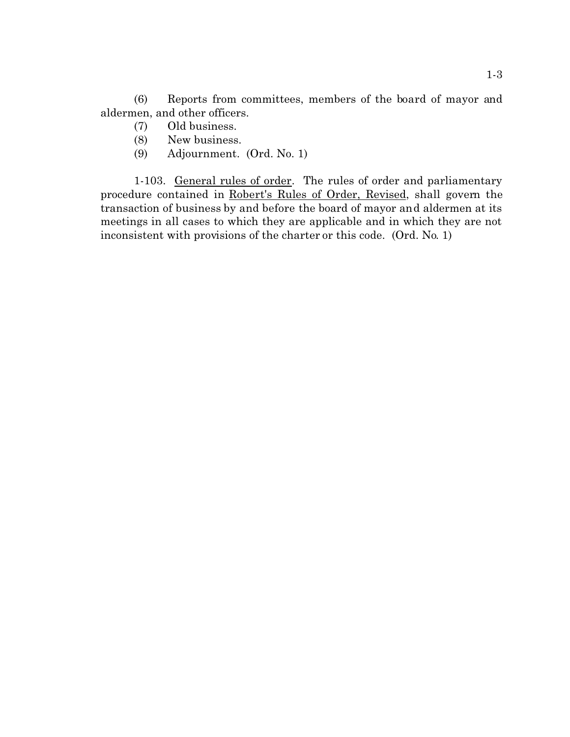(6) Reports from committees, members of the board of mayor and aldermen, and other officers.

(7) Old business.

(8) New business.

(9) Adjournment. (Ord. No. 1)

1-103. General rules of order. The rules of order and parliamentary procedure contained in Robert's Rules of Order, Revised, shall govern the transaction of business by and before the board of mayor and aldermen at its meetings in all cases to which they are applicable and in which they are not inconsistent with provisions of the charter or this code. (Ord. No. 1)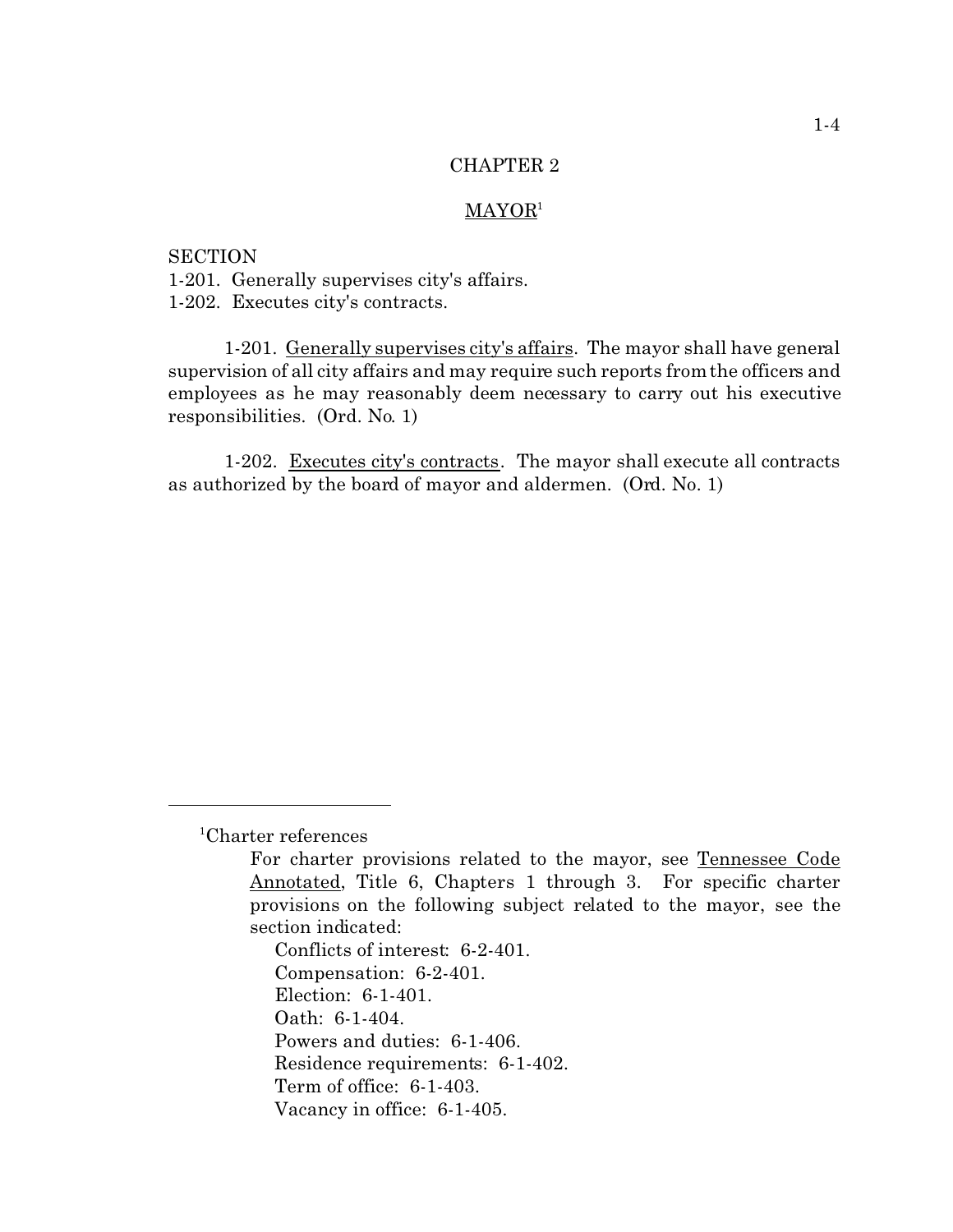# CHAPTER 2

## MAYOR[1]

SECTION
1-201. Generally supervises city's affairs.
1-202. Executes city's contracts.

1-201. Generally supervises city's affairs. The mayor shall have general supervision of all city affairs and may require such reports from the officers and employees as he may reasonably deem necessary to carry out his executive responsibilities. (Ord. No. 1)

1-202. Executes city's contracts. The mayor shall execute all contracts as authorized by the board of mayor and aldermen. (Ord. No. 1)

---

[1]Charter references

For charter provisions related to the mayor, see Tennessee Code Annotated, Title 6, Chapters 1 through 3. For specific charter provisions on the following subject related to the mayor, see the section indicated:

Conflicts of interest: 6-2-401.
Compensation: 6-2-401.
Election: 6-1-401.
Oath: 6-1-404.
Powers and duties: 6-1-406.
Residence requirements: 6-1-402.
Term of office: 6-1-403.
Vacancy in office: 6-1-405.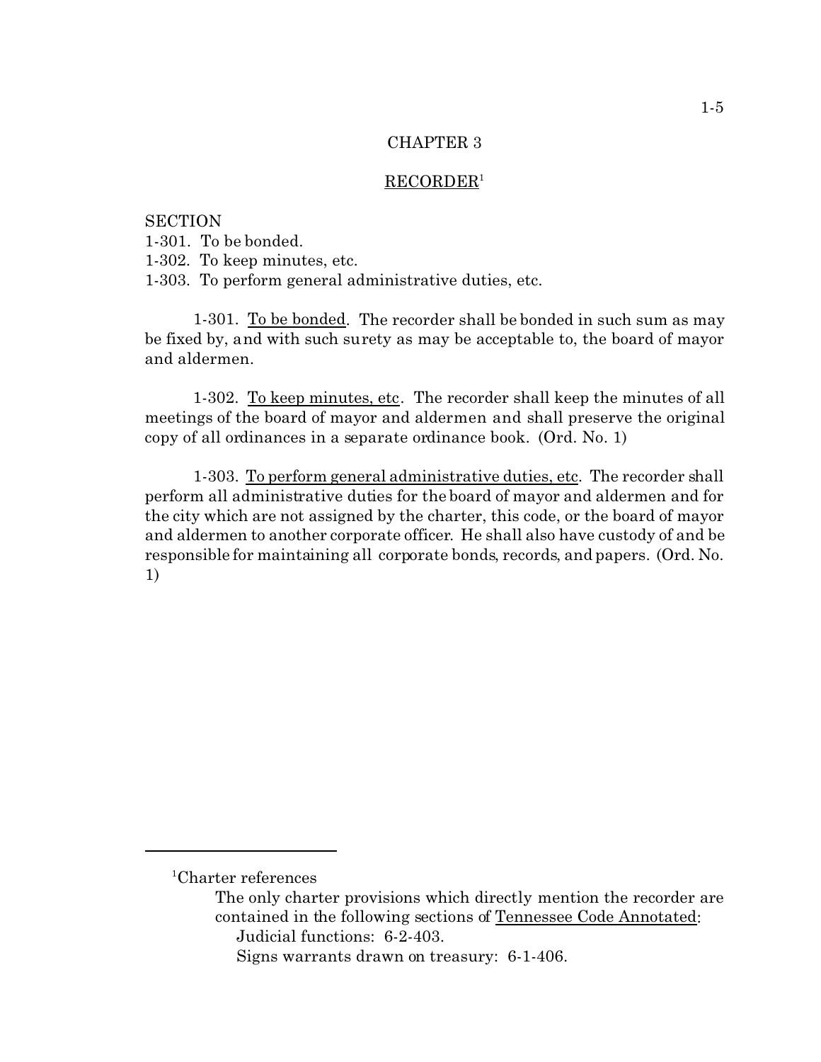## CHAPTER 3

## RECORDER[1]

SECTION
1-301. To be bonded.
1-302. To keep minutes, etc.
1-303. To perform general administrative duties, etc.

1-301. To be bonded. The recorder shall be bonded in such sum as may be fixed by, and with such surety as may be acceptable to, the board of mayor and aldermen.

1-302. To keep minutes, etc. The recorder shall keep the minutes of all meetings of the board of mayor and aldermen and shall preserve the original copy of all ordinances in a separate ordinance book. (Ord. No. 1)

1-303. To perform general administrative duties, etc. The recorder shall perform all administrative duties for the board of mayor and aldermen and for the city which are not assigned by the charter, this code, or the board of mayor and aldermen to another corporate officer. He shall also have custody of and be responsible for maintaining all corporate bonds, records, and papers. (Ord. No. 1)

---

[1]Charter references

The only charter provisions which directly mention the recorder are contained in the following sections of Tennessee Code Annotated:

Judicial functions: 6-2-403.

Signs warrants drawn on treasury: 6-1-406.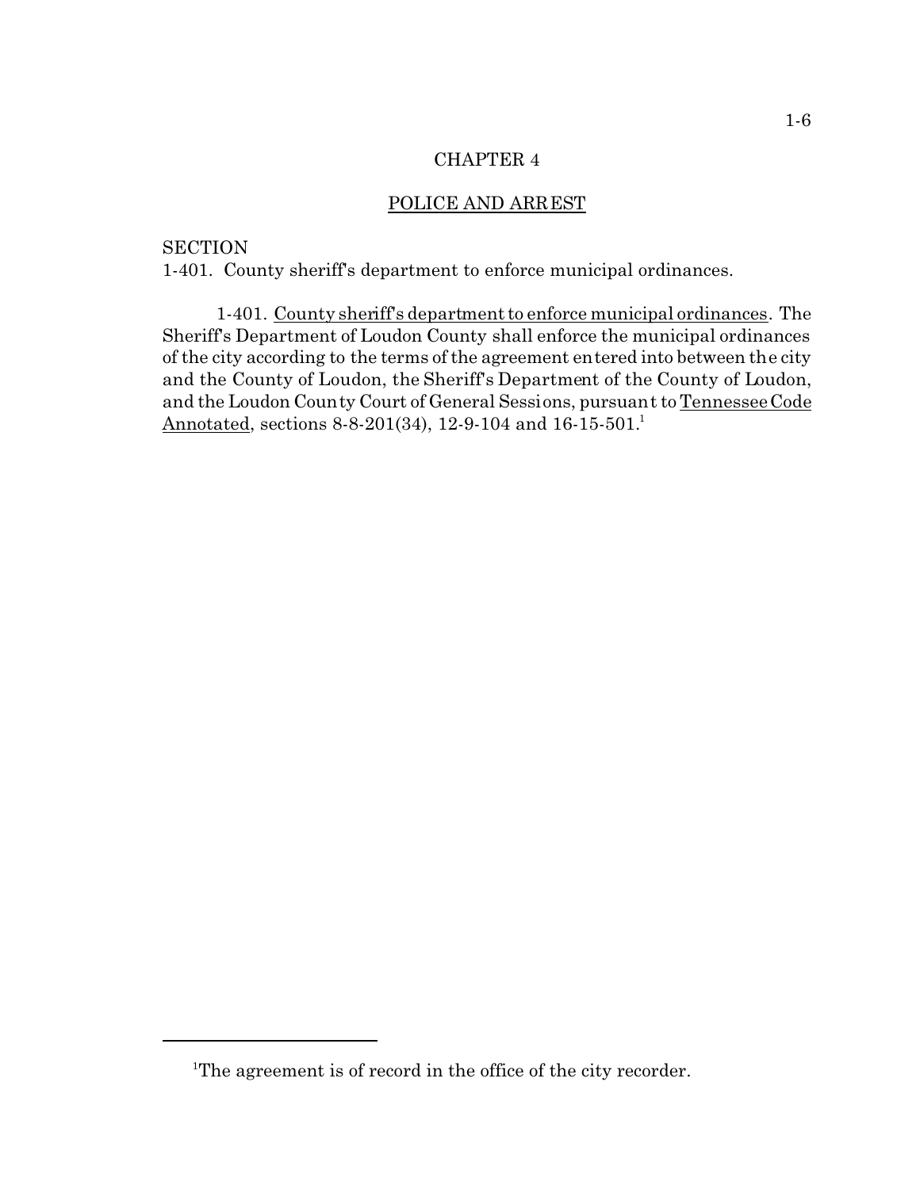# CHAPTER 4

## POLICE AND ARREST

SECTION
1-401. County sheriff's department to enforce municipal ordinances.

1-401. County sheriff's department to enforce municipal ordinances. The Sheriff's Department of Loudon County shall enforce the municipal ordinances of the city according to the terms of the agreement entered into between the city and the County of Loudon, the Sheriff's Department of the County of Loudon, and the Loudon County Court of General Sessions, pursuant to Tennessee Code Annotated, sections 8-8-201(34), 12-9-104 and 16-15-501.[1]

---

[1]The agreement is of record in the office of the city recorder.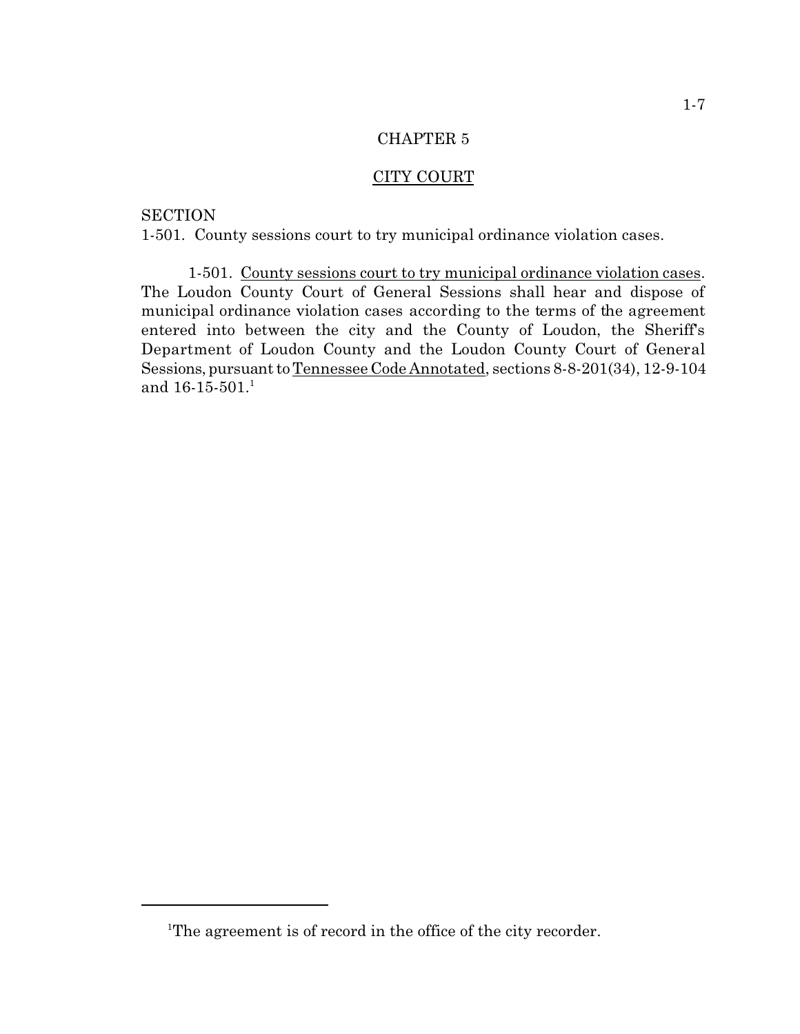# CHAPTER 5

## CITY COURT

SECTION
1-501. County sessions court to try municipal ordinance violation cases.

1-501. County sessions court to try municipal ordinance violation cases. The Loudon County Court of General Sessions shall hear and dispose of municipal ordinance violation cases according to the terms of the agreement entered into between the city and the County of Loudon, the Sheriff's Department of Loudon County and the Loudon County Court of General Sessions, pursuant to Tennessee Code Annotated, sections 8-8-201(34), 12-9-104 and 16-15-501.[1]

---

[1]The agreement is of record in the office of the city recorder.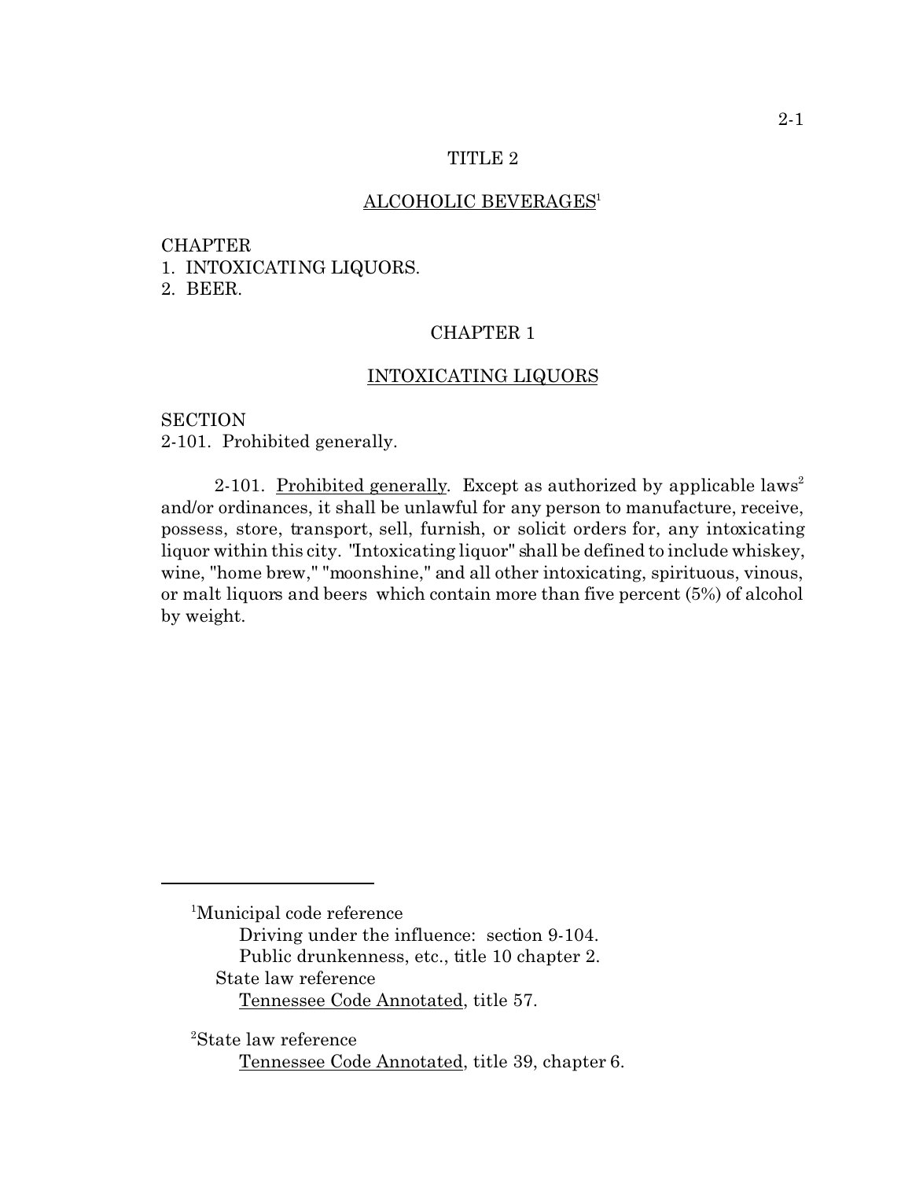# TITLE 2

## ALCOHOLIC BEVERAGES[1]

CHAPTER
1. INTOXICATING LIQUORS.
2. BEER.

## CHAPTER 1

## INTOXICATING LIQUORS

SECTION
2-101. Prohibited generally.

2-101. Prohibited generally. Except as authorized by applicable laws[2] and/or ordinances, it shall be unlawful for any person to manufacture, receive, possess, store, transport, sell, furnish, or solicit orders for, any intoxicating liquor within this city. "Intoxicating liquor" shall be defined to include whiskey, wine, "home brew," "moonshine," and all other intoxicating, spirituous, vinous, or malt liquors and beers which contain more than five percent (5%) of alcohol by weight.

---

[1]Municipal code reference
Driving under the influence: section 9-104.
Public drunkenness, etc., title 10 chapter 2.
State law reference
Tennessee Code Annotated, title 57.

[2]State law reference
Tennessee Code Annotated, title 39, chapter 6.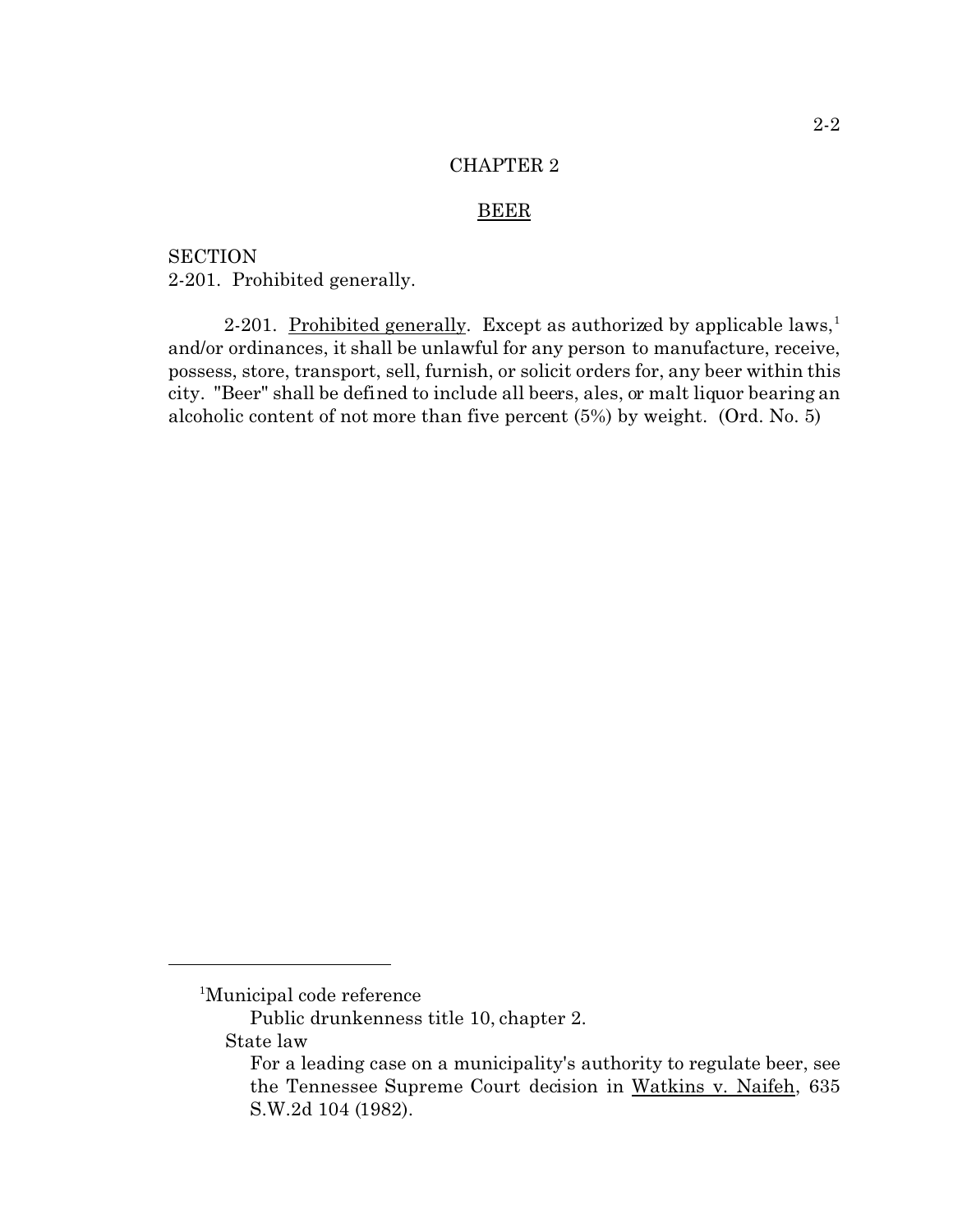# CHAPTER 2

## BEER

SECTION
2-201. Prohibited generally.

2-201. Prohibited generally. Except as authorized by applicable laws,[1] and/or ordinances, it shall be unlawful for any person to manufacture, receive, possess, store, transport, sell, furnish, or solicit orders for, any beer within this city. "Beer" shall be defined to include all beers, ales, or malt liquor bearing an alcoholic content of not more than five percent (5%) by weight. (Ord. No. 5)

---

[1]Municipal code reference

Public drunkenness title 10, chapter 2.

State law

For a leading case on a municipality's authority to regulate beer, see the Tennessee Supreme Court decision in Watkins v. Naifeh, 635 S.W.2d 104 (1982).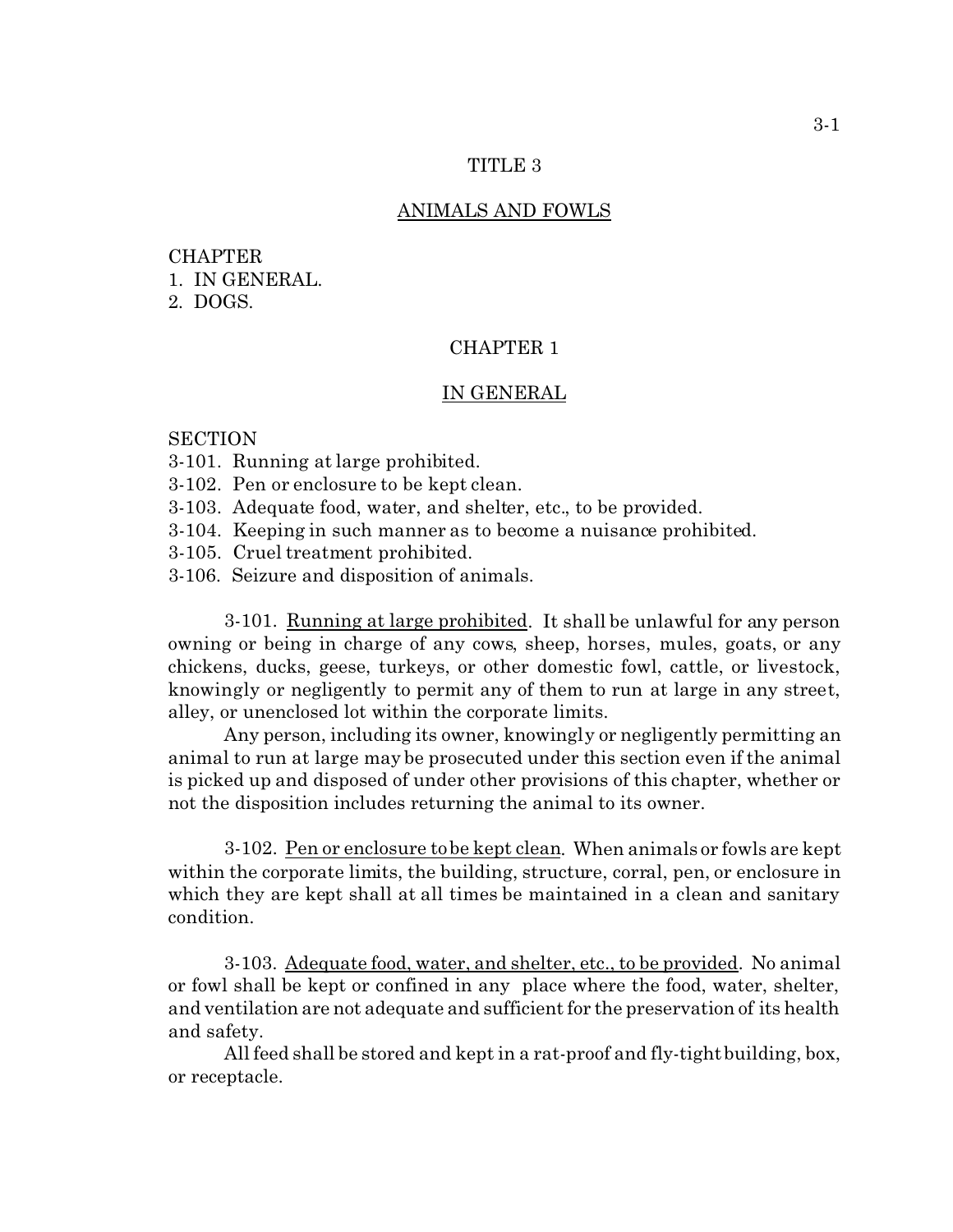# TITLE 3

## ANIMALS AND FOWLS

CHAPTER
1. IN GENERAL.
2. DOGS.

## CHAPTER 1

## IN GENERAL

SECTION
3-101. Running at large prohibited.
3-102. Pen or enclosure to be kept clean.
3-103. Adequate food, water, and shelter, etc., to be provided.
3-104. Keeping in such manner as to become a nuisance prohibited.
3-105. Cruel treatment prohibited.
3-106. Seizure and disposition of animals.

3-101. Running at large prohibited. It shall be unlawful for any person owning or being in charge of any cows, sheep, horses, mules, goats, or any chickens, ducks, geese, turkeys, or other domestic fowl, cattle, or livestock, knowingly or negligently to permit any of them to run at large in any street, alley, or unenclosed lot within the corporate limits.

Any person, including its owner, knowingly or negligently permitting an animal to run at large may be prosecuted under this section even if the animal is picked up and disposed of under other provisions of this chapter, whether or not the disposition includes returning the animal to its owner.

3-102. Pen or enclosure to be kept clean. When animals or fowls are kept within the corporate limits, the building, structure, corral, pen, or enclosure in which they are kept shall at all times be maintained in a clean and sanitary condition.

3-103. Adequate food, water, and shelter, etc., to be provided. No animal or fowl shall be kept or confined in any place where the food, water, shelter, and ventilation are not adequate and sufficient for the preservation of its health and safety.

All feed shall be stored and kept in a rat-proof and fly-tight building, box, or receptacle.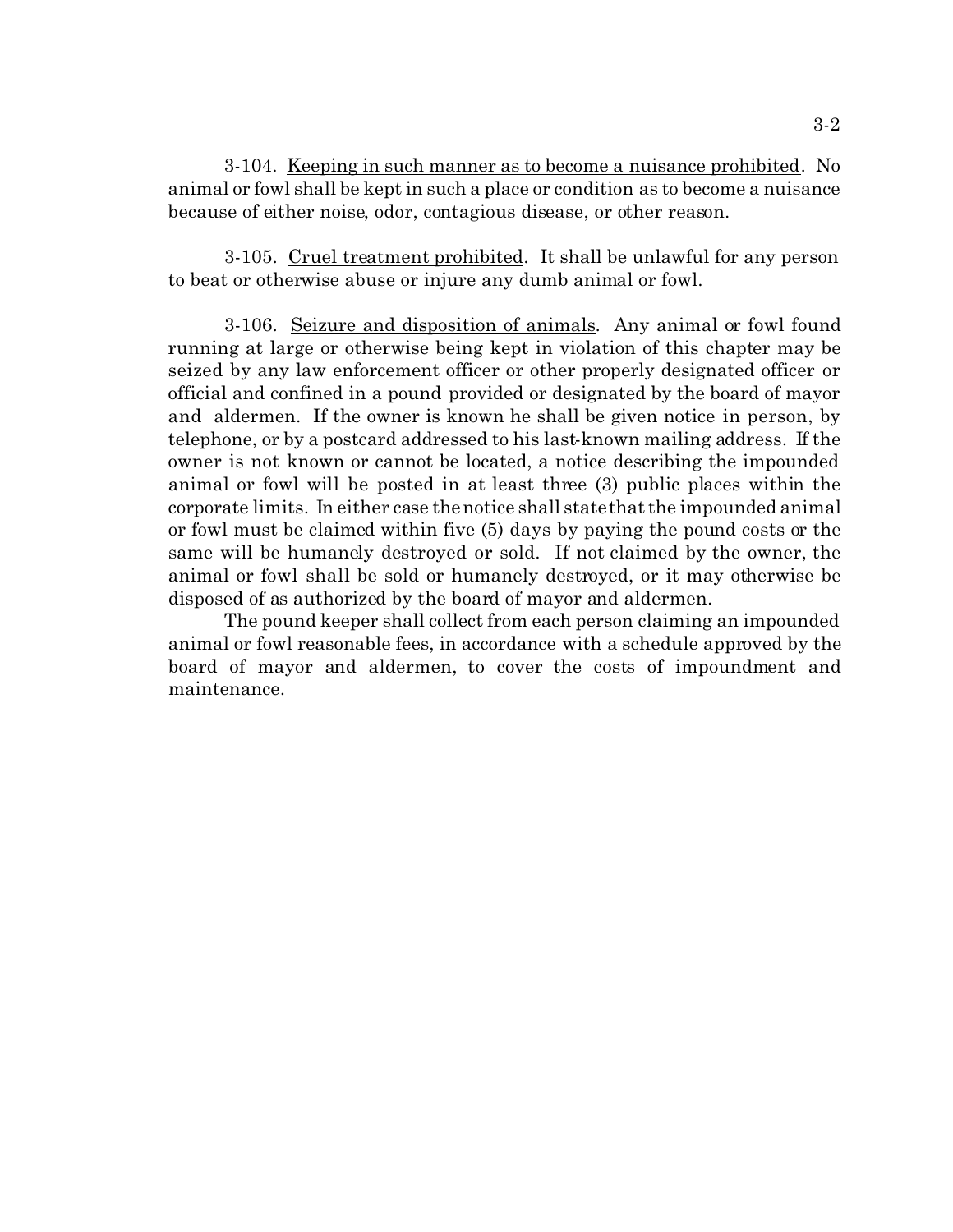3-104. Keeping in such manner as to become a nuisance prohibited. No animal or fowl shall be kept in such a place or condition as to become a nuisance because of either noise, odor, contagious disease, or other reason.

3-105. Cruel treatment prohibited. It shall be unlawful for any person to beat or otherwise abuse or injure any dumb animal or fowl.

3-106. Seizure and disposition of animals. Any animal or fowl found running at large or otherwise being kept in violation of this chapter may be seized by any law enforcement officer or other properly designated officer or official and confined in a pound provided or designated by the board of mayor and aldermen. If the owner is known he shall be given notice in person, by telephone, or by a postcard addressed to his last-known mailing address. If the owner is not known or cannot be located, a notice describing the impounded animal or fowl will be posted in at least three (3) public places within the corporate limits. In either case the notice shall state that the impounded animal or fowl must be claimed within five (5) days by paying the pound costs or the same will be humanely destroyed or sold. If not claimed by the owner, the animal or fowl shall be sold or humanely destroyed, or it may otherwise be disposed of as authorized by the board of mayor and aldermen.

The pound keeper shall collect from each person claiming an impounded animal or fowl reasonable fees, in accordance with a schedule approved by the board of mayor and aldermen, to cover the costs of impoundment and maintenance.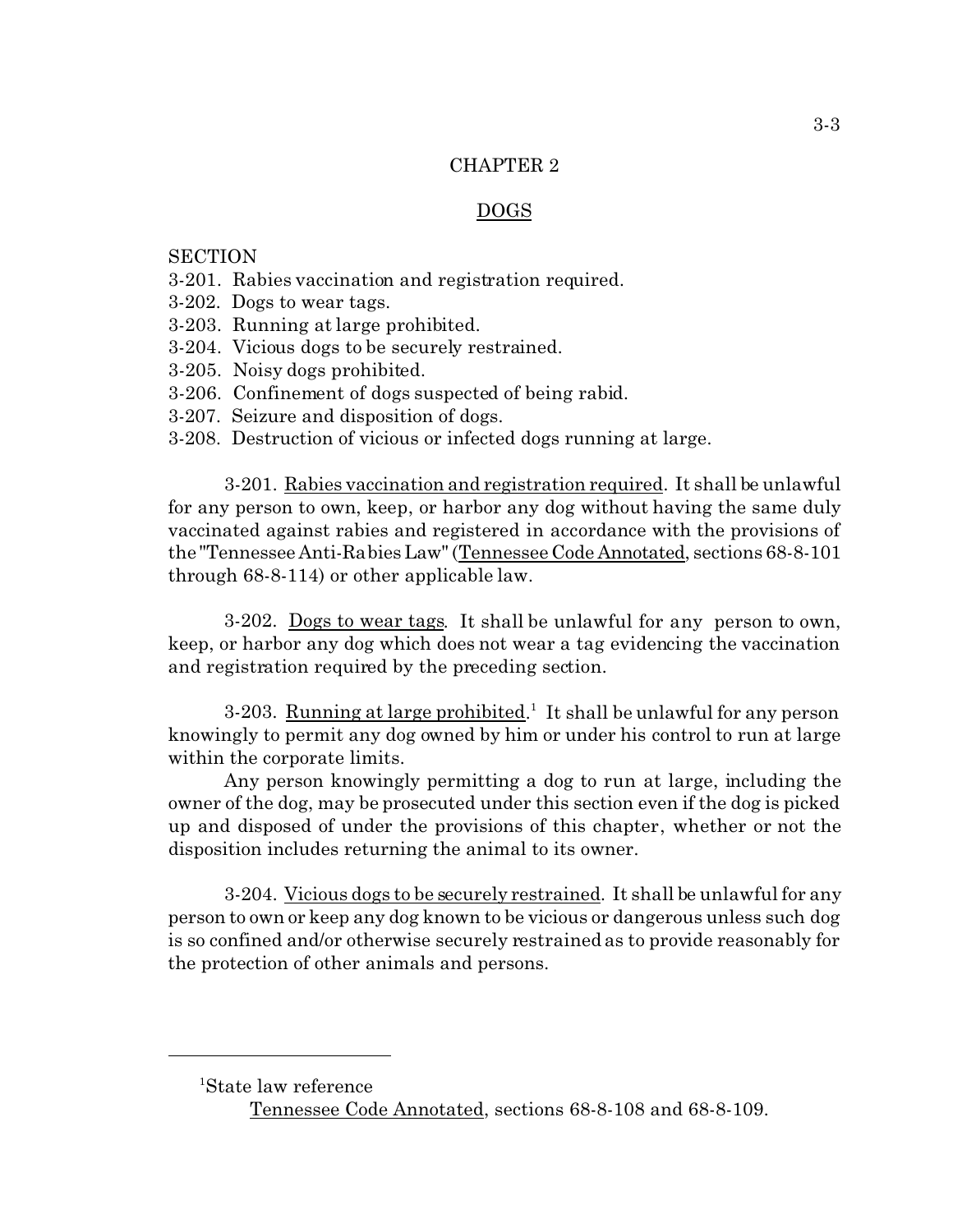# CHAPTER 2

## DOGS

SECTION
3-201. Rabies vaccination and registration required.
3-202. Dogs to wear tags.
3-203. Running at large prohibited.
3-204. Vicious dogs to be securely restrained.
3-205. Noisy dogs prohibited.
3-206. Confinement of dogs suspected of being rabid.
3-207. Seizure and disposition of dogs.
3-208. Destruction of vicious or infected dogs running at large.

3-201. Rabies vaccination and registration required. It shall be unlawful for any person to own, keep, or harbor any dog without having the same duly vaccinated against rabies and registered in accordance with the provisions of the "Tennessee Anti-Rabies Law" (Tennessee Code Annotated, sections 68-8-101 through 68-8-114) or other applicable law.

3-202. Dogs to wear tags. It shall be unlawful for any person to own, keep, or harbor any dog which does not wear a tag evidencing the vaccination and registration required by the preceding section.

3-203. Running at large prohibited.[1] It shall be unlawful for any person knowingly to permit any dog owned by him or under his control to run at large within the corporate limits.

Any person knowingly permitting a dog to run at large, including the owner of the dog, may be prosecuted under this section even if the dog is picked up and disposed of under the provisions of this chapter, whether or not the disposition includes returning the animal to its owner.

3-204. Vicious dogs to be securely restrained. It shall be unlawful for any person to own or keep any dog known to be vicious or dangerous unless such dog is so confined and/or otherwise securely restrained as to provide reasonably for the protection of other animals and persons.

---

[1]State law reference

Tennessee Code Annotated, sections 68-8-108 and 68-8-109.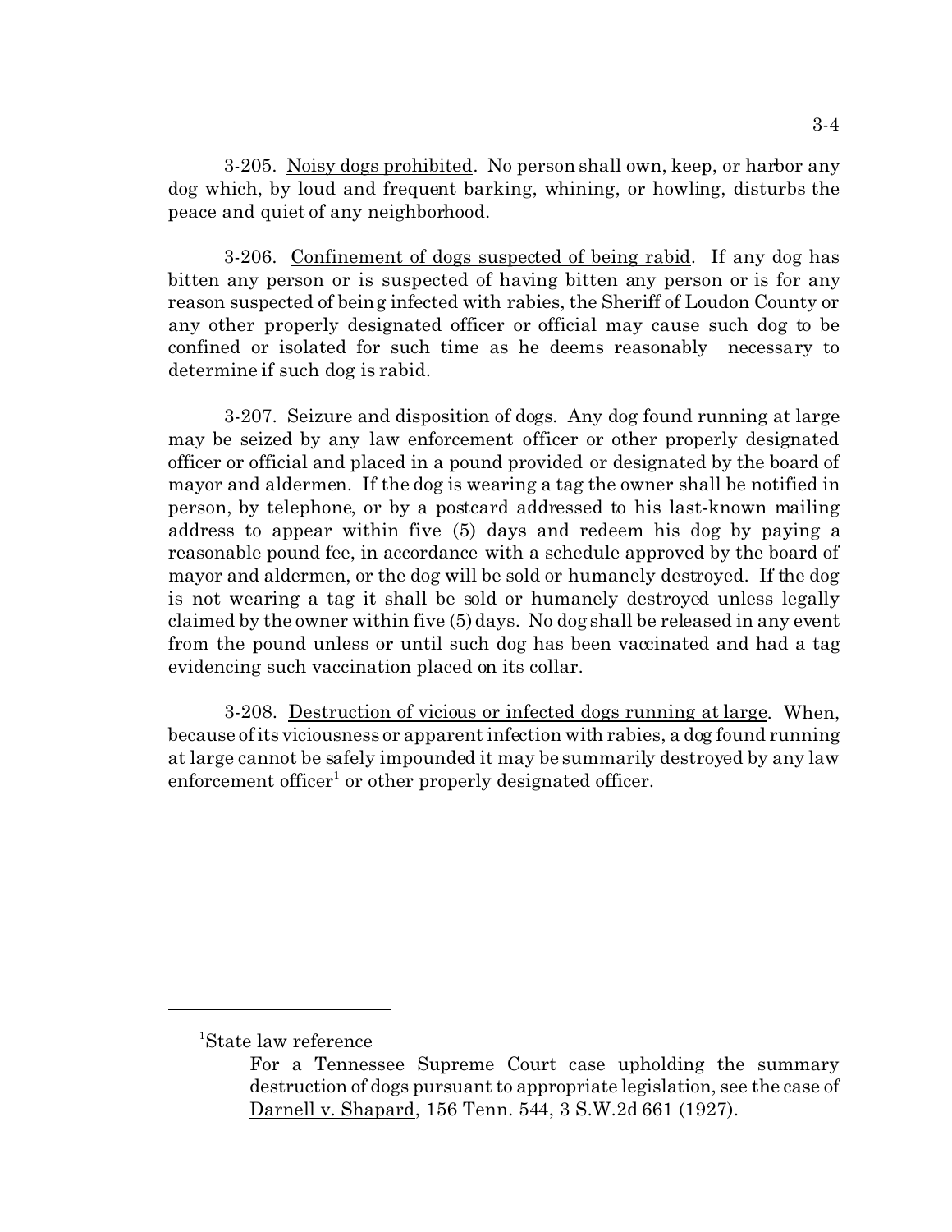3-205. Noisy dogs prohibited. No person shall own, keep, or harbor any dog which, by loud and frequent barking, whining, or howling, disturbs the peace and quiet of any neighborhood.

3-206. Confinement of dogs suspected of being rabid. If any dog has bitten any person or is suspected of having bitten any person or is for any reason suspected of being infected with rabies, the Sheriff of Loudon County or any other properly designated officer or official may cause such dog to be confined or isolated for such time as he deems reasonably necessary to determine if such dog is rabid.

3-207. Seizure and disposition of dogs. Any dog found running at large may be seized by any law enforcement officer or other properly designated officer or official and placed in a pound provided or designated by the board of mayor and aldermen. If the dog is wearing a tag the owner shall be notified in person, by telephone, or by a postcard addressed to his last-known mailing address to appear within five (5) days and redeem his dog by paying a reasonable pound fee, in accordance with a schedule approved by the board of mayor and aldermen, or the dog will be sold or humanely destroyed. If the dog is not wearing a tag it shall be sold or humanely destroyed unless legally claimed by the owner within five (5) days. No dog shall be released in any event from the pound unless or until such dog has been vaccinated and had a tag evidencing such vaccination placed on its collar.

3-208. Destruction of vicious or infected dogs running at large. When, because of its viciousness or apparent infection with rabies, a dog found running at large cannot be safely impounded it may be summarily destroyed by any law enforcement officer[1] or other properly designated officer.

---

[1]State law reference

For a Tennessee Supreme Court case upholding the summary destruction of dogs pursuant to appropriate legislation, see the case of Darnell v. Shapard, 156 Tenn. 544, 3 S.W.2d 661 (1927).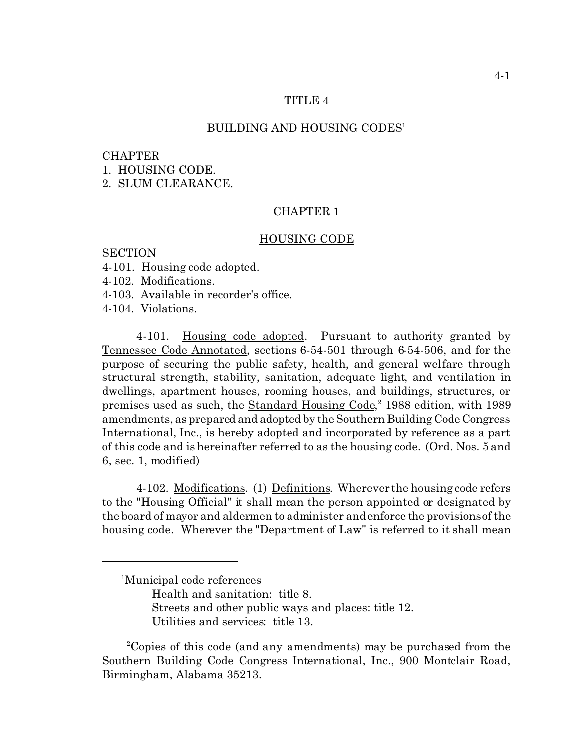# TITLE 4

## BUILDING AND HOUSING CODES[1]

CHAPTER
1. HOUSING CODE.
2. SLUM CLEARANCE.

## CHAPTER 1

## HOUSING CODE

SECTION
4-101. Housing code adopted.
4-102. Modifications.
4-103. Available in recorder's office.
4-104. Violations.

4-101. Housing code adopted. Pursuant to authority granted by Tennessee Code Annotated, sections 6-54-501 through 6-54-506, and for the purpose of securing the public safety, health, and general welfare through structural strength, stability, sanitation, adequate light, and ventilation in dwellings, apartment houses, rooming houses, and buildings, structures, or premises used as such, the Standard Housing Code,[2] 1988 edition, with 1989 amendments, as prepared and adopted by the Southern Building Code Congress International, Inc., is hereby adopted and incorporated by reference as a part of this code and is hereinafter referred to as the housing code. (Ord. Nos. 5 and 6, sec. 1, modified)

4-102. Modifications. (1) Definitions. Wherever the housing code refers to the "Housing Official" it shall mean the person appointed or designated by the board of mayor and aldermen to administer and enforce the provisions of the housing code. Wherever the "Department of Law" is referred to it shall mean

---

[1]Municipal code references
Health and sanitation: title 8.
Streets and other public ways and places: title 12.
Utilities and services: title 13.

[2]Copies of this code (and any amendments) may be purchased from the Southern Building Code Congress International, Inc., 900 Montclair Road, Birmingham, Alabama 35213.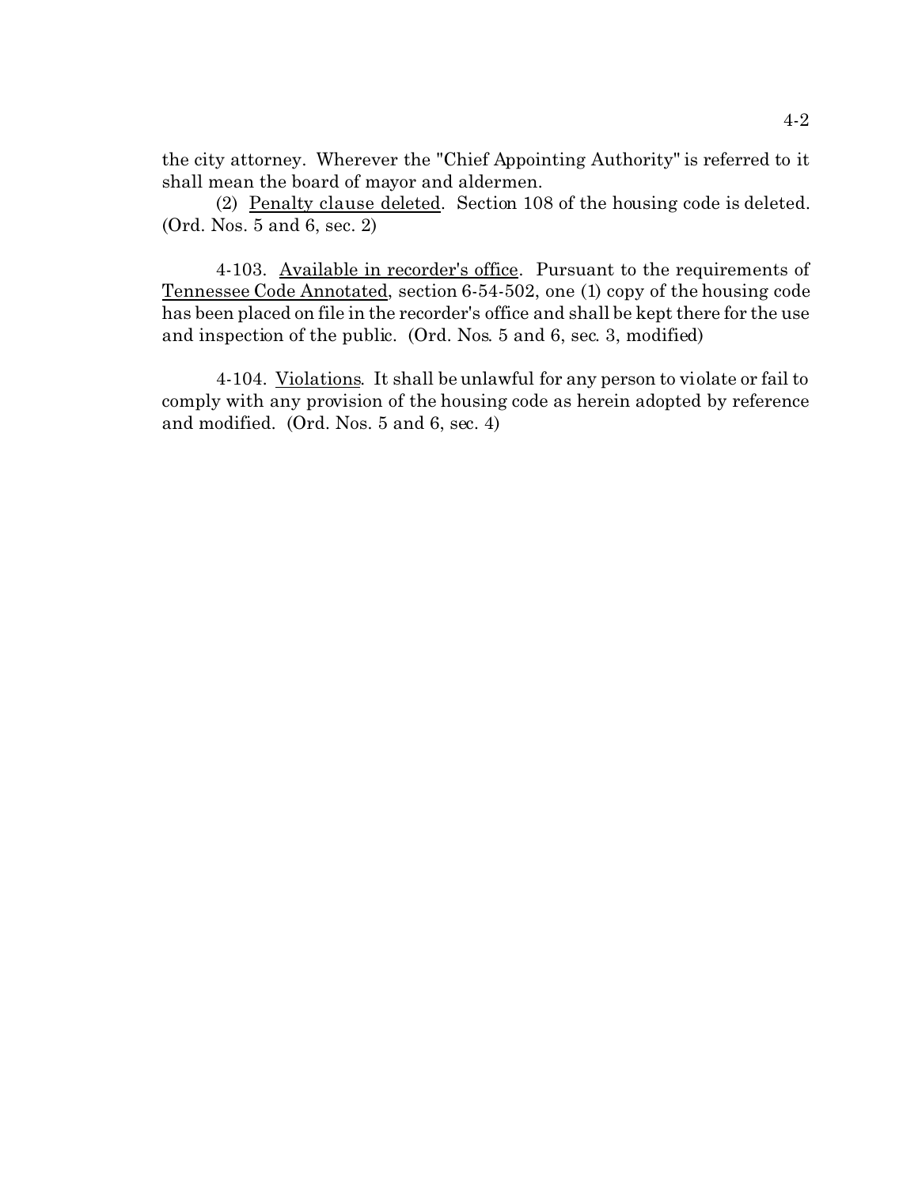the city attorney. Wherever the "Chief Appointing Authority" is referred to it shall mean the board of mayor and aldermen.

(2) Penalty clause deleted. Section 108 of the housing code is deleted. (Ord. Nos. 5 and 6, sec. 2)

4-103. Available in recorder's office. Pursuant to the requirements of Tennessee Code Annotated, section 6-54-502, one (1) copy of the housing code has been placed on file in the recorder's office and shall be kept there for the use and inspection of the public. (Ord. Nos. 5 and 6, sec. 3, modified)

4-104. Violations. It shall be unlawful for any person to violate or fail to comply with any provision of the housing code as herein adopted by reference and modified. (Ord. Nos. 5 and 6, sec. 4)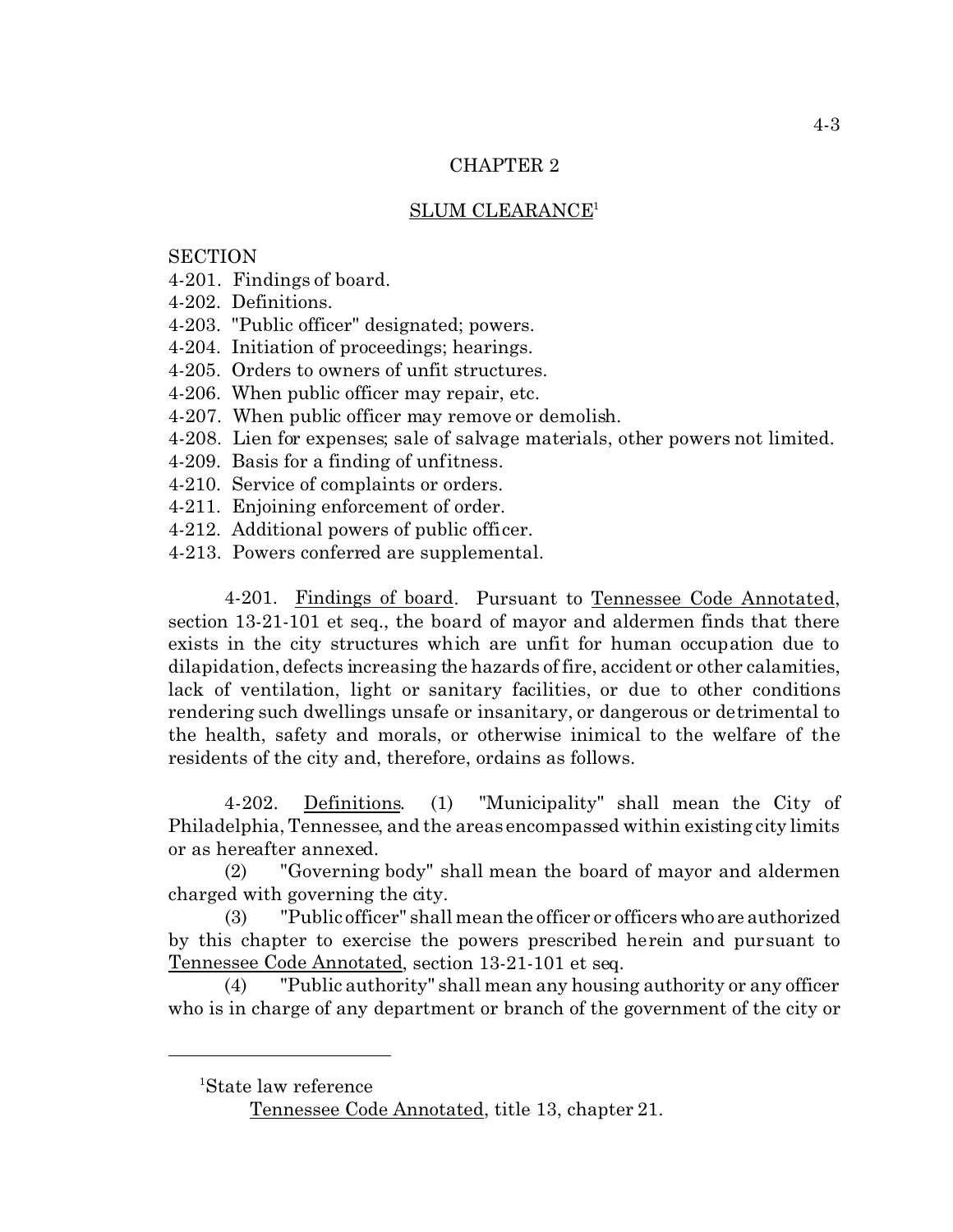# CHAPTER 2

## SLUM CLEARANCE[1]

SECTION

4-201. Findings of board.
4-202. Definitions.
4-203. "Public officer" designated; powers.
4-204. Initiation of proceedings; hearings.
4-205. Orders to owners of unfit structures.
4-206. When public officer may repair, etc.
4-207. When public officer may remove or demolish.
4-208. Lien for expenses; sale of salvage materials, other powers not limited.
4-209. Basis for a finding of unfitness.
4-210. Service of complaints or orders.
4-211. Enjoining enforcement of order.
4-212. Additional powers of public officer.
4-213. Powers conferred are supplemental.

4-201. Findings of board. Pursuant to Tennessee Code Annotated, section 13-21-101 et seq., the board of mayor and aldermen finds that there exists in the city structures which are unfit for human occupation due to dilapidation, defects increasing the hazards of fire, accident or other calamities, lack of ventilation, light or sanitary facilities, or due to other conditions rendering such dwellings unsafe or insanitary, or dangerous or detrimental to the health, safety and morals, or otherwise inimical to the welfare of the residents of the city and, therefore, ordains as follows.

4-202. Definitions. (1) "Municipality" shall mean the City of Philadelphia, Tennessee, and the areas encompassed within existing city limits or as hereafter annexed.

(2) "Governing body" shall mean the board of mayor and aldermen charged with governing the city.

(3) "Public officer" shall mean the officer or officers who are authorized by this chapter to exercise the powers prescribed herein and pursuant to Tennessee Code Annotated, section 13-21-101 et seq.

(4) "Public authority" shall mean any housing authority or any officer who is in charge of any department or branch of the government of the city or

[1] State law reference

Tennessee Code Annotated, title 13, chapter 21.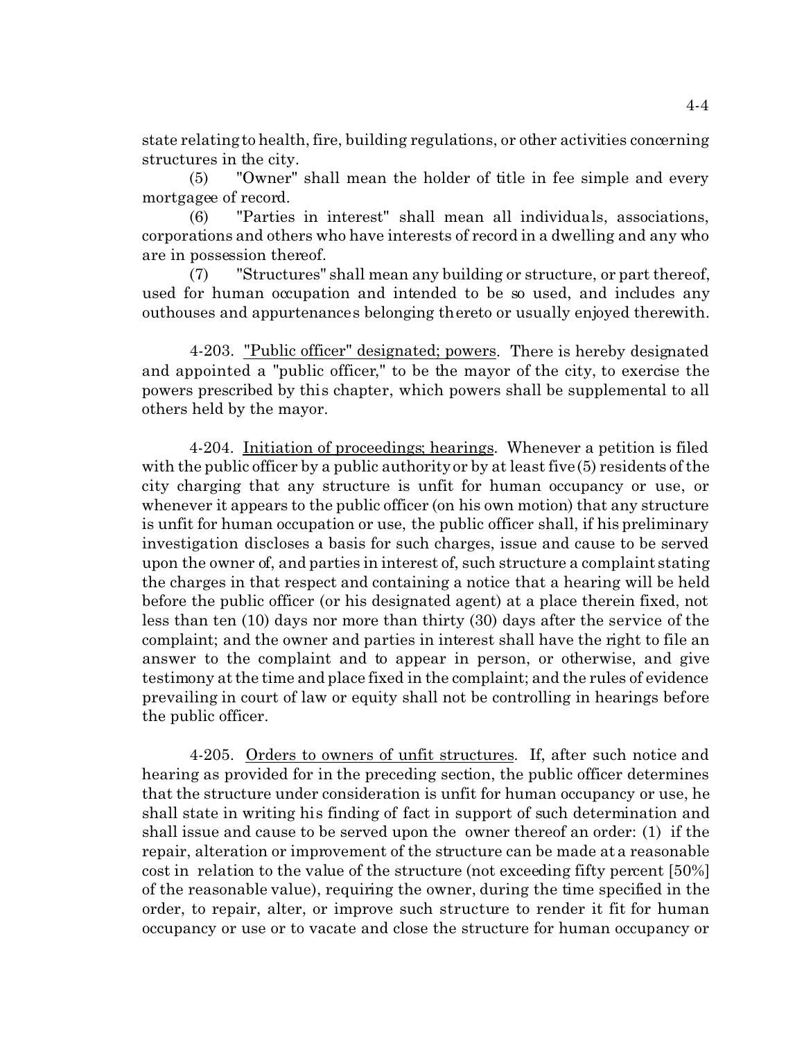state relating to health, fire, building regulations, or other activities concerning structures in the city.

(5) "Owner" shall mean the holder of title in fee simple and every mortgagee of record.

(6) "Parties in interest" shall mean all individuals, associations, corporations and others who have interests of record in a dwelling and any who are in possession thereof.

(7) "Structures" shall mean any building or structure, or part thereof, used for human occupation and intended to be so used, and includes any outhouses and appurtenances belonging thereto or usually enjoyed therewith.

4-203. "Public officer" designated; powers. There is hereby designated and appointed a "public officer," to be the mayor of the city, to exercise the powers prescribed by this chapter, which powers shall be supplemental to all others held by the mayor.

4-204. Initiation of proceedings; hearings. Whenever a petition is filed with the public officer by a public authority or by at least five (5) residents of the city charging that any structure is unfit for human occupancy or use, or whenever it appears to the public officer (on his own motion) that any structure is unfit for human occupation or use, the public officer shall, if his preliminary investigation discloses a basis for such charges, issue and cause to be served upon the owner of, and parties in interest of, such structure a complaint stating the charges in that respect and containing a notice that a hearing will be held before the public officer (or his designated agent) at a place therein fixed, not less than ten (10) days nor more than thirty (30) days after the service of the complaint; and the owner and parties in interest shall have the right to file an answer to the complaint and to appear in person, or otherwise, and give testimony at the time and place fixed in the complaint; and the rules of evidence prevailing in court of law or equity shall not be controlling in hearings before the public officer.

4-205. Orders to owners of unfit structures. If, after such notice and hearing as provided for in the preceding section, the public officer determines that the structure under consideration is unfit for human occupancy or use, he shall state in writing his finding of fact in support of such determination and shall issue and cause to be served upon the owner thereof an order: (1) if the repair, alteration or improvement of the structure can be made at a reasonable cost in relation to the value of the structure (not exceeding fifty percent [50%] of the reasonable value), requiring the owner, during the time specified in the order, to repair, alter, or improve such structure to render it fit for human occupancy or use or to vacate and close the structure for human occupancy or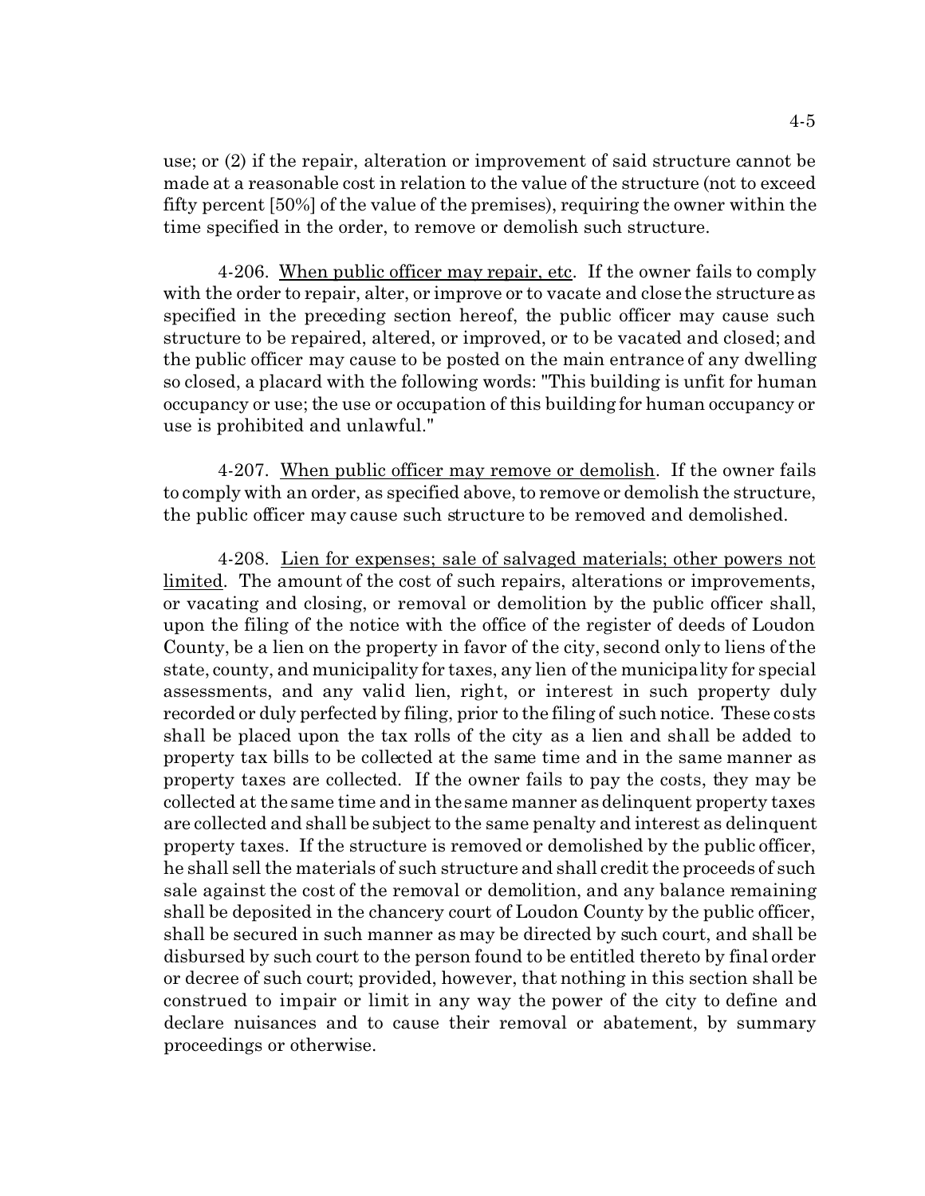use; or (2) if the repair, alteration or improvement of said structure cannot be made at a reasonable cost in relation to the value of the structure (not to exceed fifty percent [50%] of the value of the premises), requiring the owner within the time specified in the order, to remove or demolish such structure.

4-206. <u>When public officer may repair, etc</u>. If the owner fails to comply with the order to repair, alter, or improve or to vacate and close the structure as specified in the preceding section hereof, the public officer may cause such structure to be repaired, altered, or improved, or to be vacated and closed; and the public officer may cause to be posted on the main entrance of any dwelling so closed, a placard with the following words: "This building is unfit for human occupancy or use; the use or occupation of this building for human occupancy or use is prohibited and unlawful."

4-207. <u>When public officer may remove or demolish</u>. If the owner fails to comply with an order, as specified above, to remove or demolish the structure, the public officer may cause such structure to be removed and demolished.

4-208. <u>Lien for expenses; sale of salvaged materials; other powers not limited</u>. The amount of the cost of such repairs, alterations or improvements, or vacating and closing, or removal or demolition by the public officer shall, upon the filing of the notice with the office of the register of deeds of Loudon County, be a lien on the property in favor of the city, second only to liens of the state, county, and municipality for taxes, any lien of the municipality for special assessments, and any valid lien, right, or interest in such property duly recorded or duly perfected by filing, prior to the filing of such notice. These costs shall be placed upon the tax rolls of the city as a lien and shall be added to property tax bills to be collected at the same time and in the same manner as property taxes are collected. If the owner fails to pay the costs, they may be collected at the same time and in the same manner as delinquent property taxes are collected and shall be subject to the same penalty and interest as delinquent property taxes. If the structure is removed or demolished by the public officer, he shall sell the materials of such structure and shall credit the proceeds of such sale against the cost of the removal or demolition, and any balance remaining shall be deposited in the chancery court of Loudon County by the public officer, shall be secured in such manner as may be directed by such court, and shall be disbursed by such court to the person found to be entitled thereto by final order or decree of such court; provided, however, that nothing in this section shall be construed to impair or limit in any way the power of the city to define and declare nuisances and to cause their removal or abatement, by summary proceedings or otherwise.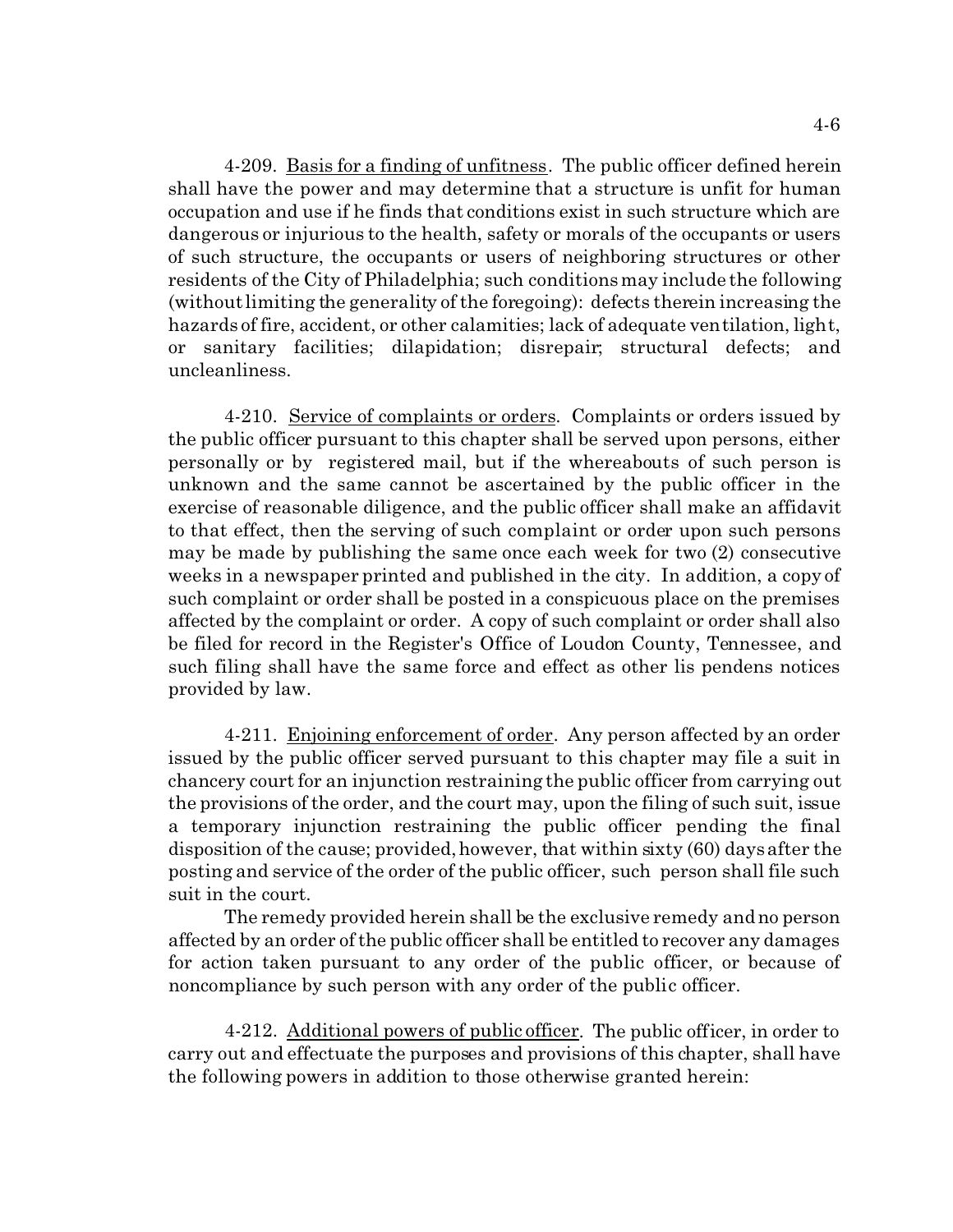4-209. Basis for a finding of unfitness. The public officer defined herein shall have the power and may determine that a structure is unfit for human occupation and use if he finds that conditions exist in such structure which are dangerous or injurious to the health, safety or morals of the occupants or users of such structure, the occupants or users of neighboring structures or other residents of the City of Philadelphia; such conditions may include the following (without limiting the generality of the foregoing): defects therein increasing the hazards of fire, accident, or other calamities; lack of adequate ventilation, light, or sanitary facilities; dilapidation; disrepair; structural defects; and uncleanliness.

4-210. Service of complaints or orders. Complaints or orders issued by the public officer pursuant to this chapter shall be served upon persons, either personally or by registered mail, but if the whereabouts of such person is unknown and the same cannot be ascertained by the public officer in the exercise of reasonable diligence, and the public officer shall make an affidavit to that effect, then the serving of such complaint or order upon such persons may be made by publishing the same once each week for two (2) consecutive weeks in a newspaper printed and published in the city. In addition, a copy of such complaint or order shall be posted in a conspicuous place on the premises affected by the complaint or order. A copy of such complaint or order shall also be filed for record in the Register's Office of Loudon County, Tennessee, and such filing shall have the same force and effect as other lis pendens notices provided by law.

4-211. Enjoining enforcement of order. Any person affected by an order issued by the public officer served pursuant to this chapter may file a suit in chancery court for an injunction restraining the public officer from carrying out the provisions of the order, and the court may, upon the filing of such suit, issue a temporary injunction restraining the public officer pending the final disposition of the cause; provided, however, that within sixty (60) days after the posting and service of the order of the public officer, such person shall file such suit in the court.

The remedy provided herein shall be the exclusive remedy and no person affected by an order of the public officer shall be entitled to recover any damages for action taken pursuant to any order of the public officer, or because of noncompliance by such person with any order of the public officer.

4-212. Additional powers of public officer. The public officer, in order to carry out and effectuate the purposes and provisions of this chapter, shall have the following powers in addition to those otherwise granted herein: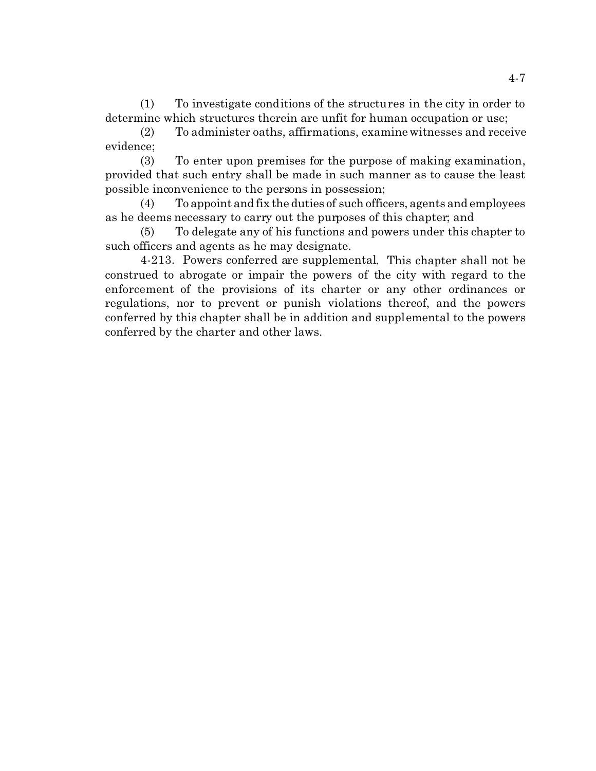(1) To investigate conditions of the structures in the city in order to determine which structures therein are unfit for human occupation or use;

(2) To administer oaths, affirmations, examine witnesses and receive evidence;

(3) To enter upon premises for the purpose of making examination, provided that such entry shall be made in such manner as to cause the least possible inconvenience to the persons in possession;

(4) To appoint and fix the duties of such officers, agents and employees as he deems necessary to carry out the purposes of this chapter; and

(5) To delegate any of his functions and powers under this chapter to such officers and agents as he may designate.

4-213. Powers conferred are supplemental. This chapter shall not be construed to abrogate or impair the powers of the city with regard to the enforcement of the provisions of its charter or any other ordinances or regulations, nor to prevent or punish violations thereof, and the powers conferred by this chapter shall be in addition and supplemental to the powers conferred by the charter and other laws.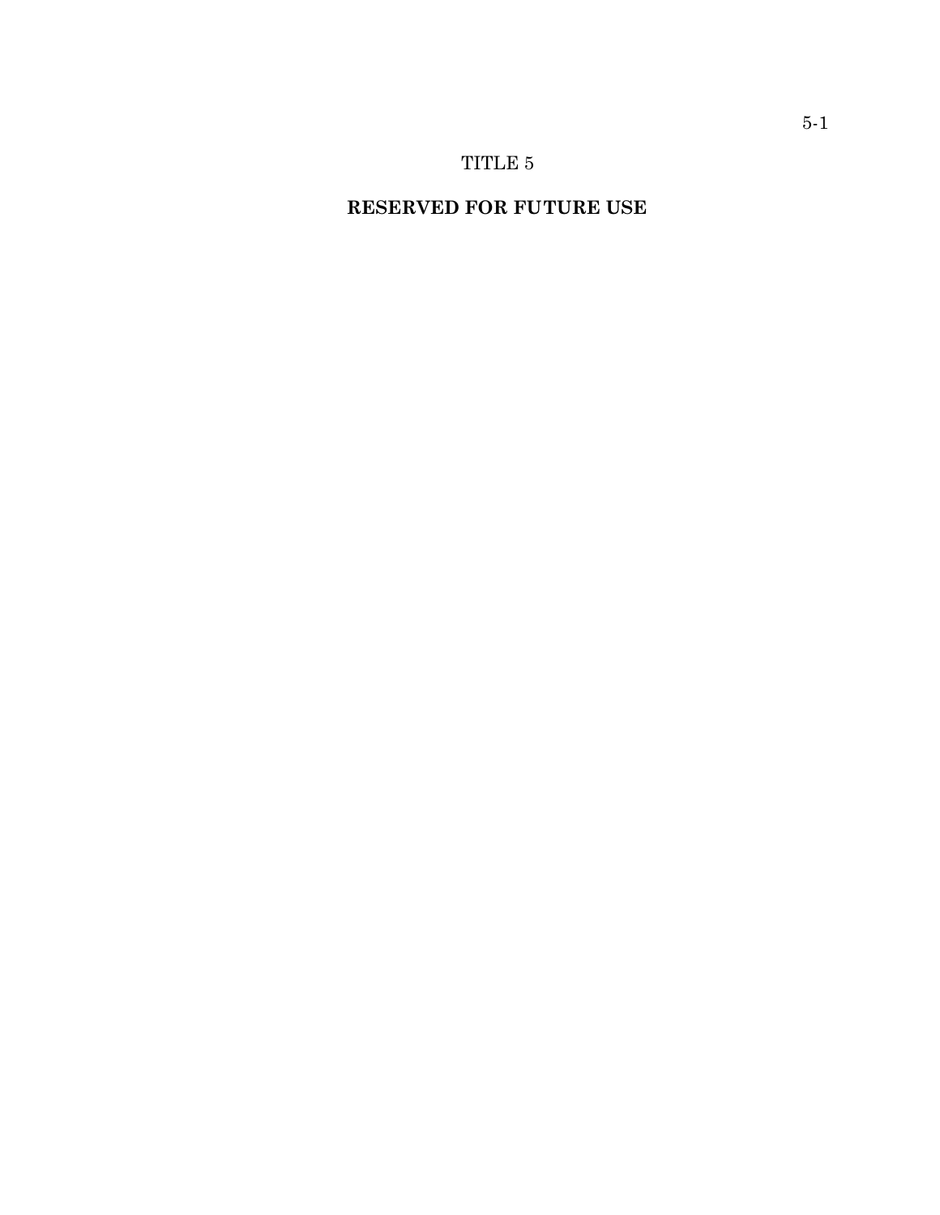# TITLE 5

## RESERVED FOR FUTURE USE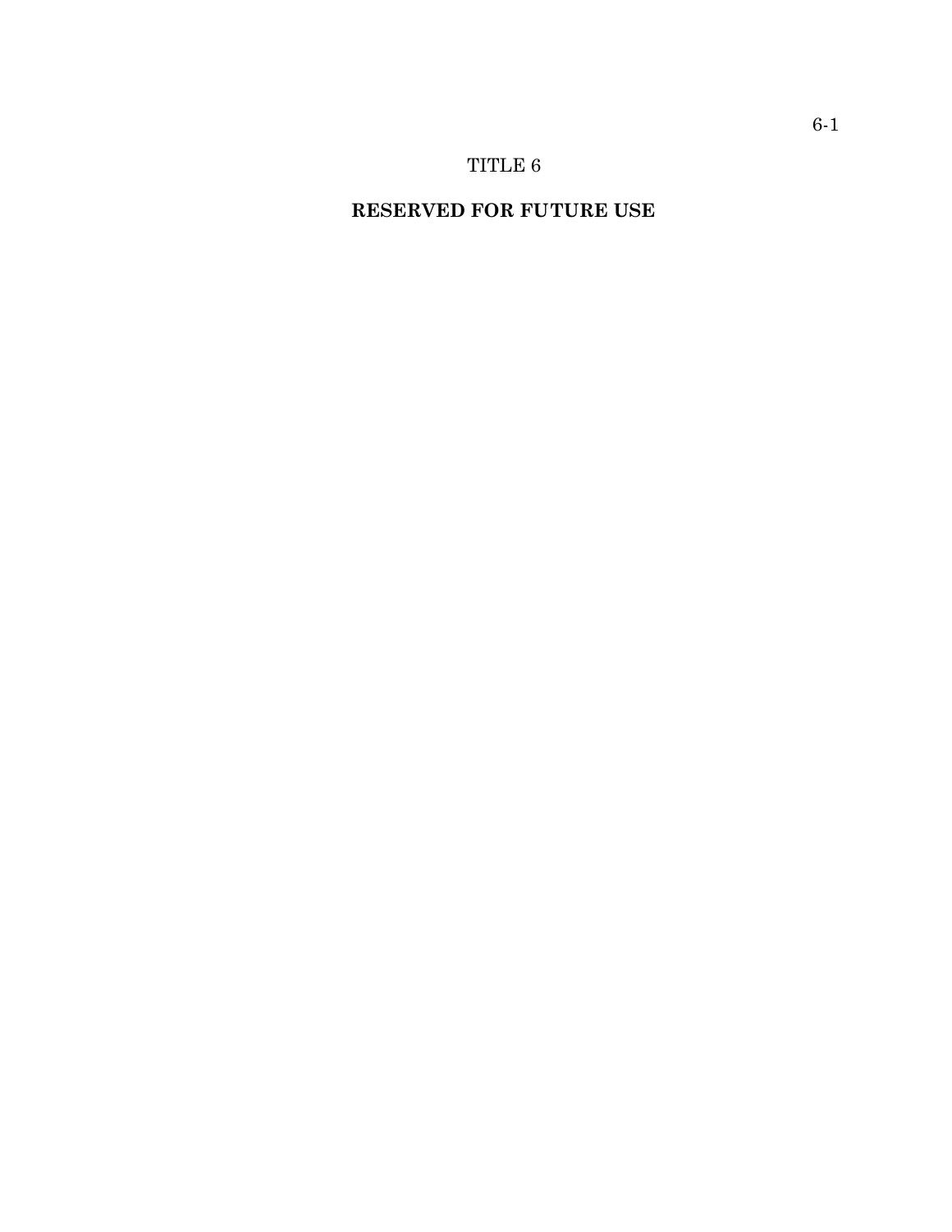# TITLE 6

## RESERVED FOR FUTURE USE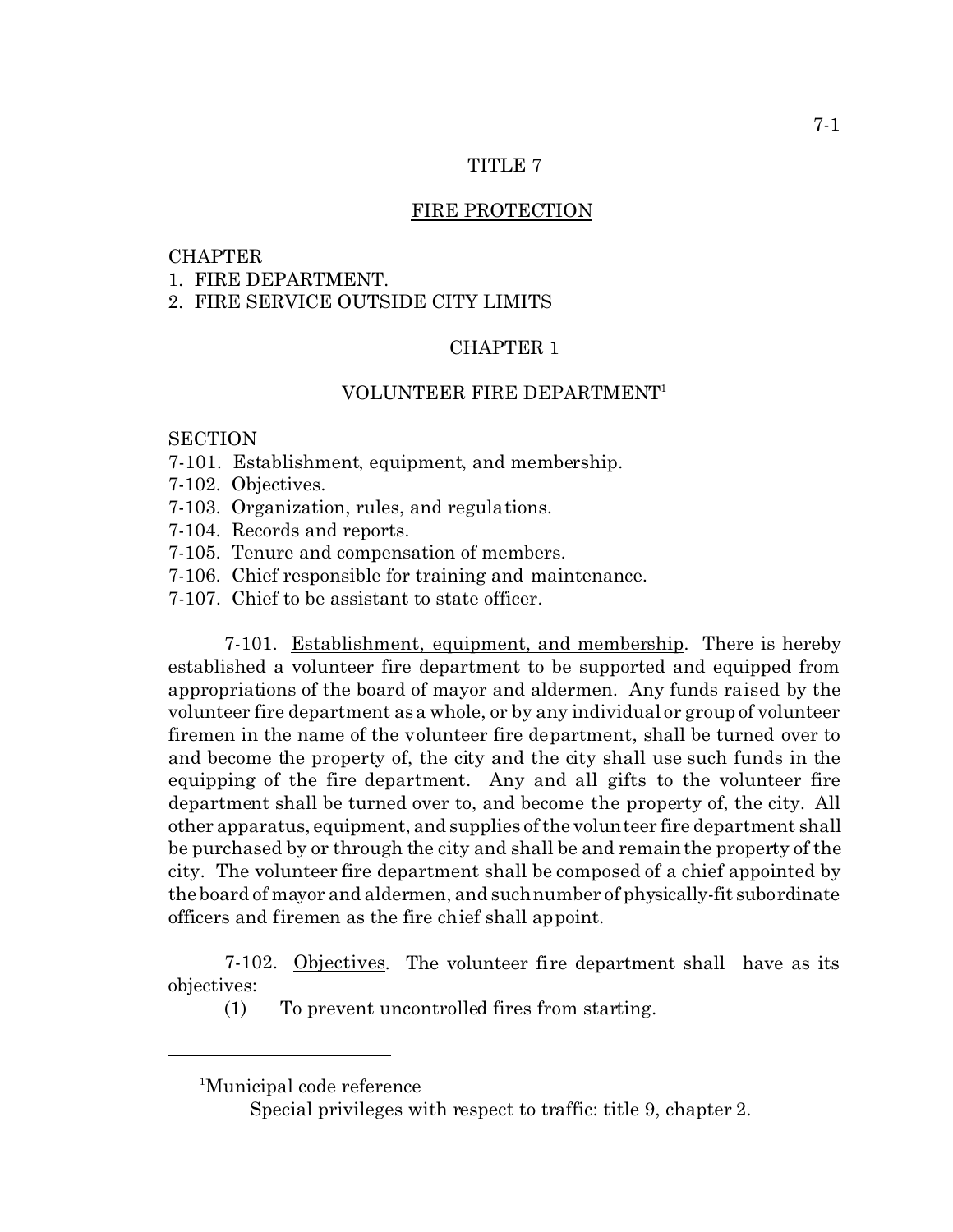# TITLE 7

## FIRE PROTECTION

CHAPTER
1. FIRE DEPARTMENT.
2. FIRE SERVICE OUTSIDE CITY LIMITS

## CHAPTER 1

### VOLUNTEER FIRE DEPARTMENT[1]

SECTION
7-101. Establishment, equipment, and membership.
7-102. Objectives.
7-103. Organization, rules, and regulations.
7-104. Records and reports.
7-105. Tenure and compensation of members.
7-106. Chief responsible for training and maintenance.
7-107. Chief to be assistant to state officer.

7-101. Establishment, equipment, and membership. There is hereby established a volunteer fire department to be supported and equipped from appropriations of the board of mayor and aldermen. Any funds raised by the volunteer fire department as a whole, or by any individual or group of volunteer firemen in the name of the volunteer fire department, shall be turned over to and become the property of, the city and the city shall use such funds in the equipping of the fire department. Any and all gifts to the volunteer fire department shall be turned over to, and become the property of, the city. All other apparatus, equipment, and supplies of the volunteer fire department shall be purchased by or through the city and shall be and remain the property of the city. The volunteer fire department shall be composed of a chief appointed by the board of mayor and aldermen, and such number of physically-fit subordinate officers and firemen as the fire chief shall appoint.

7-102. Objectives. The volunteer fire department shall have as its objectives:

(1) To prevent uncontrolled fires from starting.

---

[1]Municipal code reference

Special privileges with respect to traffic: title 9, chapter 2.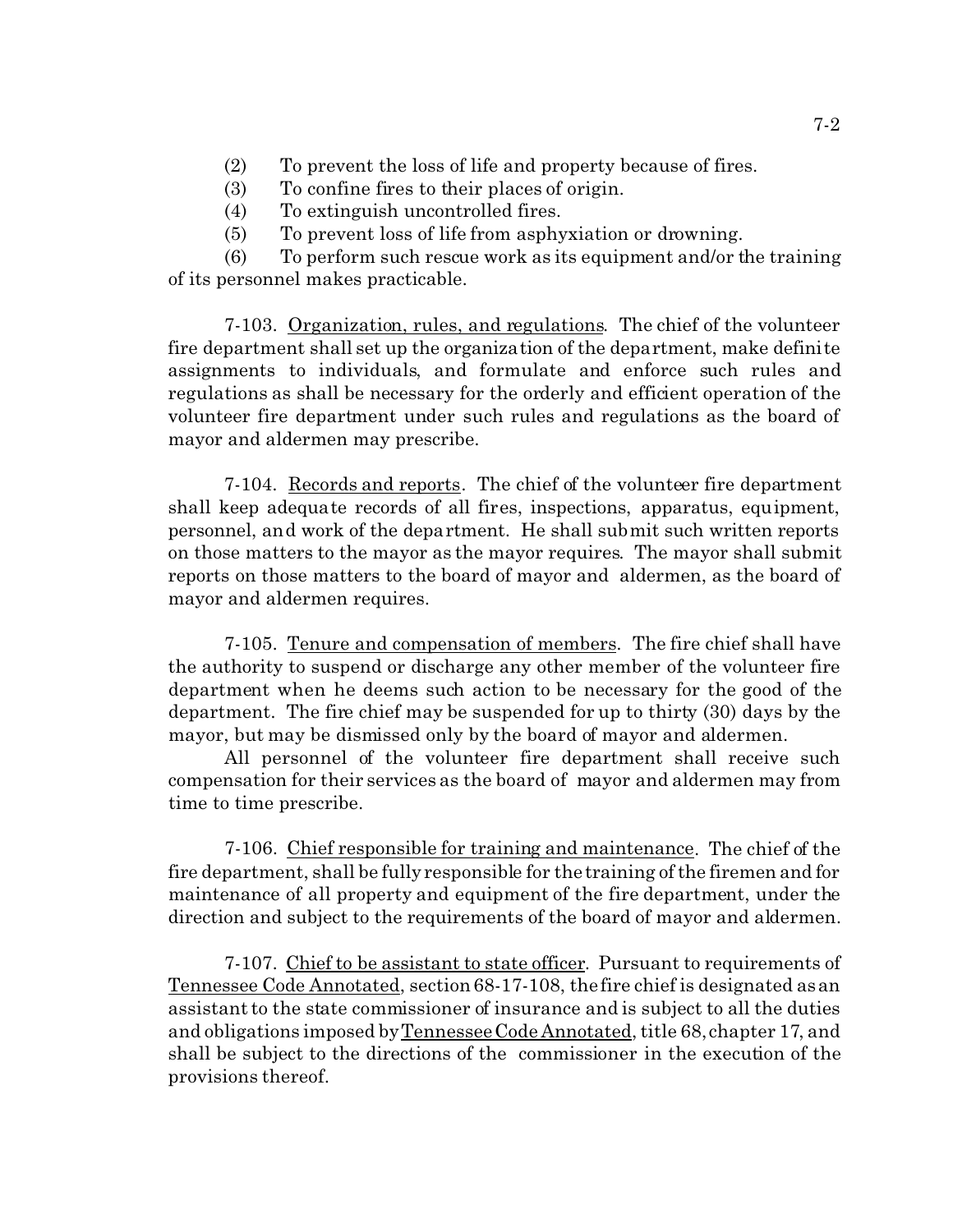(2) To prevent the loss of life and property because of fires.

(3) To confine fires to their places of origin.

(4) To extinguish uncontrolled fires.

(5) To prevent loss of life from asphyxiation or drowning.

(6) To perform such rescue work as its equipment and/or the training of its personnel makes practicable.

7-103. Organization, rules, and regulations. The chief of the volunteer fire department shall set up the organization of the department, make definite assignments to individuals, and formulate and enforce such rules and regulations as shall be necessary for the orderly and efficient operation of the volunteer fire department under such rules and regulations as the board of mayor and aldermen may prescribe.

7-104. Records and reports. The chief of the volunteer fire department shall keep adequate records of all fires, inspections, apparatus, equipment, personnel, and work of the department. He shall submit such written reports on those matters to the mayor as the mayor requires. The mayor shall submit reports on those matters to the board of mayor and aldermen, as the board of mayor and aldermen requires.

7-105. Tenure and compensation of members. The fire chief shall have the authority to suspend or discharge any other member of the volunteer fire department when he deems such action to be necessary for the good of the department. The fire chief may be suspended for up to thirty (30) days by the mayor, but may be dismissed only by the board of mayor and aldermen.

All personnel of the volunteer fire department shall receive such compensation for their services as the board of mayor and aldermen may from time to time prescribe.

7-106. Chief responsible for training and maintenance. The chief of the fire department, shall be fully responsible for the training of the firemen and for maintenance of all property and equipment of the fire department, under the direction and subject to the requirements of the board of mayor and aldermen.

7-107. Chief to be assistant to state officer. Pursuant to requirements of Tennessee Code Annotated, section 68-17-108, the fire chief is designated as an assistant to the state commissioner of insurance and is subject to all the duties and obligations imposed by Tennessee Code Annotated, title 68, chapter 17, and shall be subject to the directions of the commissioner in the execution of the provisions thereof.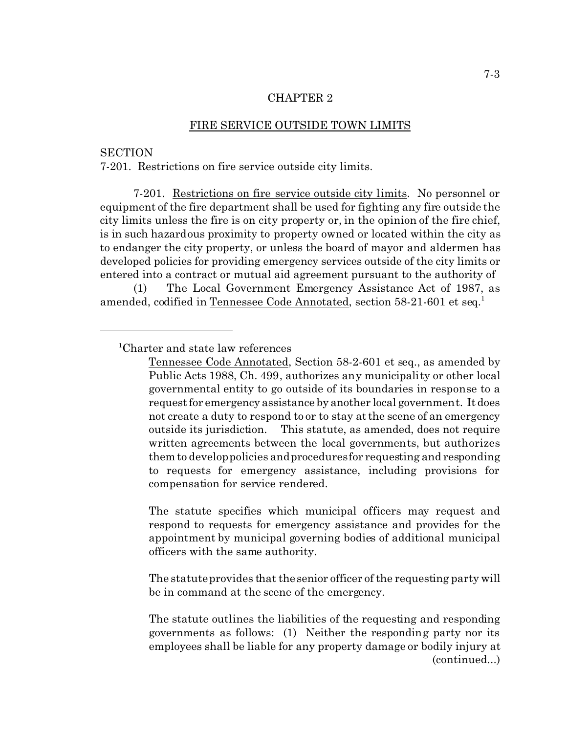## CHAPTER 2

## FIRE SERVICE OUTSIDE TOWN LIMITS

SECTION
7-201. Restrictions on fire service outside city limits.

7-201. Restrictions on fire service outside city limits. No personnel or equipment of the fire department shall be used for fighting any fire outside the city limits unless the fire is on city property or, in the opinion of the fire chief, is in such hazardous proximity to property owned or located within the city as to endanger the city property, or unless the board of mayor and aldermen has developed policies for providing emergency services outside of the city limits or entered into a contract or mutual aid agreement pursuant to the authority of

(1) The Local Government Emergency Assistance Act of 1987, as amended, codified in Tennessee Code Annotated, section 58-21-601 et seq.[1]

---

[1]Charter and state law references

Tennessee Code Annotated, Section 58-2-601 et seq., as amended by Public Acts 1988, Ch. 499, authorizes any municipality or other local governmental entity to go outside of its boundaries in response to a request for emergency assistance by another local government. It does not create a duty to respond to or to stay at the scene of an emergency outside its jurisdiction. This statute, as amended, does not require written agreements between the local governments, but authorizes them to develop policies and procedures for requesting and responding to requests for emergency assistance, including provisions for compensation for service rendered.

The statute specifies which municipal officers may request and respond to requests for emergency assistance and provides for the appointment by municipal governing bodies of additional municipal officers with the same authority.

The statute provides that the senior officer of the requesting party will be in command at the scene of the emergency.

The statute outlines the liabilities of the requesting and responding governments as follows: (1) Neither the responding party nor its employees shall be liable for any property damage or bodily injury at (continued...)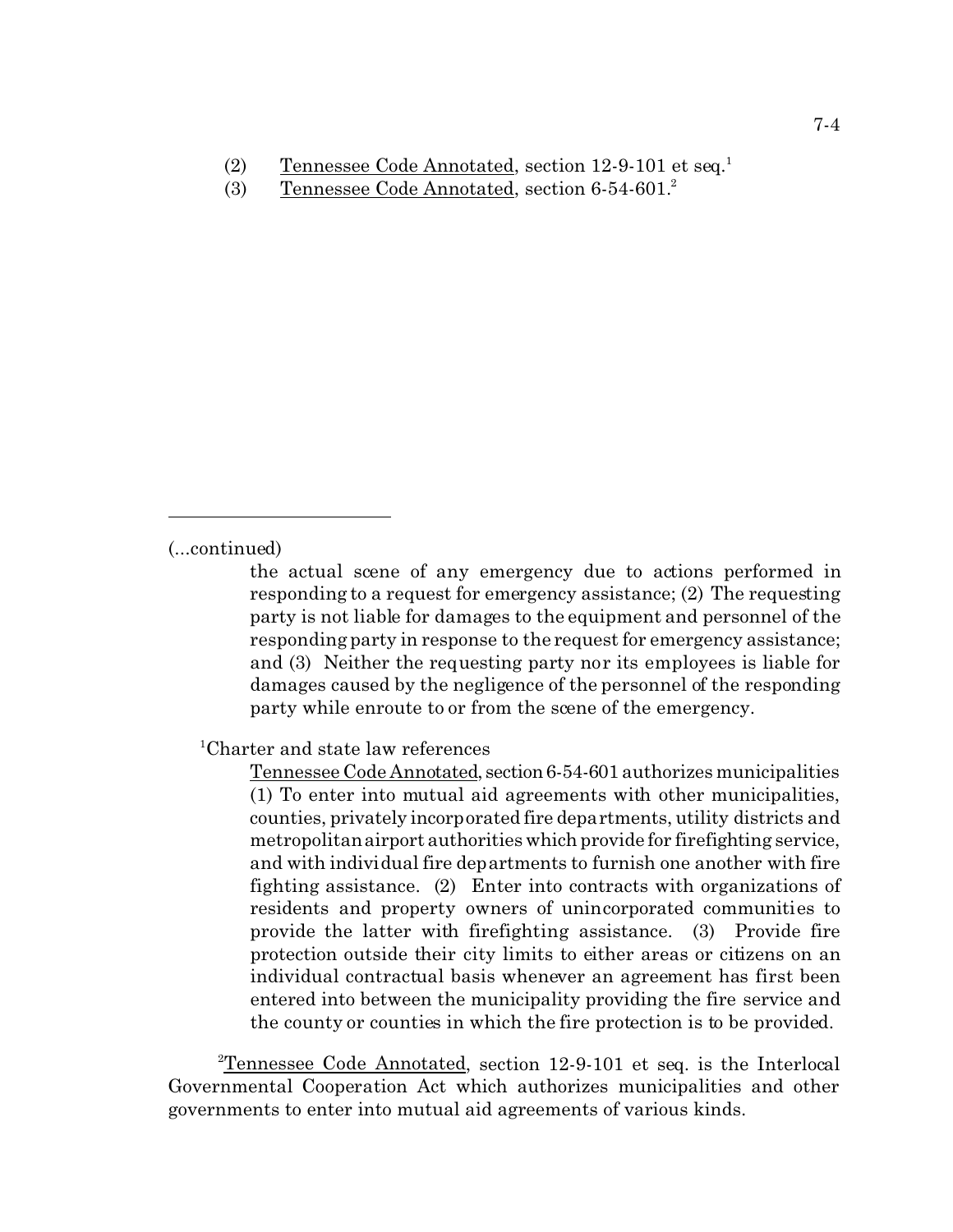(2) Tennessee Code Annotated, section 12-9-101 et seq.[1]

(3) Tennessee Code Annotated, section 6-54-601.[2]

---

(...continued)

the actual scene of any emergency due to actions performed in responding to a request for emergency assistance; (2) The requesting party is not liable for damages to the equipment and personnel of the responding party in response to the request for emergency assistance; and (3) Neither the requesting party nor its employees is liable for damages caused by the negligence of the personnel of the responding party while enroute to or from the scene of the emergency.

[1]Charter and state law references

Tennessee Code Annotated, section 6-54-601 authorizes municipalities (1) To enter into mutual aid agreements with other municipalities, counties, privately incorporated fire departments, utility districts and metropolitan airport authorities which provide for firefighting service, and with individual fire departments to furnish one another with fire fighting assistance. (2) Enter into contracts with organizations of residents and property owners of unincorporated communities to provide the latter with firefighting assistance. (3) Provide fire protection outside their city limits to either areas or citizens on an individual contractual basis whenever an agreement has first been entered into between the municipality providing the fire service and the county or counties in which the fire protection is to be provided.

[2]Tennessee Code Annotated, section 12-9-101 et seq. is the Interlocal Governmental Cooperation Act which authorizes municipalities and other governments to enter into mutual aid agreements of various kinds.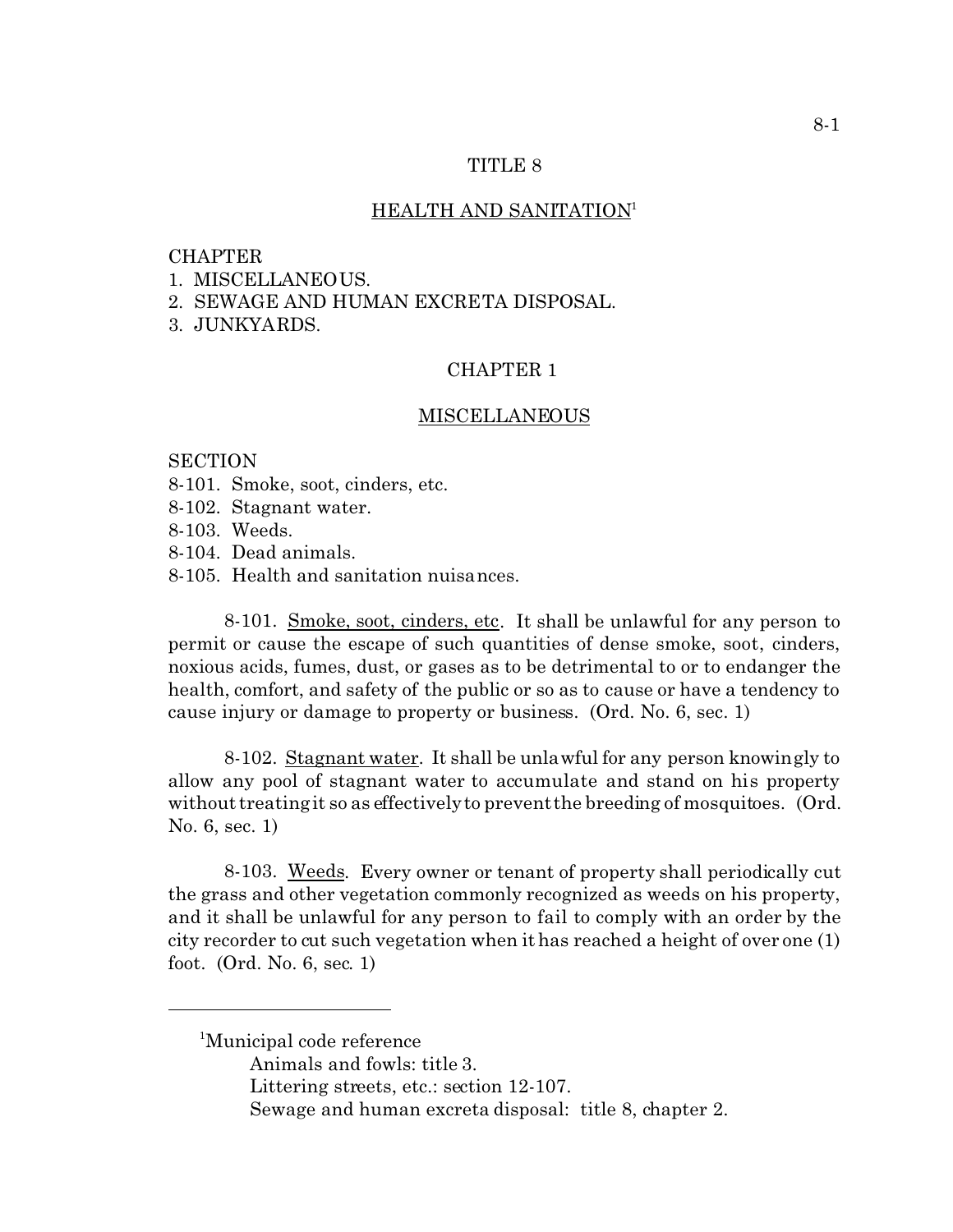# TITLE 8

## HEALTH AND SANITATION[1]

CHAPTER
1. MISCELLANEOUS.
2. SEWAGE AND HUMAN EXCRETA DISPOSAL.
3. JUNKYARDS.

## CHAPTER 1

## MISCELLANEOUS

SECTION
8-101. Smoke, soot, cinders, etc.
8-102. Stagnant water.
8-103. Weeds.
8-104. Dead animals.
8-105. Health and sanitation nuisances.

8-101. Smoke, soot, cinders, etc. It shall be unlawful for any person to permit or cause the escape of such quantities of dense smoke, soot, cinders, noxious acids, fumes, dust, or gases as to be detrimental to or to endanger the health, comfort, and safety of the public or so as to cause or have a tendency to cause injury or damage to property or business. (Ord. No. 6, sec. 1)

8-102. Stagnant water. It shall be unlawful for any person knowingly to allow any pool of stagnant water to accumulate and stand on his property without treating it so as effectively to prevent the breeding of mosquitoes. (Ord. No. 6, sec. 1)

8-103. Weeds. Every owner or tenant of property shall periodically cut the grass and other vegetation commonly recognized as weeds on his property, and it shall be unlawful for any person to fail to comply with an order by the city recorder to cut such vegetation when it has reached a height of over one (1) foot. (Ord. No. 6, sec. 1)

---

[1]Municipal code reference
Animals and fowls: title 3.
Littering streets, etc.: section 12-107.
Sewage and human excreta disposal: title 8, chapter 2.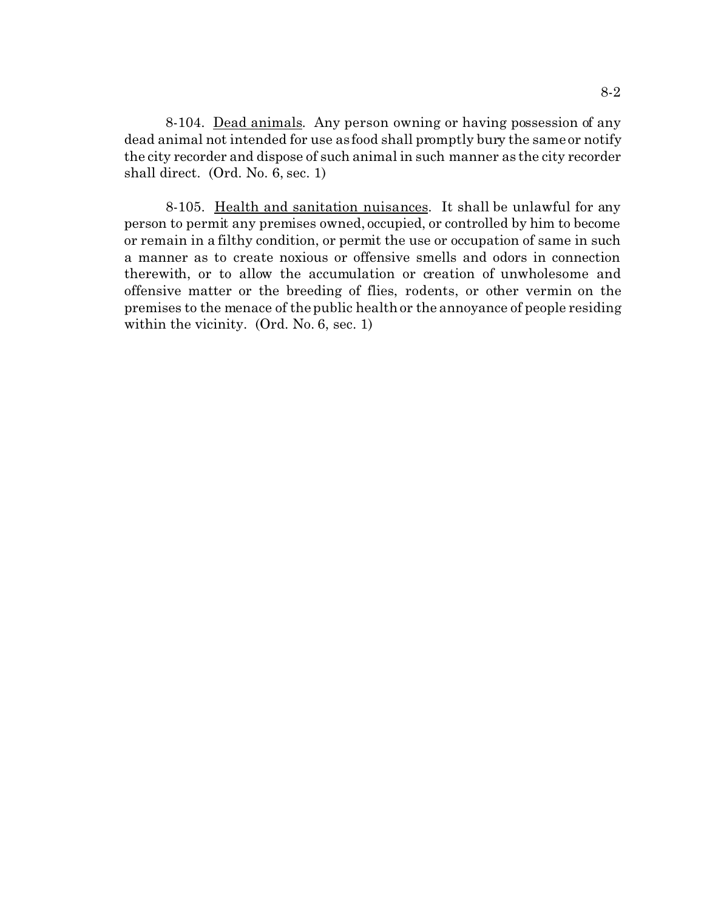8-104. Dead animals. Any person owning or having possession of any dead animal not intended for use as food shall promptly bury the same or notify the city recorder and dispose of such animal in such manner as the city recorder shall direct. (Ord. No. 6, sec. 1)

8-105. Health and sanitation nuisances. It shall be unlawful for any person to permit any premises owned, occupied, or controlled by him to become or remain in a filthy condition, or permit the use or occupation of same in such a manner as to create noxious or offensive smells and odors in connection therewith, or to allow the accumulation or creation of unwholesome and offensive matter or the breeding of flies, rodents, or other vermin on the premises to the menace of the public health or the annoyance of people residing within the vicinity. (Ord. No. 6, sec. 1)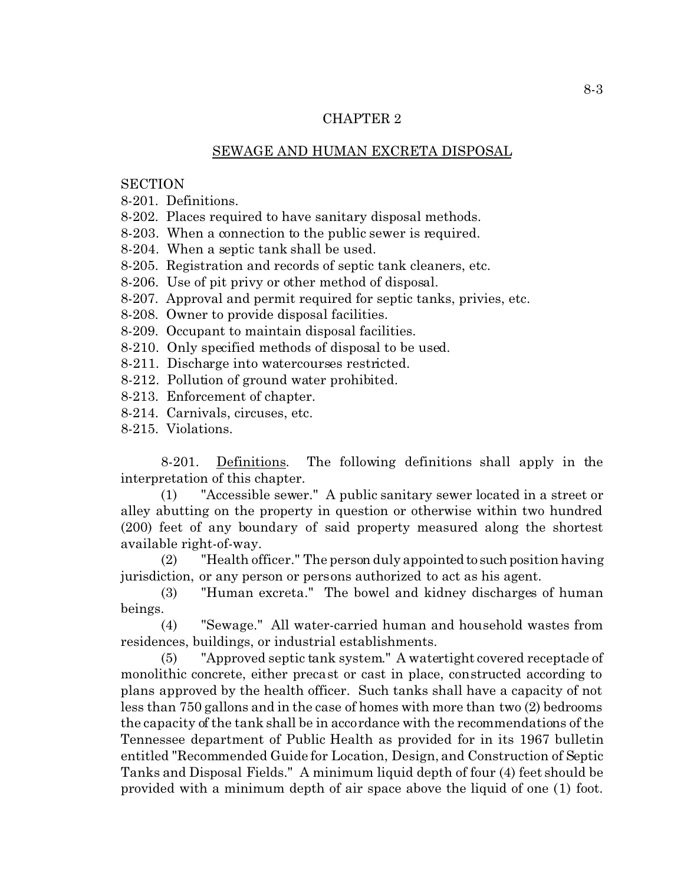## CHAPTER 2

## SEWAGE AND HUMAN EXCRETA DISPOSAL

SECTION
8-201. Definitions.
8-202. Places required to have sanitary disposal methods.
8-203. When a connection to the public sewer is required.
8-204. When a septic tank shall be used.
8-205. Registration and records of septic tank cleaners, etc.
8-206. Use of pit privy or other method of disposal.
8-207. Approval and permit required for septic tanks, privies, etc.
8-208. Owner to provide disposal facilities.
8-209. Occupant to maintain disposal facilities.
8-210. Only specified methods of disposal to be used.
8-211. Discharge into watercourses restricted.
8-212. Pollution of ground water prohibited.
8-213. Enforcement of chapter.
8-214. Carnivals, circuses, etc.
8-215. Violations.

8-201. Definitions. The following definitions shall apply in the interpretation of this chapter.

(1) "Accessible sewer." A public sanitary sewer located in a street or alley abutting on the property in question or otherwise within two hundred (200) feet of any boundary of said property measured along the shortest available right-of-way.

(2) "Health officer." The person duly appointed to such position having jurisdiction, or any person or persons authorized to act as his agent.

(3) "Human excreta." The bowel and kidney discharges of human beings.

(4) "Sewage." All water-carried human and household wastes from residences, buildings, or industrial establishments.

(5) "Approved septic tank system." A watertight covered receptacle of monolithic concrete, either precast or cast in place, constructed according to plans approved by the health officer. Such tanks shall have a capacity of not less than 750 gallons and in the case of homes with more than two (2) bedrooms the capacity of the tank shall be in accordance with the recommendations of the Tennessee department of Public Health as provided for in its 1967 bulletin entitled "Recommended Guide for Location, Design, and Construction of Septic Tanks and Disposal Fields." A minimum liquid depth of four (4) feet should be provided with a minimum depth of air space above the liquid of one (1) foot.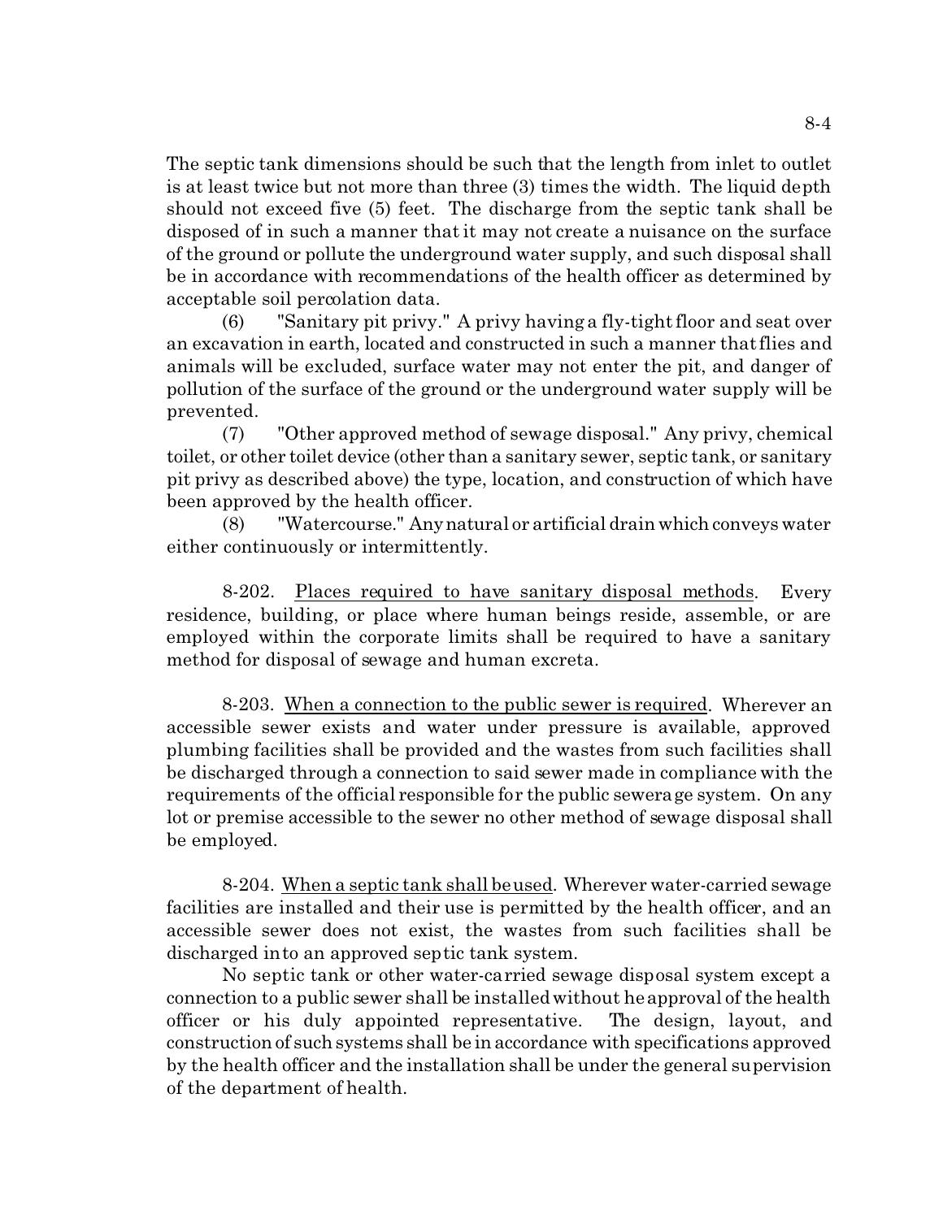The septic tank dimensions should be such that the length from inlet to outlet is at least twice but not more than three (3) times the width. The liquid depth should not exceed five (5) feet. The discharge from the septic tank shall be disposed of in such a manner that it may not create a nuisance on the surface of the ground or pollute the underground water supply, and such disposal shall be in accordance with recommendations of the health officer as determined by acceptable soil percolation data.

(6) "Sanitary pit privy." A privy having a fly-tight floor and seat over an excavation in earth, located and constructed in such a manner that flies and animals will be excluded, surface water may not enter the pit, and danger of pollution of the surface of the ground or the underground water supply will be prevented.

(7) "Other approved method of sewage disposal." Any privy, chemical toilet, or other toilet device (other than a sanitary sewer, septic tank, or sanitary pit privy as described above) the type, location, and construction of which have been approved by the health officer.

(8) "Watercourse." Any natural or artificial drain which conveys water either continuously or intermittently.

8-202. Places required to have sanitary disposal methods. Every residence, building, or place where human beings reside, assemble, or are employed within the corporate limits shall be required to have a sanitary method for disposal of sewage and human excreta.

8-203. When a connection to the public sewer is required. Wherever an accessible sewer exists and water under pressure is available, approved plumbing facilities shall be provided and the wastes from such facilities shall be discharged through a connection to said sewer made in compliance with the requirements of the official responsible for the public sewerage system. On any lot or premise accessible to the sewer no other method of sewage disposal shall be employed.

8-204. When a septic tank shall be used. Wherever water-carried sewage facilities are installed and their use is permitted by the health officer, and an accessible sewer does not exist, the wastes from such facilities shall be discharged into an approved septic tank system.

No septic tank or other water-carried sewage disposal system except a connection to a public sewer shall be installed without he approval of the health officer or his duly appointed representative. The design, layout, and construction of such systems shall be in accordance with specifications approved by the health officer and the installation shall be under the general supervision of the department of health.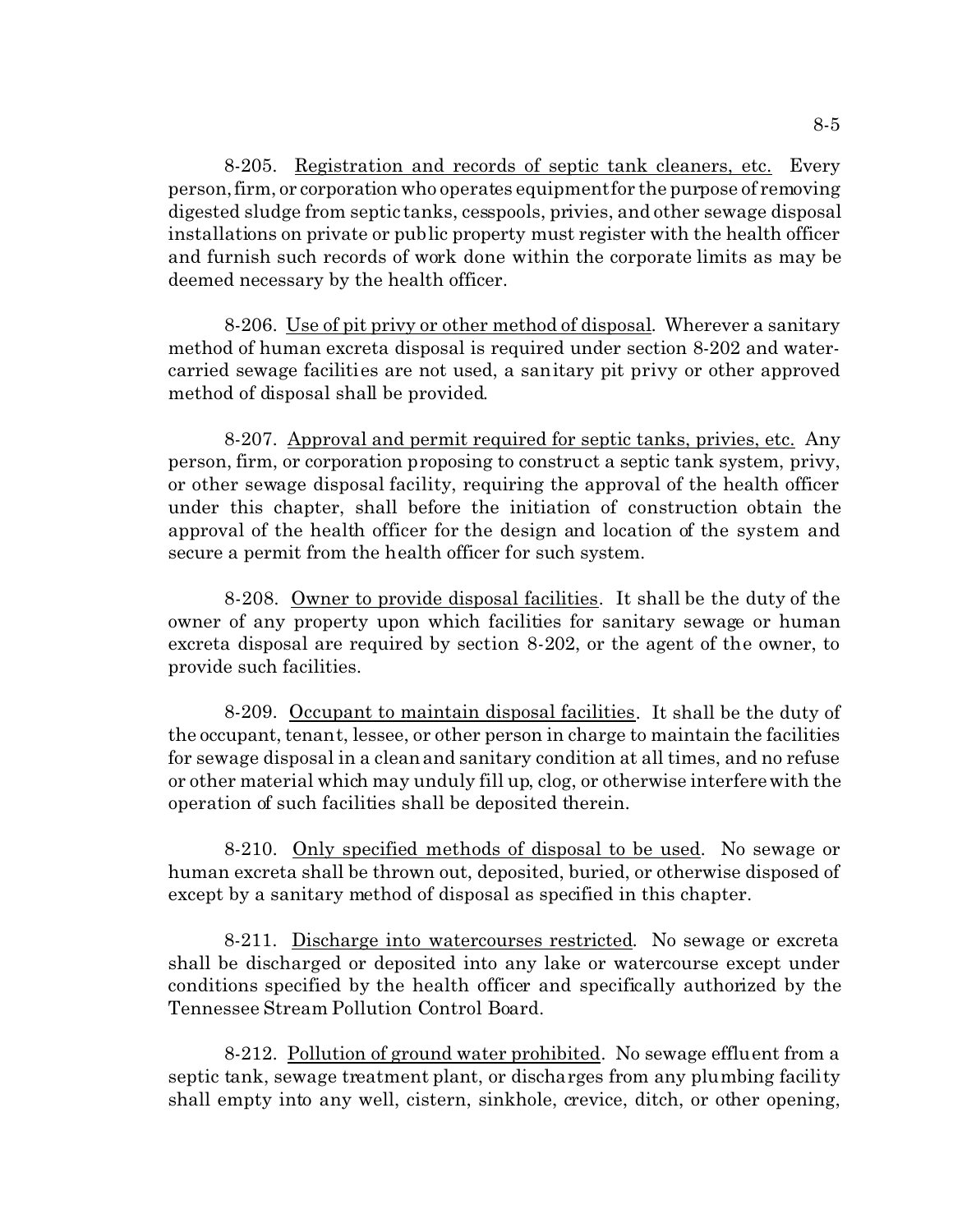8-205. Registration and records of septic tank cleaners, etc. Every person, firm, or corporation who operates equipment for the purpose of removing digested sludge from septic tanks, cesspools, privies, and other sewage disposal installations on private or public property must register with the health officer and furnish such records of work done within the corporate limits as may be deemed necessary by the health officer.

8-206. Use of pit privy or other method of disposal. Wherever a sanitary method of human excreta disposal is required under section 8-202 and water-carried sewage facilities are not used, a sanitary pit privy or other approved method of disposal shall be provided.

8-207. Approval and permit required for septic tanks, privies, etc. Any person, firm, or corporation proposing to construct a septic tank system, privy, or other sewage disposal facility, requiring the approval of the health officer under this chapter, shall before the initiation of construction obtain the approval of the health officer for the design and location of the system and secure a permit from the health officer for such system.

8-208. Owner to provide disposal facilities. It shall be the duty of the owner of any property upon which facilities for sanitary sewage or human excreta disposal are required by section 8-202, or the agent of the owner, to provide such facilities.

8-209. Occupant to maintain disposal facilities. It shall be the duty of the occupant, tenant, lessee, or other person in charge to maintain the facilities for sewage disposal in a clean and sanitary condition at all times, and no refuse or other material which may unduly fill up, clog, or otherwise interfere with the operation of such facilities shall be deposited therein.

8-210. Only specified methods of disposal to be used. No sewage or human excreta shall be thrown out, deposited, buried, or otherwise disposed of except by a sanitary method of disposal as specified in this chapter.

8-211. Discharge into watercourses restricted. No sewage or excreta shall be discharged or deposited into any lake or watercourse except under conditions specified by the health officer and specifically authorized by the Tennessee Stream Pollution Control Board.

8-212. Pollution of ground water prohibited. No sewage effluent from a septic tank, sewage treatment plant, or discharges from any plumbing facility shall empty into any well, cistern, sinkhole, crevice, ditch, or other opening,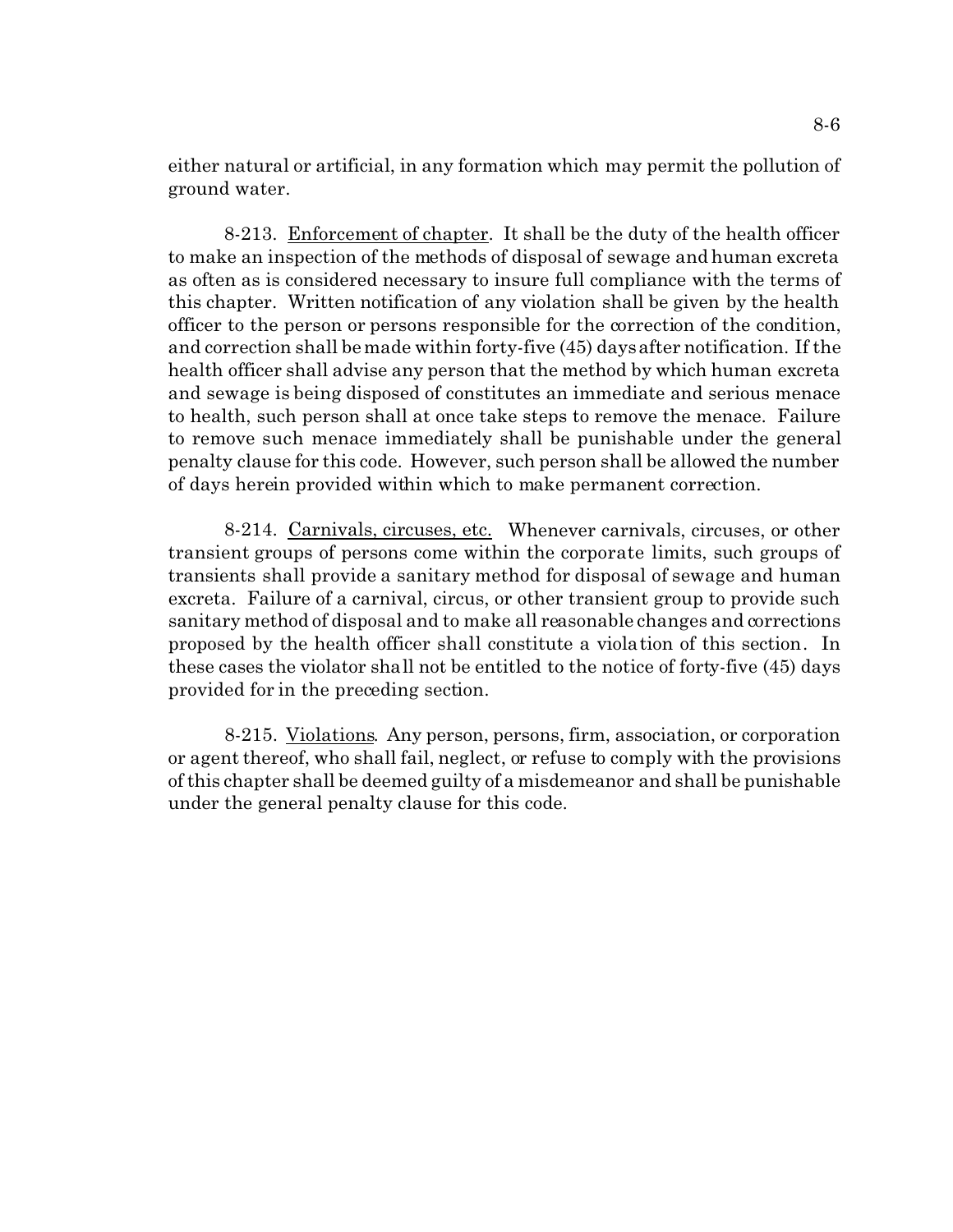either natural or artificial, in any formation which may permit the pollution of ground water.

8-213. Enforcement of chapter. It shall be the duty of the health officer to make an inspection of the methods of disposal of sewage and human excreta as often as is considered necessary to insure full compliance with the terms of this chapter. Written notification of any violation shall be given by the health officer to the person or persons responsible for the correction of the condition, and correction shall be made within forty-five (45) days after notification. If the health officer shall advise any person that the method by which human excreta and sewage is being disposed of constitutes an immediate and serious menace to health, such person shall at once take steps to remove the menace. Failure to remove such menace immediately shall be punishable under the general penalty clause for this code. However, such person shall be allowed the number of days herein provided within which to make permanent correction.

8-214. Carnivals, circuses, etc. Whenever carnivals, circuses, or other transient groups of persons come within the corporate limits, such groups of transients shall provide a sanitary method for disposal of sewage and human excreta. Failure of a carnival, circus, or other transient group to provide such sanitary method of disposal and to make all reasonable changes and corrections proposed by the health officer shall constitute a violation of this section. In these cases the violator shall not be entitled to the notice of forty-five (45) days provided for in the preceding section.

8-215. Violations. Any person, persons, firm, association, or corporation or agent thereof, who shall fail, neglect, or refuse to comply with the provisions of this chapter shall be deemed guilty of a misdemeanor and shall be punishable under the general penalty clause for this code.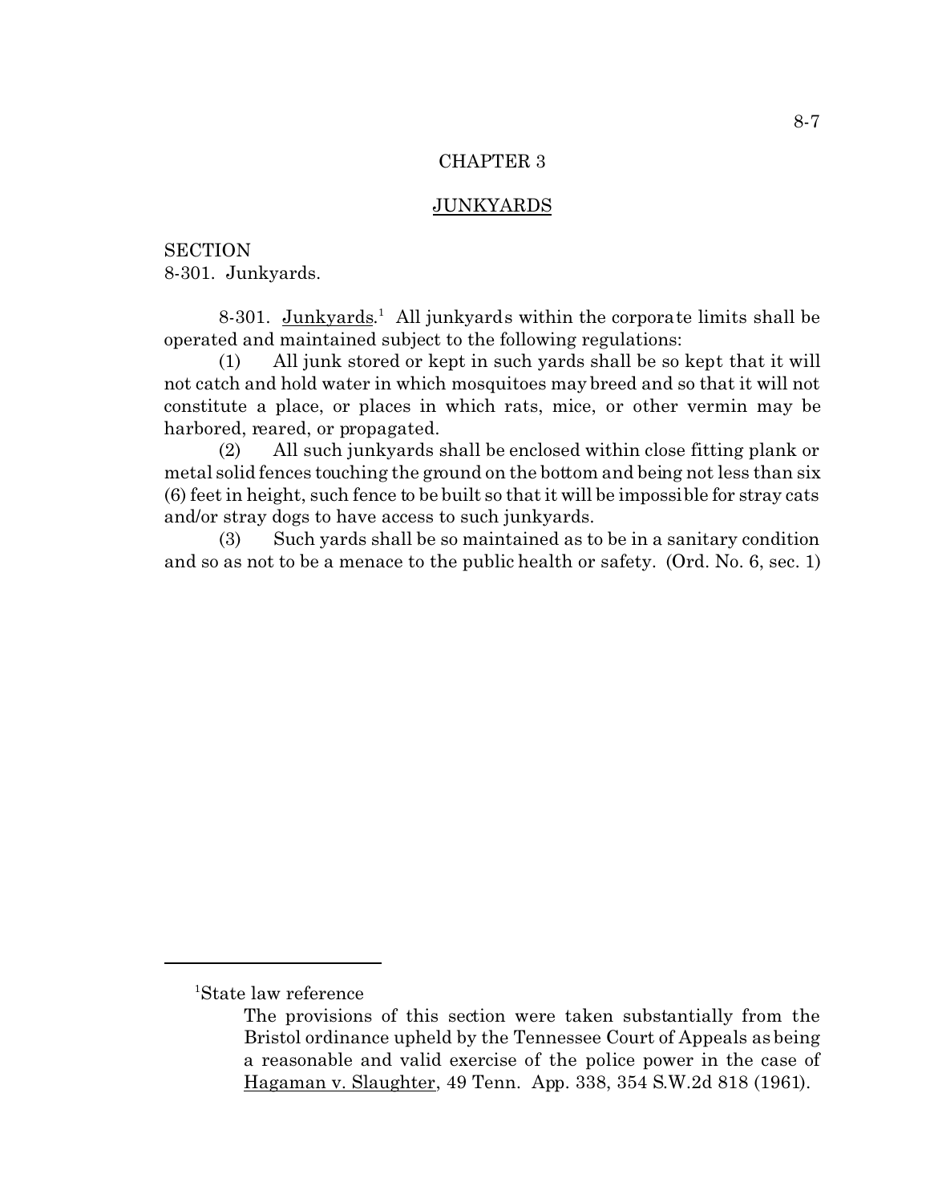# CHAPTER 3

## JUNKYARDS

SECTION
8-301. Junkyards.

8-301. Junkyards.[1] All junkyards within the corporate limits shall be operated and maintained subject to the following regulations:

(1) All junk stored or kept in such yards shall be so kept that it will not catch and hold water in which mosquitoes may breed and so that it will not constitute a place, or places in which rats, mice, or other vermin may be harbored, reared, or propagated.

(2) All such junkyards shall be enclosed within close fitting plank or metal solid fences touching the ground on the bottom and being not less than six (6) feet in height, such fence to be built so that it will be impossible for stray cats and/or stray dogs to have access to such junkyards.

(3) Such yards shall be so maintained as to be in a sanitary condition and so as not to be a menace to the public health or safety. (Ord. No. 6, sec. 1)

---

[1]State law reference

The provisions of this section were taken substantially from the Bristol ordinance upheld by the Tennessee Court of Appeals as being a reasonable and valid exercise of the police power in the case of Hagaman v. Slaughter, 49 Tenn. App. 338, 354 S.W.2d 818 (1961).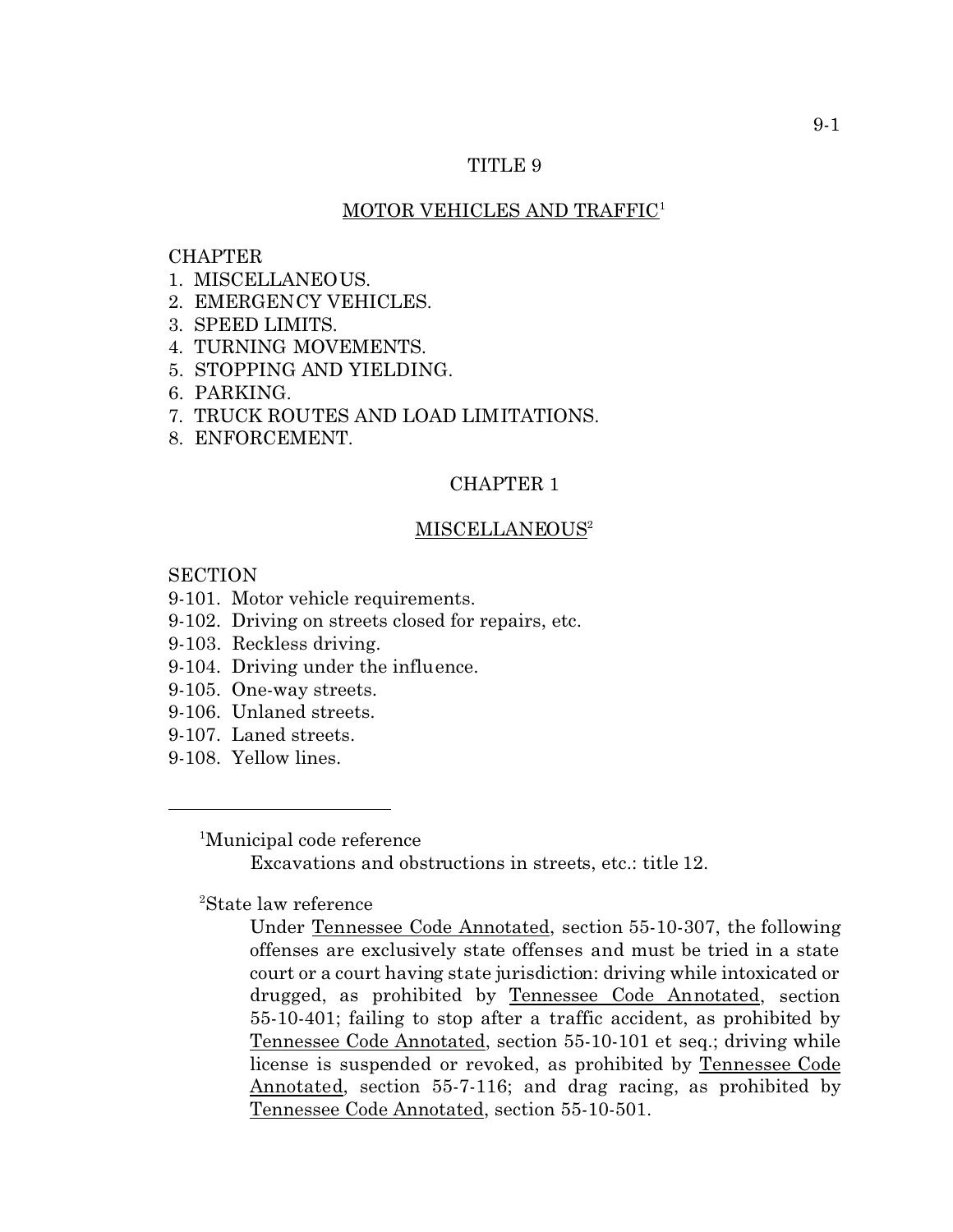# TITLE 9

## MOTOR VEHICLES AND TRAFFIC[1]

CHAPTER
1. MISCELLANEOUS.
2. EMERGENCY VEHICLES.
3. SPEED LIMITS.
4. TURNING MOVEMENTS.
5. STOPPING AND YIELDING.
6. PARKING.
7. TRUCK ROUTES AND LOAD LIMITATIONS.
8. ENFORCEMENT.

## CHAPTER 1

## MISCELLANEOUS[2]

SECTION
9-101. Motor vehicle requirements.
9-102. Driving on streets closed for repairs, etc.
9-103. Reckless driving.
9-104. Driving under the influence.
9-105. One-way streets.
9-106. Unlaned streets.
9-107. Laned streets.
9-108. Yellow lines.

---

[1]Municipal code reference

Excavations and obstructions in streets, etc.: title 12.

[2]State law reference

Under Tennessee Code Annotated, section 55-10-307, the following offenses are exclusively state offenses and must be tried in a state court or a court having state jurisdiction: driving while intoxicated or drugged, as prohibited by Tennessee Code Annotated, section 55-10-401; failing to stop after a traffic accident, as prohibited by Tennessee Code Annotated, section 55-10-101 et seq.; driving while license is suspended or revoked, as prohibited by Tennessee Code Annotated, section 55-7-116; and drag racing, as prohibited by Tennessee Code Annotated, section 55-10-501.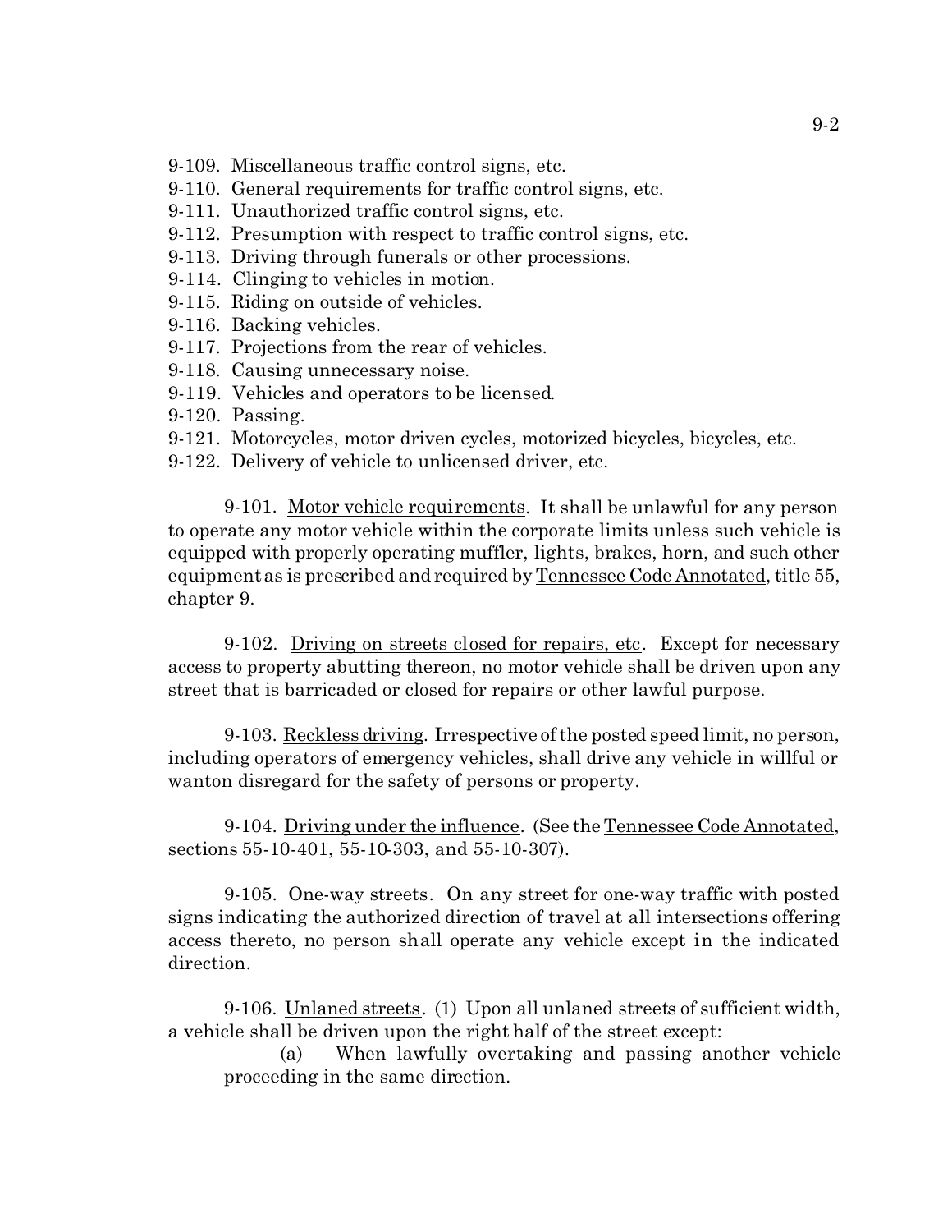9-109. Miscellaneous traffic control signs, etc.
9-110. General requirements for traffic control signs, etc.
9-111. Unauthorized traffic control signs, etc.
9-112. Presumption with respect to traffic control signs, etc.
9-113. Driving through funerals or other processions.
9-114. Clinging to vehicles in motion.
9-115. Riding on outside of vehicles.
9-116. Backing vehicles.
9-117. Projections from the rear of vehicles.
9-118. Causing unnecessary noise.
9-119. Vehicles and operators to be licensed.
9-120. Passing.
9-121. Motorcycles, motor driven cycles, motorized bicycles, bicycles, etc.
9-122. Delivery of vehicle to unlicensed driver, etc.

9-101. Motor vehicle requirements. It shall be unlawful for any person to operate any motor vehicle within the corporate limits unless such vehicle is equipped with properly operating muffler, lights, brakes, horn, and such other equipment as is prescribed and required by Tennessee Code Annotated, title 55, chapter 9.

9-102. Driving on streets closed for repairs, etc. Except for necessary access to property abutting thereon, no motor vehicle shall be driven upon any street that is barricaded or closed for repairs or other lawful purpose.

9-103. Reckless driving. Irrespective of the posted speed limit, no person, including operators of emergency vehicles, shall drive any vehicle in willful or wanton disregard for the safety of persons or property.

9-104. Driving under the influence. (See the Tennessee Code Annotated, sections 55-10-401, 55-10-303, and 55-10-307).

9-105. One-way streets. On any street for one-way traffic with posted signs indicating the authorized direction of travel at all intersections offering access thereto, no person shall operate any vehicle except in the indicated direction.

9-106. Unlaned streets. (1) Upon all unlaned streets of sufficient width, a vehicle shall be driven upon the right half of the street except:

(a) When lawfully overtaking and passing another vehicle proceeding in the same direction.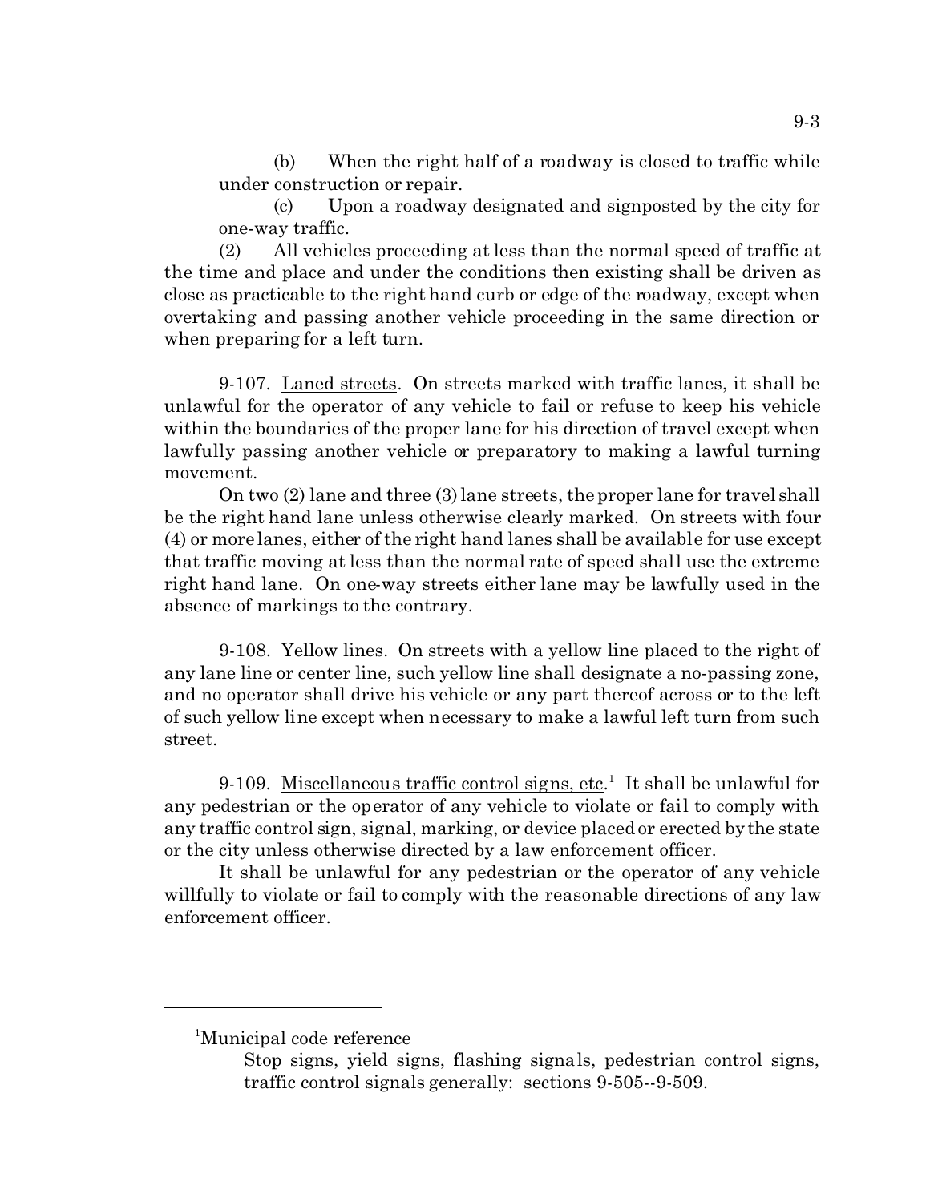(b) When the right half of a roadway is closed to traffic while under construction or repair.

(c) Upon a roadway designated and signposted by the city for one-way traffic.

(2) All vehicles proceeding at less than the normal speed of traffic at the time and place and under the conditions then existing shall be driven as close as practicable to the right hand curb or edge of the roadway, except when overtaking and passing another vehicle proceeding in the same direction or when preparing for a left turn.

9-107. Laned streets. On streets marked with traffic lanes, it shall be unlawful for the operator of any vehicle to fail or refuse to keep his vehicle within the boundaries of the proper lane for his direction of travel except when lawfully passing another vehicle or preparatory to making a lawful turning movement.

On two (2) lane and three (3) lane streets, the proper lane for travel shall be the right hand lane unless otherwise clearly marked. On streets with four (4) or more lanes, either of the right hand lanes shall be available for use except that traffic moving at less than the normal rate of speed shall use the extreme right hand lane. On one-way streets either lane may be lawfully used in the absence of markings to the contrary.

9-108. Yellow lines. On streets with a yellow line placed to the right of any lane line or center line, such yellow line shall designate a no-passing zone, and no operator shall drive his vehicle or any part thereof across or to the left of such yellow line except when necessary to make a lawful left turn from such street.

9-109. Miscellaneous traffic control signs, etc.[1] It shall be unlawful for any pedestrian or the operator of any vehicle to violate or fail to comply with any traffic control sign, signal, marking, or device placed or erected by the state or the city unless otherwise directed by a law enforcement officer.

It shall be unlawful for any pedestrian or the operator of any vehicle willfully to violate or fail to comply with the reasonable directions of any law enforcement officer.

---

[1]Municipal code reference

Stop signs, yield signs, flashing signals, pedestrian control signs, traffic control signals generally: sections 9-505--9-509.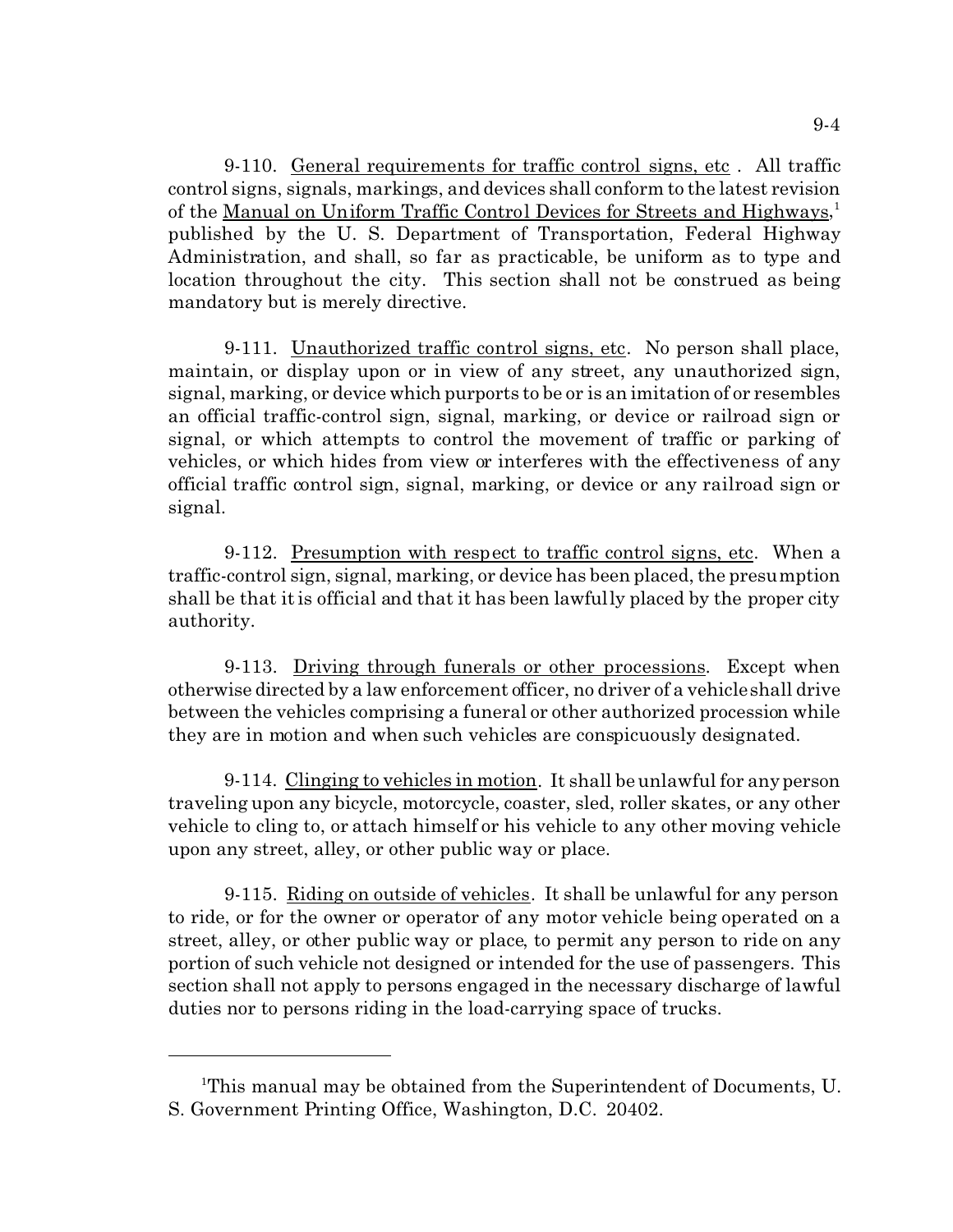9-110. General requirements for traffic control signs, etc . All traffic control signs, signals, markings, and devices shall conform to the latest revision of the Manual on Uniform Traffic Control Devices for Streets and Highways,[1] published by the U. S. Department of Transportation, Federal Highway Administration, and shall, so far as practicable, be uniform as to type and location throughout the city. This section shall not be construed as being mandatory but is merely directive.

9-111. Unauthorized traffic control signs, etc. No person shall place, maintain, or display upon or in view of any street, any unauthorized sign, signal, marking, or device which purports to be or is an imitation of or resembles an official traffic-control sign, signal, marking, or device or railroad sign or signal, or which attempts to control the movement of traffic or parking of vehicles, or which hides from view or interferes with the effectiveness of any official traffic control sign, signal, marking, or device or any railroad sign or signal.

9-112. Presumption with respect to traffic control signs, etc. When a traffic-control sign, signal, marking, or device has been placed, the presumption shall be that it is official and that it has been lawfully placed by the proper city authority.

9-113. Driving through funerals or other processions. Except when otherwise directed by a law enforcement officer, no driver of a vehicle shall drive between the vehicles comprising a funeral or other authorized procession while they are in motion and when such vehicles are conspicuously designated.

9-114. Clinging to vehicles in motion. It shall be unlawful for any person traveling upon any bicycle, motorcycle, coaster, sled, roller skates, or any other vehicle to cling to, or attach himself or his vehicle to any other moving vehicle upon any street, alley, or other public way or place.

9-115. Riding on outside of vehicles. It shall be unlawful for any person to ride, or for the owner or operator of any motor vehicle being operated on a street, alley, or other public way or place, to permit any person to ride on any portion of such vehicle not designed or intended for the use of passengers. This section shall not apply to persons engaged in the necessary discharge of lawful duties nor to persons riding in the load-carrying space of trucks.

---

[1]This manual may be obtained from the Superintendent of Documents, U. S. Government Printing Office, Washington, D.C. 20402.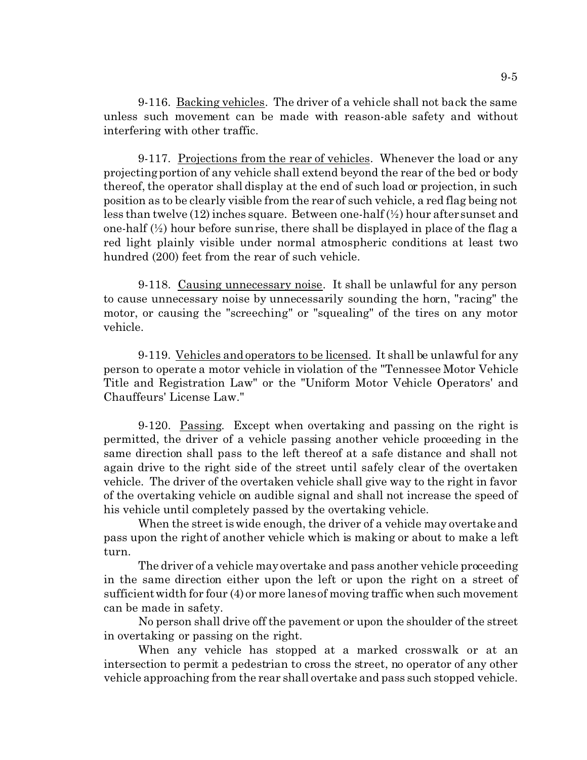9-116. Backing vehicles. The driver of a vehicle shall not back the same unless such movement can be made with reason-able safety and without interfering with other traffic.

9-117. Projections from the rear of vehicles. Whenever the load or any projecting portion of any vehicle shall extend beyond the rear of the bed or body thereof, the operator shall display at the end of such load or projection, in such position as to be clearly visible from the rear of such vehicle, a red flag being not less than twelve (12) inches square. Between one-half (½) hour after sunset and one-half (½) hour before sunrise, there shall be displayed in place of the flag a red light plainly visible under normal atmospheric conditions at least two hundred (200) feet from the rear of such vehicle.

9-118. Causing unnecessary noise. It shall be unlawful for any person to cause unnecessary noise by unnecessarily sounding the horn, "racing" the motor, or causing the "screeching" or "squealing" of the tires on any motor vehicle.

9-119. Vehicles and operators to be licensed. It shall be unlawful for any person to operate a motor vehicle in violation of the "Tennessee Motor Vehicle Title and Registration Law" or the "Uniform Motor Vehicle Operators' and Chauffeurs' License Law."

9-120. Passing. Except when overtaking and passing on the right is permitted, the driver of a vehicle passing another vehicle proceeding in the same direction shall pass to the left thereof at a safe distance and shall not again drive to the right side of the street until safely clear of the overtaken vehicle. The driver of the overtaken vehicle shall give way to the right in favor of the overtaking vehicle on audible signal and shall not increase the speed of his vehicle until completely passed by the overtaking vehicle.

When the street is wide enough, the driver of a vehicle may overtake and pass upon the right of another vehicle which is making or about to make a left turn.

The driver of a vehicle may overtake and pass another vehicle proceeding in the same direction either upon the left or upon the right on a street of sufficient width for four (4) or more lanes of moving traffic when such movement can be made in safety.

No person shall drive off the pavement or upon the shoulder of the street in overtaking or passing on the right.

When any vehicle has stopped at a marked crosswalk or at an intersection to permit a pedestrian to cross the street, no operator of any other vehicle approaching from the rear shall overtake and pass such stopped vehicle.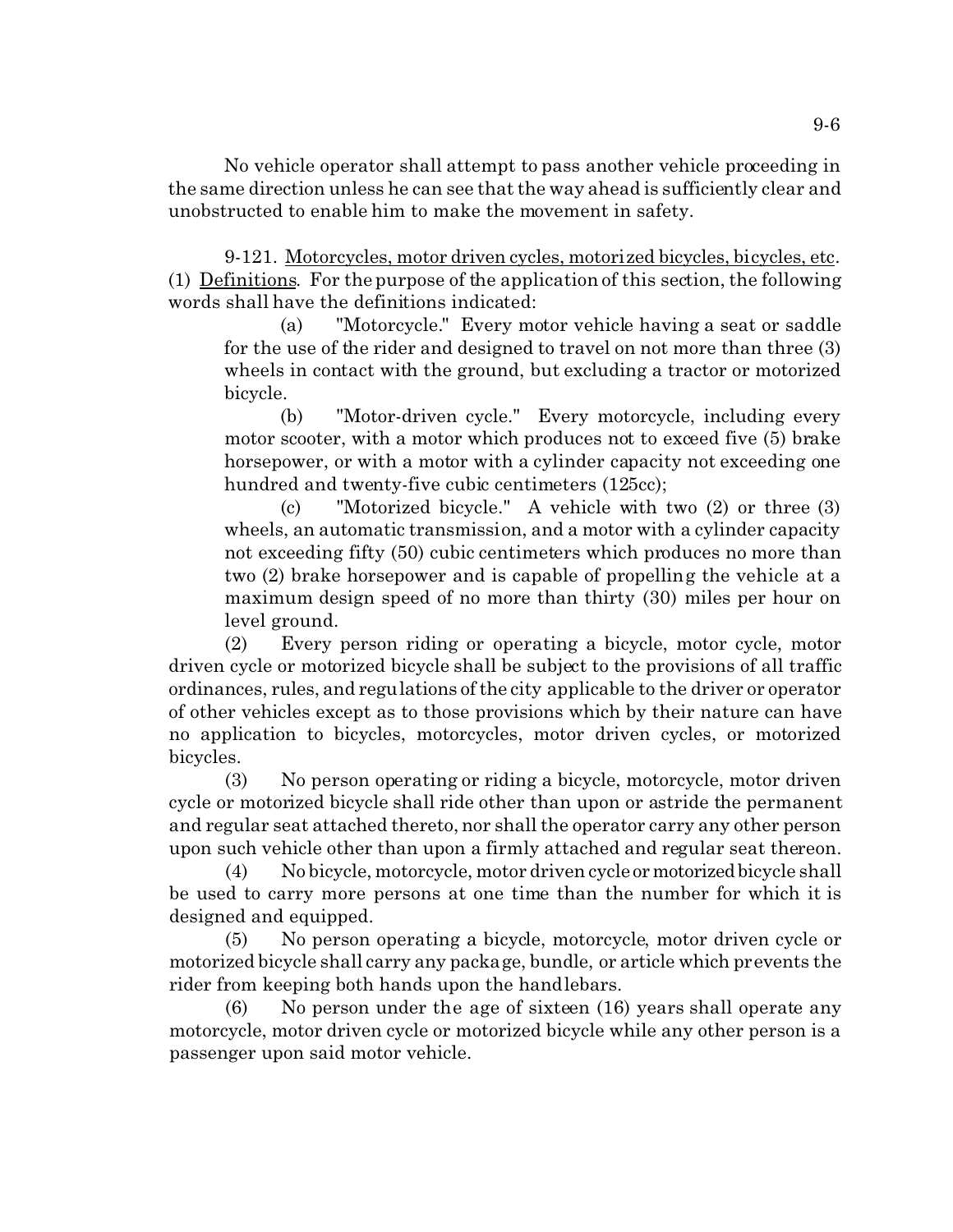No vehicle operator shall attempt to pass another vehicle proceeding in the same direction unless he can see that the way ahead is sufficiently clear and unobstructed to enable him to make the movement in safety.

9-121. Motorcycles, motor driven cycles, motorized bicycles, bicycles, etc. (1) Definitions. For the purpose of the application of this section, the following words shall have the definitions indicated:

(a) "Motorcycle." Every motor vehicle having a seat or saddle for the use of the rider and designed to travel on not more than three (3) wheels in contact with the ground, but excluding a tractor or motorized bicycle.

(b) "Motor-driven cycle." Every motorcycle, including every motor scooter, with a motor which produces not to exceed five (5) brake horsepower, or with a motor with a cylinder capacity not exceeding one hundred and twenty-five cubic centimeters (125cc);

(c) "Motorized bicycle." A vehicle with two (2) or three (3) wheels, an automatic transmission, and a motor with a cylinder capacity not exceeding fifty (50) cubic centimeters which produces no more than two (2) brake horsepower and is capable of propelling the vehicle at a maximum design speed of no more than thirty (30) miles per hour on level ground.

(2) Every person riding or operating a bicycle, motor cycle, motor driven cycle or motorized bicycle shall be subject to the provisions of all traffic ordinances, rules, and regulations of the city applicable to the driver or operator of other vehicles except as to those provisions which by their nature can have no application to bicycles, motorcycles, motor driven cycles, or motorized bicycles.

(3) No person operating or riding a bicycle, motorcycle, motor driven cycle or motorized bicycle shall ride other than upon or astride the permanent and regular seat attached thereto, nor shall the operator carry any other person upon such vehicle other than upon a firmly attached and regular seat thereon.

(4) No bicycle, motorcycle, motor driven cycle or motorized bicycle shall be used to carry more persons at one time than the number for which it is designed and equipped.

(5) No person operating a bicycle, motorcycle, motor driven cycle or motorized bicycle shall carry any package, bundle, or article which prevents the rider from keeping both hands upon the handlebars.

(6) No person under the age of sixteen (16) years shall operate any motorcycle, motor driven cycle or motorized bicycle while any other person is a passenger upon said motor vehicle.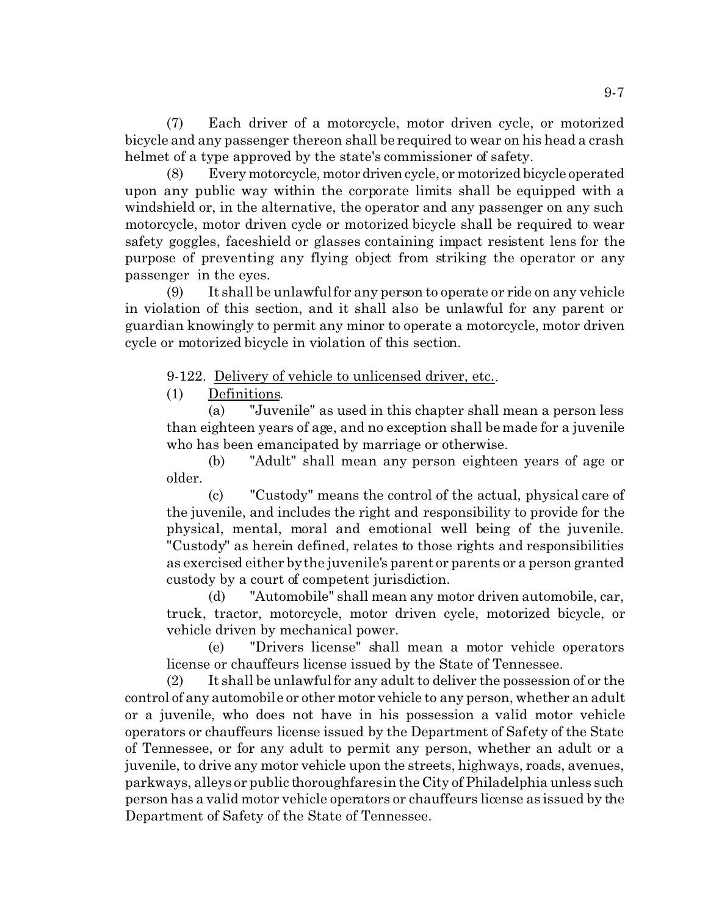(7) Each driver of a motorcycle, motor driven cycle, or motorized bicycle and any passenger thereon shall be required to wear on his head a crash helmet of a type approved by the state's commissioner of safety.

(8) Every motorcycle, motor driven cycle, or motorized bicycle operated upon any public way within the corporate limits shall be equipped with a windshield or, in the alternative, the operator and any passenger on any such motorcycle, motor driven cycle or motorized bicycle shall be required to wear safety goggles, faceshield or glasses containing impact resistent lens for the purpose of preventing any flying object from striking the operator or any passenger in the eyes.

(9) It shall be unlawful for any person to operate or ride on any vehicle in violation of this section, and it shall also be unlawful for any parent or guardian knowingly to permit any minor to operate a motorcycle, motor driven cycle or motorized bicycle in violation of this section.

9-122. Delivery of vehicle to unlicensed driver, etc..

(1) Definitions.

(a) "Juvenile" as used in this chapter shall mean a person less than eighteen years of age, and no exception shall be made for a juvenile who has been emancipated by marriage or otherwise.

(b) "Adult" shall mean any person eighteen years of age or older.

(c) "Custody" means the control of the actual, physical care of the juvenile, and includes the right and responsibility to provide for the physical, mental, moral and emotional well being of the juvenile. "Custody" as herein defined, relates to those rights and responsibilities as exercised either by the juvenile's parent or parents or a person granted custody by a court of competent jurisdiction.

(d) "Automobile" shall mean any motor driven automobile, car, truck, tractor, motorcycle, motor driven cycle, motorized bicycle, or vehicle driven by mechanical power.

(e) "Drivers license" shall mean a motor vehicle operators license or chauffeurs license issued by the State of Tennessee.

(2) It shall be unlawful for any adult to deliver the possession of or the control of any automobile or other motor vehicle to any person, whether an adult or a juvenile, who does not have in his possession a valid motor vehicle operators or chauffeurs license issued by the Department of Safety of the State of Tennessee, or for any adult to permit any person, whether an adult or a juvenile, to drive any motor vehicle upon the streets, highways, roads, avenues, parkways, alleys or public thoroughfares in the City of Philadelphia unless such person has a valid motor vehicle operators or chauffeurs license as issued by the Department of Safety of the State of Tennessee.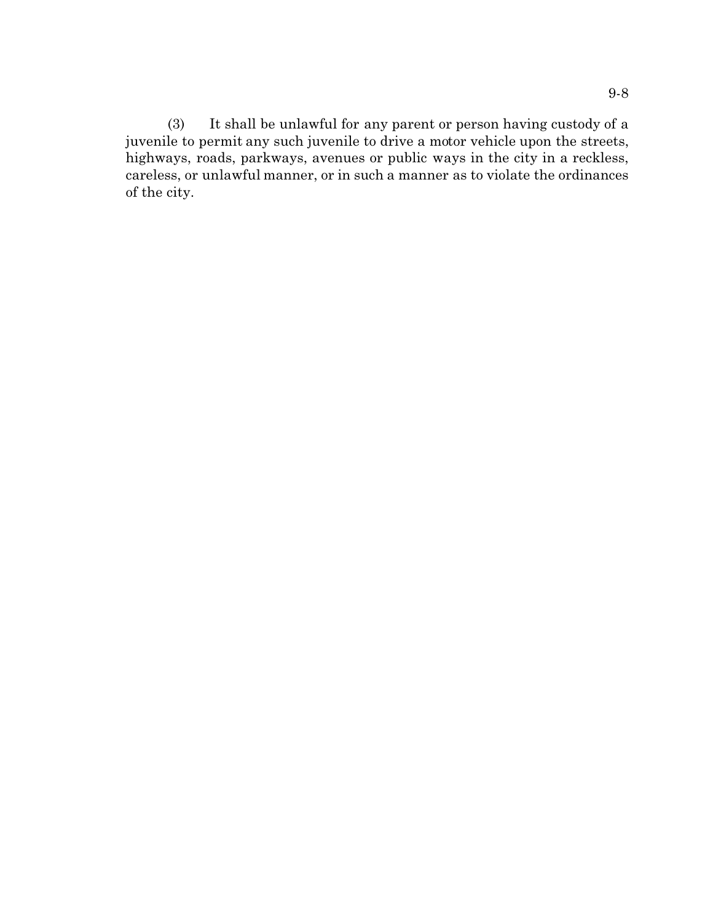(3) It shall be unlawful for any parent or person having custody of a juvenile to permit any such juvenile to drive a motor vehicle upon the streets, highways, roads, parkways, avenues or public ways in the city in a reckless, careless, or unlawful manner, or in such a manner as to violate the ordinances of the city.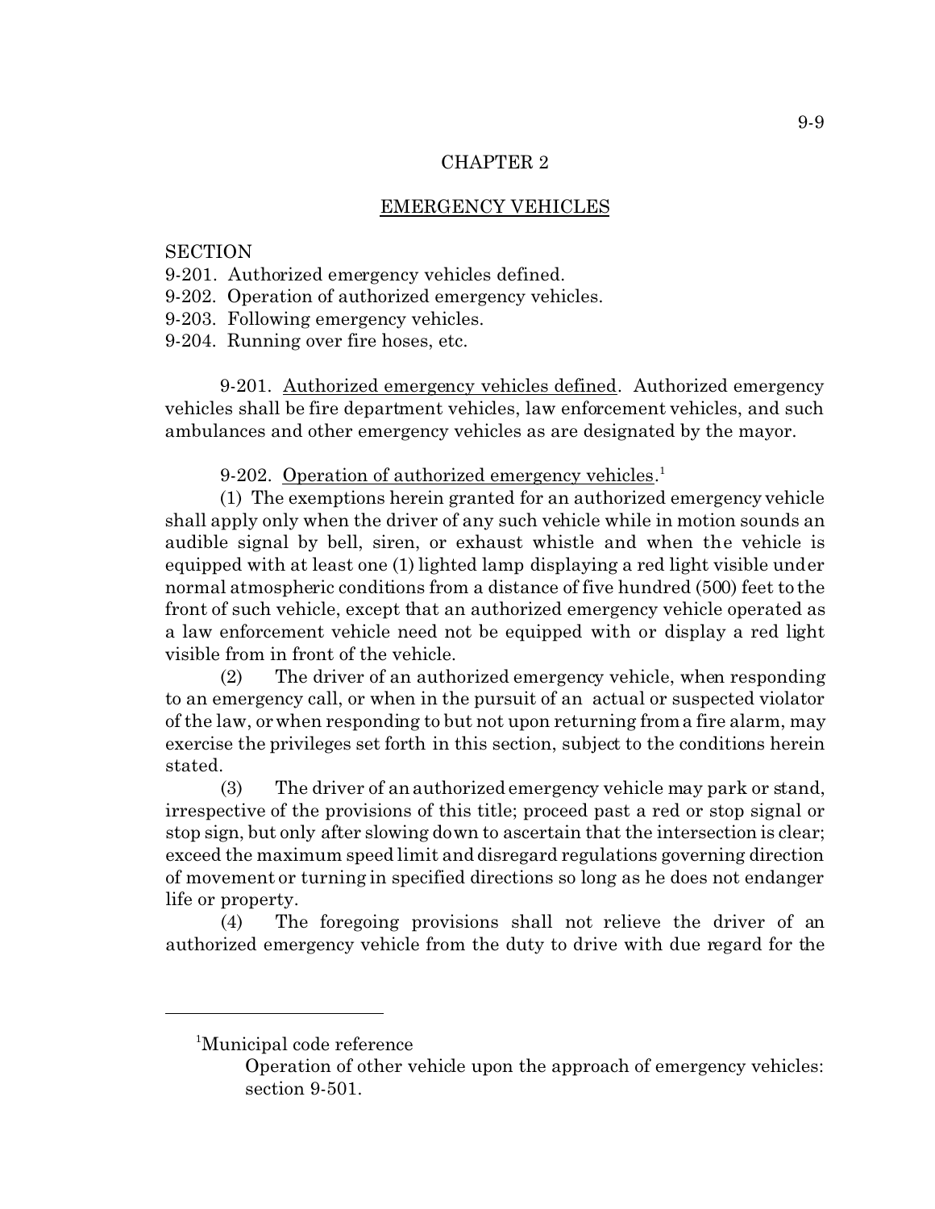## CHAPTER 2

## EMERGENCY VEHICLES

SECTION
9-201. Authorized emergency vehicles defined.
9-202. Operation of authorized emergency vehicles.
9-203. Following emergency vehicles.
9-204. Running over fire hoses, etc.

9-201. Authorized emergency vehicles defined. Authorized emergency vehicles shall be fire department vehicles, law enforcement vehicles, and such ambulances and other emergency vehicles as are designated by the mayor.

9-202. Operation of authorized emergency vehicles.[1]

(1) The exemptions herein granted for an authorized emergency vehicle shall apply only when the driver of any such vehicle while in motion sounds an audible signal by bell, siren, or exhaust whistle and when the vehicle is equipped with at least one (1) lighted lamp displaying a red light visible under normal atmospheric conditions from a distance of five hundred (500) feet to the front of such vehicle, except that an authorized emergency vehicle operated as a law enforcement vehicle need not be equipped with or display a red light visible from in front of the vehicle.

(2) The driver of an authorized emergency vehicle, when responding to an emergency call, or when in the pursuit of an actual or suspected violator of the law, or when responding to but not upon returning from a fire alarm, may exercise the privileges set forth in this section, subject to the conditions herein stated.

(3) The driver of an authorized emergency vehicle may park or stand, irrespective of the provisions of this title; proceed past a red or stop signal or stop sign, but only after slowing down to ascertain that the intersection is clear; exceed the maximum speed limit and disregard regulations governing direction of movement or turning in specified directions so long as he does not endanger life or property.

(4) The foregoing provisions shall not relieve the driver of an authorized emergency vehicle from the duty to drive with due regard for the

---

[1]Municipal code reference

Operation of other vehicle upon the approach of emergency vehicles: section 9-501.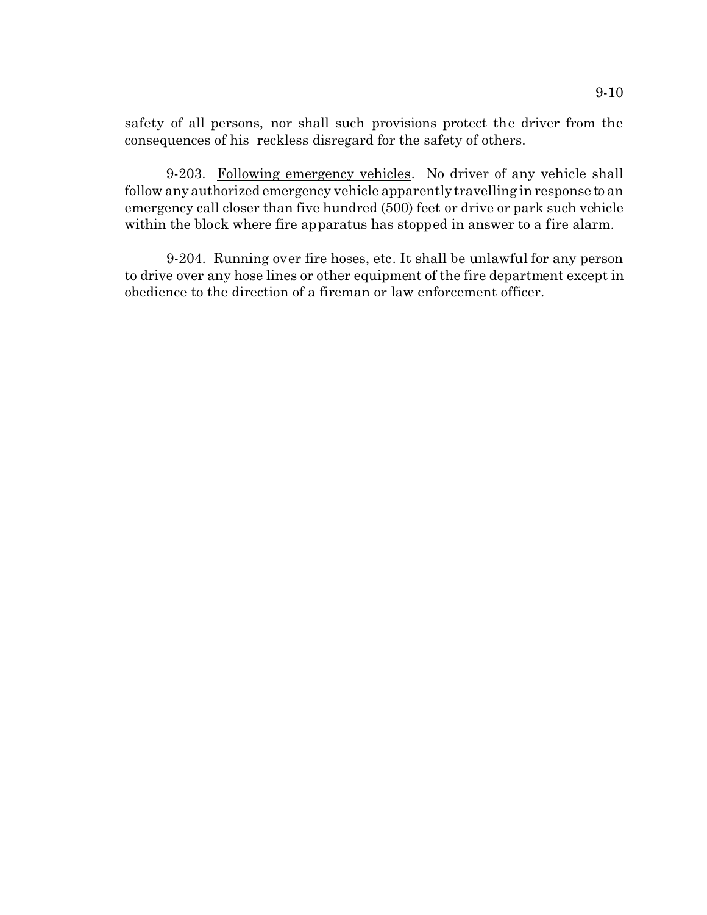safety of all persons, nor shall such provisions protect the driver from the consequences of his reckless disregard for the safety of others.

9-203. Following emergency vehicles. No driver of any vehicle shall follow any authorized emergency vehicle apparently travelling in response to an emergency call closer than five hundred (500) feet or drive or park such vehicle within the block where fire apparatus has stopped in answer to a fire alarm.

9-204. Running over fire hoses, etc. It shall be unlawful for any person to drive over any hose lines or other equipment of the fire department except in obedience to the direction of a fireman or law enforcement officer.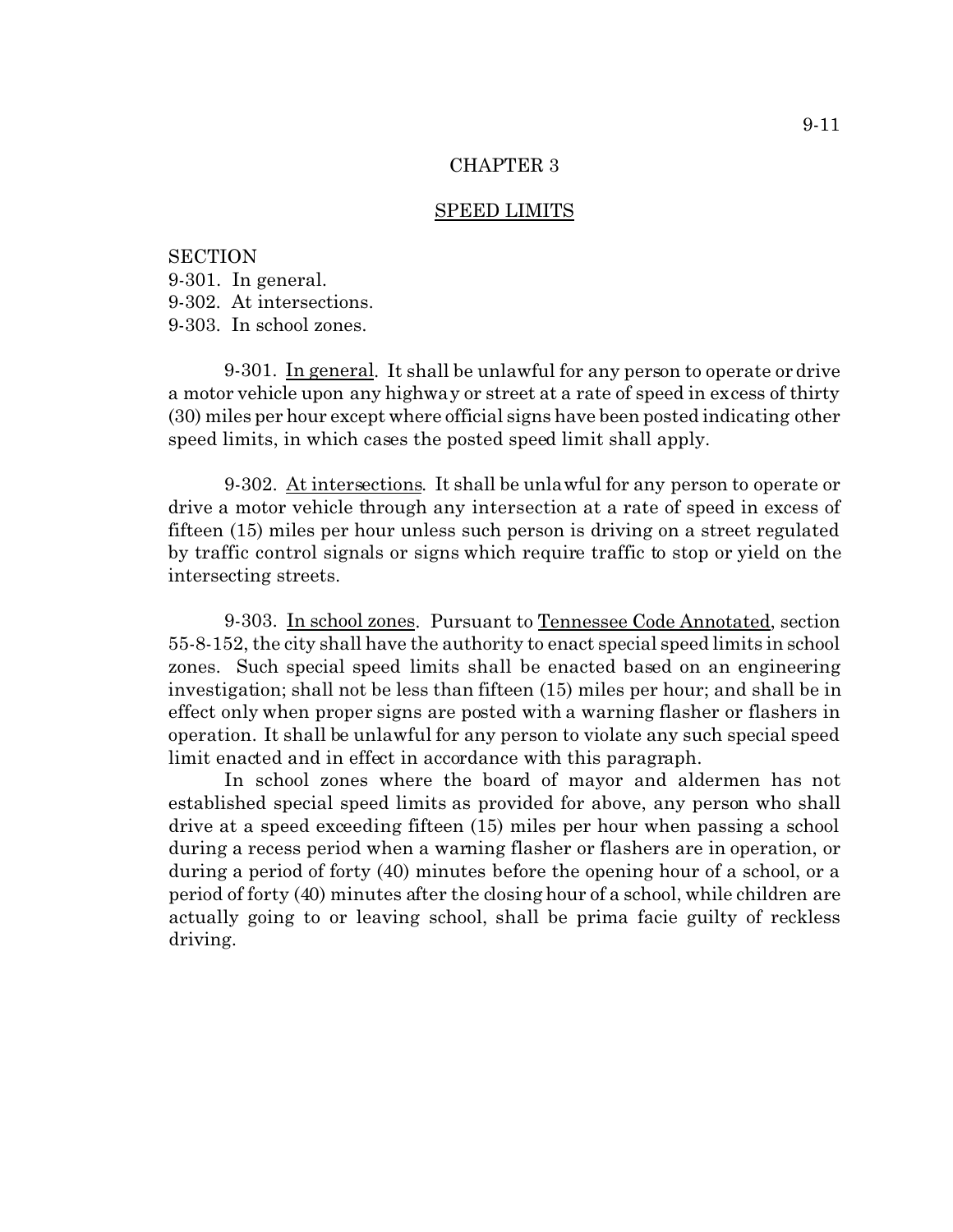# CHAPTER 3

## SPEED LIMITS

SECTION
9-301. In general.
9-302. At intersections.
9-303. In school zones.

9-301. In general. It shall be unlawful for any person to operate or drive a motor vehicle upon any highway or street at a rate of speed in excess of thirty (30) miles per hour except where official signs have been posted indicating other speed limits, in which cases the posted speed limit shall apply.

9-302. At intersections. It shall be unlawful for any person to operate or drive a motor vehicle through any intersection at a rate of speed in excess of fifteen (15) miles per hour unless such person is driving on a street regulated by traffic control signals or signs which require traffic to stop or yield on the intersecting streets.

9-303. In school zones. Pursuant to Tennessee Code Annotated, section 55-8-152, the city shall have the authority to enact special speed limits in school zones. Such special speed limits shall be enacted based on an engineering investigation; shall not be less than fifteen (15) miles per hour; and shall be in effect only when proper signs are posted with a warning flasher or flashers in operation. It shall be unlawful for any person to violate any such special speed limit enacted and in effect in accordance with this paragraph.

In school zones where the board of mayor and aldermen has not established special speed limits as provided for above, any person who shall drive at a speed exceeding fifteen (15) miles per hour when passing a school during a recess period when a warning flasher or flashers are in operation, or during a period of forty (40) minutes before the opening hour of a school, or a period of forty (40) minutes after the closing hour of a school, while children are actually going to or leaving school, shall be prima facie guilty of reckless driving.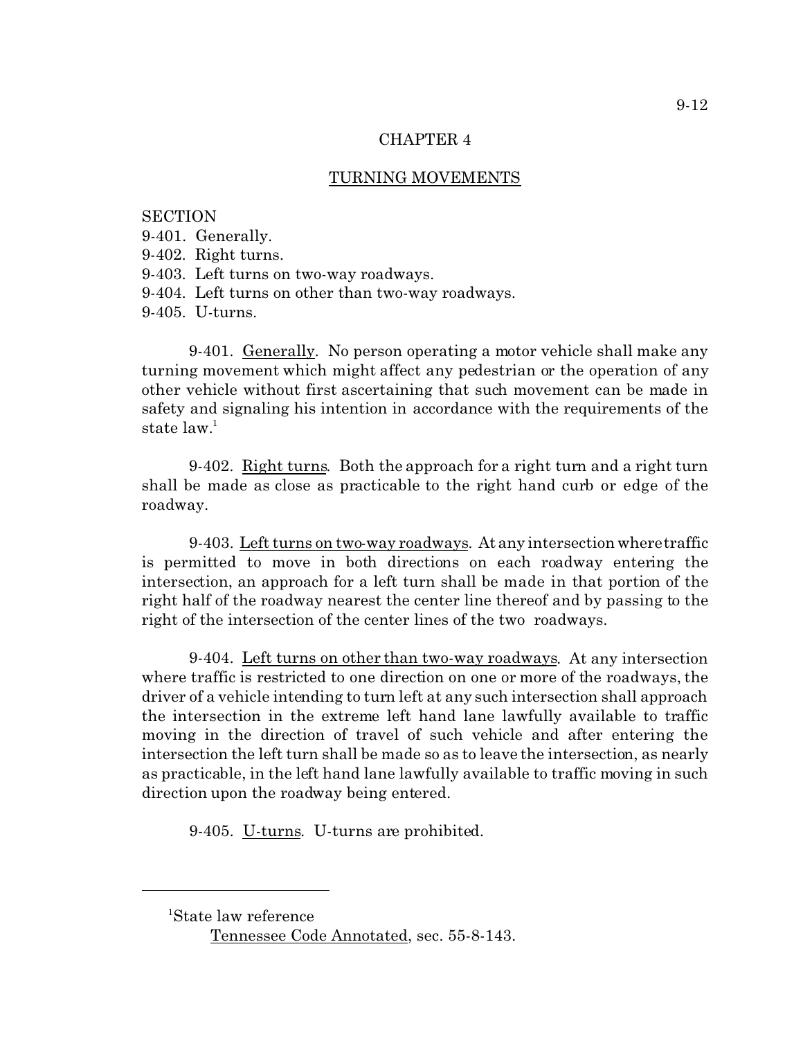## CHAPTER 4

## TURNING MOVEMENTS

SECTION
9-401. Generally.
9-402. Right turns.
9-403. Left turns on two-way roadways.
9-404. Left turns on other than two-way roadways.
9-405. U-turns.

9-401. Generally. No person operating a motor vehicle shall make any turning movement which might affect any pedestrian or the operation of any other vehicle without first ascertaining that such movement can be made in safety and signaling his intention in accordance with the requirements of the state law.[1]

9-402. Right turns. Both the approach for a right turn and a right turn shall be made as close as practicable to the right hand curb or edge of the roadway.

9-403. Left turns on two-way roadways. At any intersection where traffic is permitted to move in both directions on each roadway entering the intersection, an approach for a left turn shall be made in that portion of the right half of the roadway nearest the center line thereof and by passing to the right of the intersection of the center lines of the two roadways.

9-404. Left turns on other than two-way roadways. At any intersection where traffic is restricted to one direction on one or more of the roadways, the driver of a vehicle intending to turn left at any such intersection shall approach the intersection in the extreme left hand lane lawfully available to traffic moving in the direction of travel of such vehicle and after entering the intersection the left turn shall be made so as to leave the intersection, as nearly as practicable, in the left hand lane lawfully available to traffic moving in such direction upon the roadway being entered.

9-405. U-turns. U-turns are prohibited.

---

[1]State law reference

Tennessee Code Annotated, sec. 55-8-143.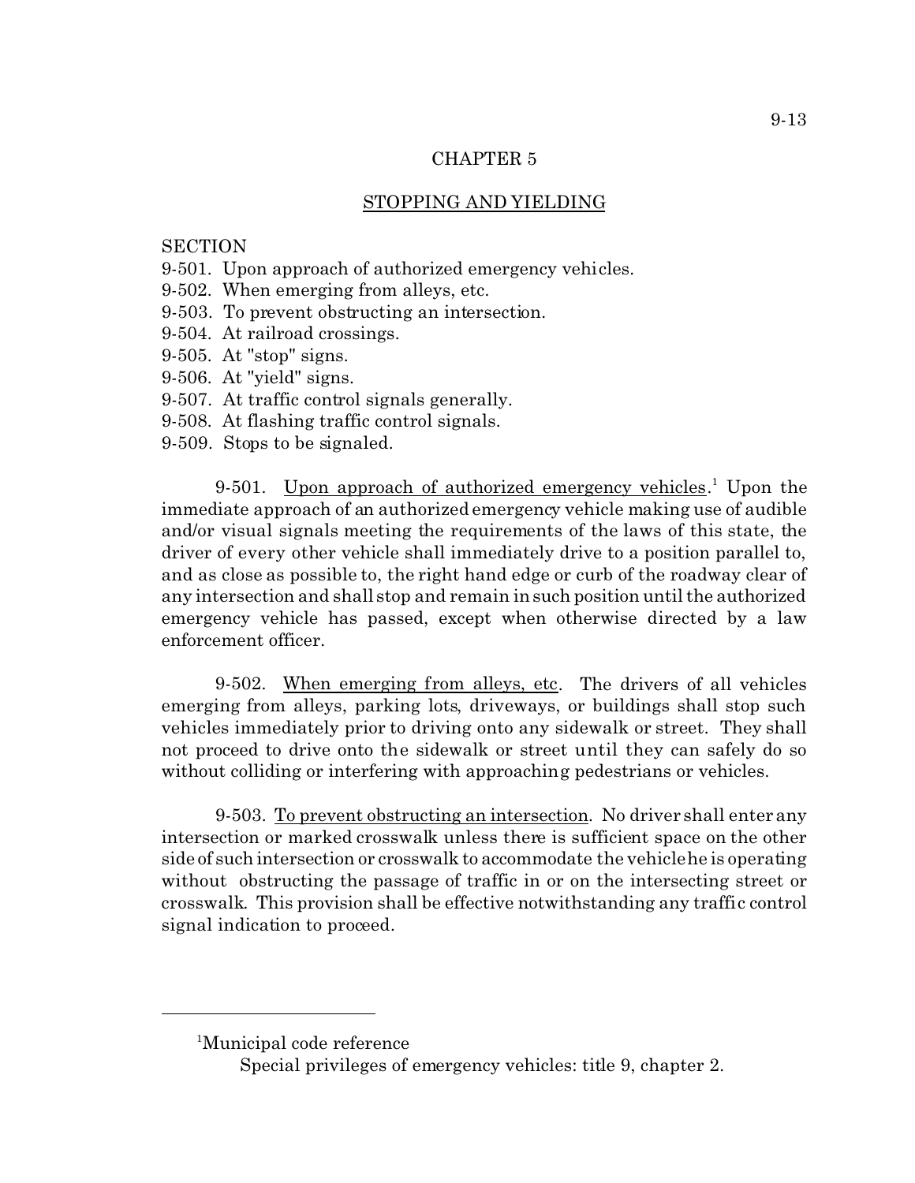## CHAPTER 5

## STOPPING AND YIELDING

SECTION
9-501. Upon approach of authorized emergency vehicles.
9-502. When emerging from alleys, etc.
9-503. To prevent obstructing an intersection.
9-504. At railroad crossings.
9-505. At "stop" signs.
9-506. At "yield" signs.
9-507. At traffic control signals generally.
9-508. At flashing traffic control signals.
9-509. Stops to be signaled.

9-501. Upon approach of authorized emergency vehicles.[1] Upon the immediate approach of an authorized emergency vehicle making use of audible and/or visual signals meeting the requirements of the laws of this state, the driver of every other vehicle shall immediately drive to a position parallel to, and as close as possible to, the right hand edge or curb of the roadway clear of any intersection and shall stop and remain in such position until the authorized emergency vehicle has passed, except when otherwise directed by a law enforcement officer.

9-502. When emerging from alleys, etc. The drivers of all vehicles emerging from alleys, parking lots, driveways, or buildings shall stop such vehicles immediately prior to driving onto any sidewalk or street. They shall not proceed to drive onto the sidewalk or street until they can safely do so without colliding or interfering with approaching pedestrians or vehicles.

9-503. To prevent obstructing an intersection. No driver shall enter any intersection or marked crosswalk unless there is sufficient space on the other side of such intersection or crosswalk to accommodate the vehicle he is operating without obstructing the passage of traffic in or on the intersecting street or crosswalk. This provision shall be effective notwithstanding any traffic control signal indication to proceed.

---

[1]Municipal code reference
Special privileges of emergency vehicles: title 9, chapter 2.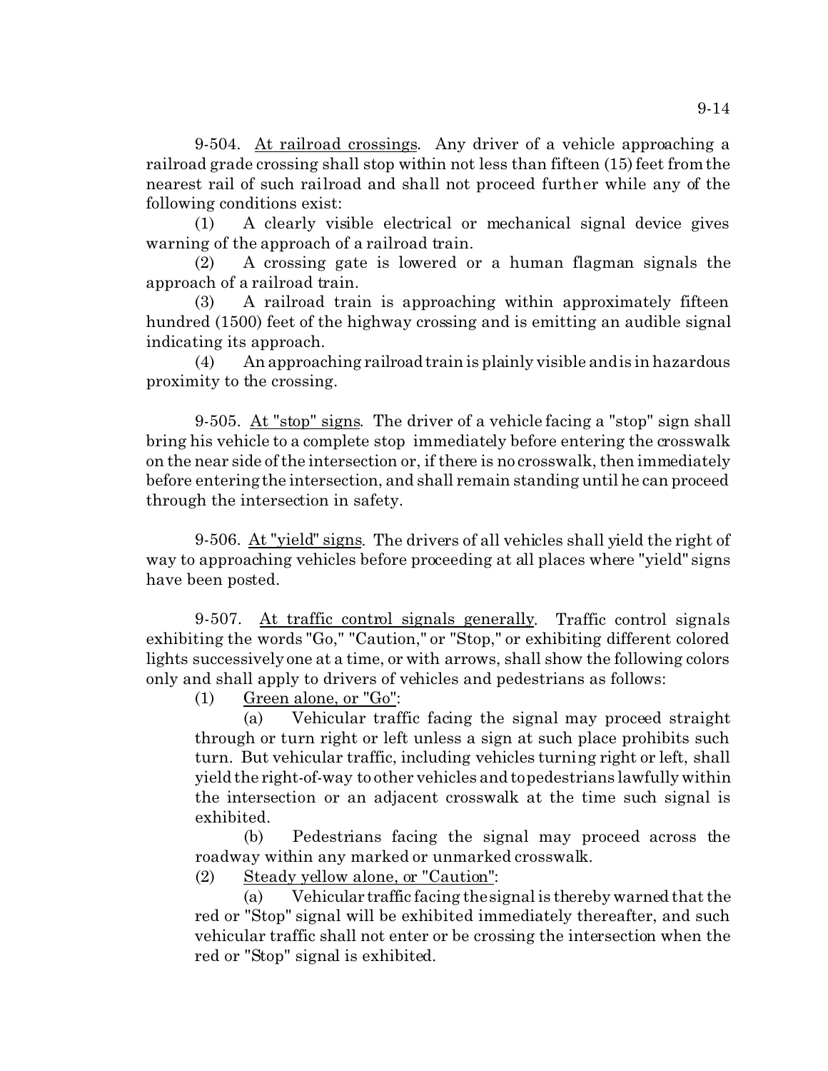9-504. At railroad crossings. Any driver of a vehicle approaching a railroad grade crossing shall stop within not less than fifteen (15) feet from the nearest rail of such railroad and shall not proceed further while any of the following conditions exist:

(1) A clearly visible electrical or mechanical signal device gives warning of the approach of a railroad train.

(2) A crossing gate is lowered or a human flagman signals the approach of a railroad train.

(3) A railroad train is approaching within approximately fifteen hundred (1500) feet of the highway crossing and is emitting an audible signal indicating its approach.

(4) An approaching railroad train is plainly visible and is in hazardous proximity to the crossing.

9-505. At "stop" signs. The driver of a vehicle facing a "stop" sign shall bring his vehicle to a complete stop immediately before entering the crosswalk on the near side of the intersection or, if there is no crosswalk, then immediately before entering the intersection, and shall remain standing until he can proceed through the intersection in safety.

9-506. At "yield" signs. The drivers of all vehicles shall yield the right of way to approaching vehicles before proceeding at all places where "yield" signs have been posted.

9-507. At traffic control signals generally. Traffic control signals exhibiting the words "Go," "Caution," or "Stop," or exhibiting different colored lights successively one at a time, or with arrows, shall show the following colors only and shall apply to drivers of vehicles and pedestrians as follows:

(1) Green alone, or "Go":

(a) Vehicular traffic facing the signal may proceed straight through or turn right or left unless a sign at such place prohibits such turn. But vehicular traffic, including vehicles turning right or left, shall yield the right-of-way to other vehicles and to pedestrians lawfully within the intersection or an adjacent crosswalk at the time such signal is exhibited.

(b) Pedestrians facing the signal may proceed across the roadway within any marked or unmarked crosswalk.

(2) Steady yellow alone, or "Caution":

(a) Vehicular traffic facing the signal is thereby warned that the red or "Stop" signal will be exhibited immediately thereafter, and such vehicular traffic shall not enter or be crossing the intersection when the red or "Stop" signal is exhibited.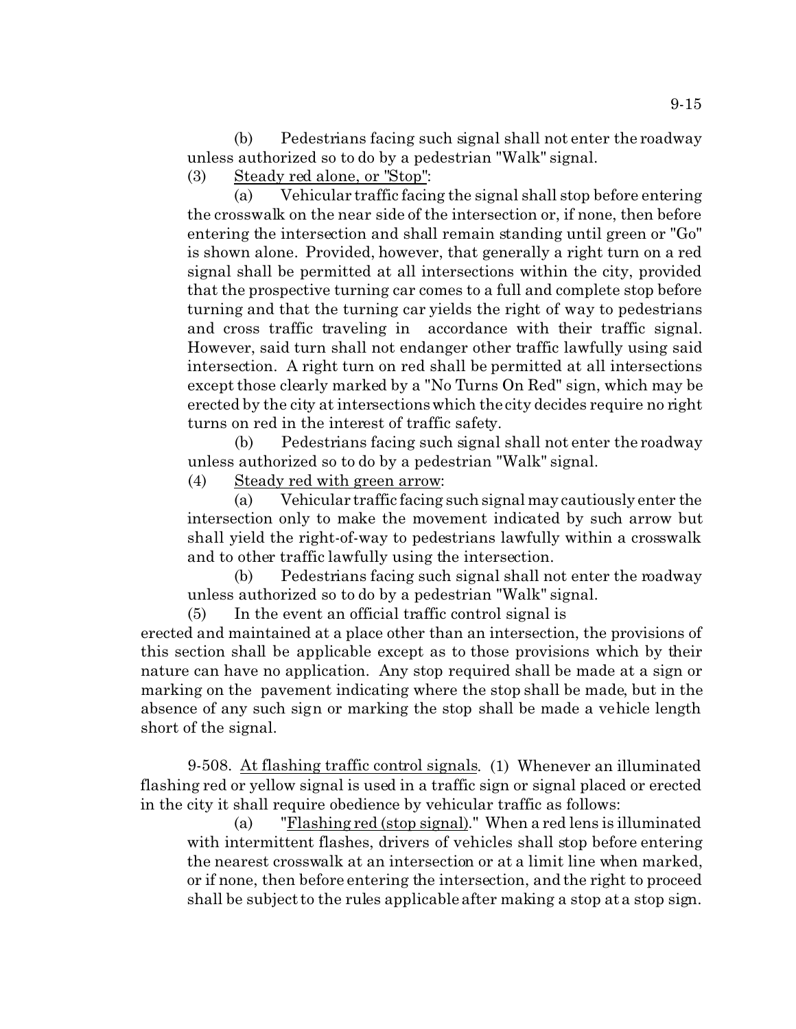(b) Pedestrians facing such signal shall not enter the roadway unless authorized so to do by a pedestrian "Walk" signal.

(3) Steady red alone, or "Stop":

(a) Vehicular traffic facing the signal shall stop before entering the crosswalk on the near side of the intersection or, if none, then before entering the intersection and shall remain standing until green or "Go" is shown alone. Provided, however, that generally a right turn on a red signal shall be permitted at all intersections within the city, provided that the prospective turning car comes to a full and complete stop before turning and that the turning car yields the right of way to pedestrians and cross traffic traveling in accordance with their traffic signal. However, said turn shall not endanger other traffic lawfully using said intersection. A right turn on red shall be permitted at all intersections except those clearly marked by a "No Turns On Red" sign, which may be erected by the city at intersections which the city decides require no right turns on red in the interest of traffic safety.

(b) Pedestrians facing such signal shall not enter the roadway unless authorized so to do by a pedestrian "Walk" signal.

(4) Steady red with green arrow:

(a) Vehicular traffic facing such signal may cautiously enter the intersection only to make the movement indicated by such arrow but shall yield the right-of-way to pedestrians lawfully within a crosswalk and to other traffic lawfully using the intersection.

(b) Pedestrians facing such signal shall not enter the roadway unless authorized so to do by a pedestrian "Walk" signal.

(5) In the event an official traffic control signal is erected and maintained at a place other than an intersection, the provisions of this section shall be applicable except as to those provisions which by their nature can have no application. Any stop required shall be made at a sign or marking on the pavement indicating where the stop shall be made, but in the absence of any such sign or marking the stop shall be made a vehicle length short of the signal.

9-508. At flashing traffic control signals. (1) Whenever an illuminated flashing red or yellow signal is used in a traffic sign or signal placed or erected in the city it shall require obedience by vehicular traffic as follows:

(a) "Flashing red (stop signal)." When a red lens is illuminated with intermittent flashes, drivers of vehicles shall stop before entering the nearest crosswalk at an intersection or at a limit line when marked, or if none, then before entering the intersection, and the right to proceed shall be subject to the rules applicable after making a stop at a stop sign.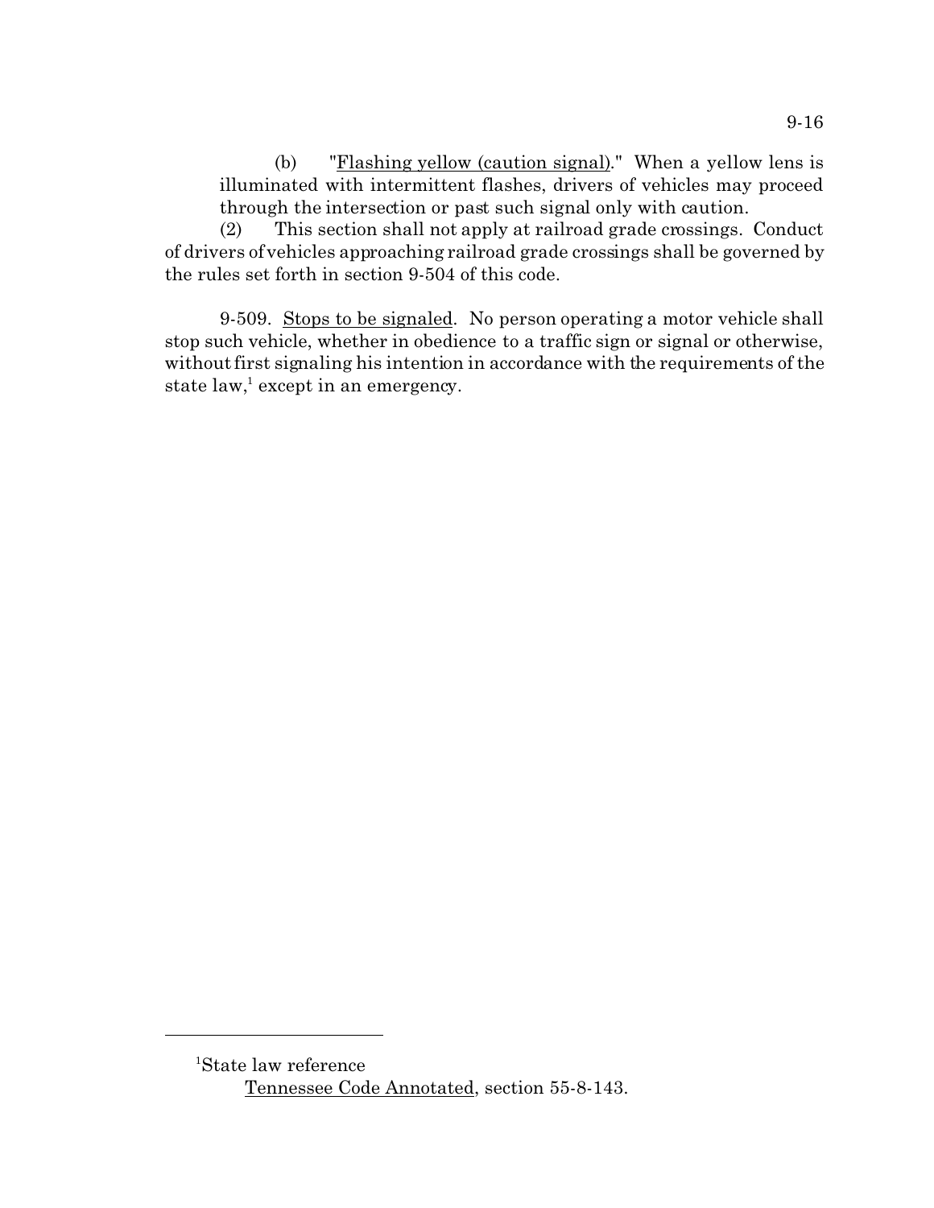(b) "Flashing yellow (caution signal)." When a yellow lens is illuminated with intermittent flashes, drivers of vehicles may proceed through the intersection or past such signal only with caution.

(2) This section shall not apply at railroad grade crossings. Conduct of drivers of vehicles approaching railroad grade crossings shall be governed by the rules set forth in section 9-504 of this code.

9-509. Stops to be signaled. No person operating a motor vehicle shall stop such vehicle, whether in obedience to a traffic sign or signal or otherwise, without first signaling his intention in accordance with the requirements of the state law,[1] except in an emergency.

---

[1]State law reference

Tennessee Code Annotated, section 55-8-143.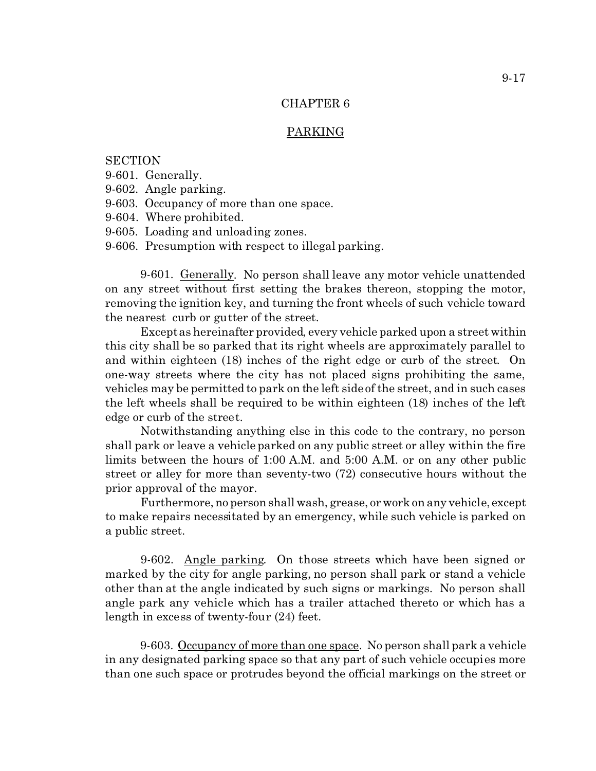# CHAPTER 6

## PARKING

SECTION
9-601. Generally.
9-602. Angle parking.
9-603. Occupancy of more than one space.
9-604. Where prohibited.
9-605. Loading and unloading zones.
9-606. Presumption with respect to illegal parking.

9-601. Generally. No person shall leave any motor vehicle unattended on any street without first setting the brakes thereon, stopping the motor, removing the ignition key, and turning the front wheels of such vehicle toward the nearest curb or gutter of the street.

Except as hereinafter provided, every vehicle parked upon a street within this city shall be so parked that its right wheels are approximately parallel to and within eighteen (18) inches of the right edge or curb of the street. On one-way streets where the city has not placed signs prohibiting the same, vehicles may be permitted to park on the left side of the street, and in such cases the left wheels shall be required to be within eighteen (18) inches of the left edge or curb of the street.

Notwithstanding anything else in this code to the contrary, no person shall park or leave a vehicle parked on any public street or alley within the fire limits between the hours of 1:00 A.M. and 5:00 A.M. or on any other public street or alley for more than seventy-two (72) consecutive hours without the prior approval of the mayor.

Furthermore, no person shall wash, grease, or work on any vehicle, except to make repairs necessitated by an emergency, while such vehicle is parked on a public street.

9-602. Angle parking. On those streets which have been signed or marked by the city for angle parking, no person shall park or stand a vehicle other than at the angle indicated by such signs or markings. No person shall angle park any vehicle which has a trailer attached thereto or which has a length in excess of twenty-four (24) feet.

9-603. Occupancy of more than one space. No person shall park a vehicle in any designated parking space so that any part of such vehicle occupies more than one such space or protrudes beyond the official markings on the street or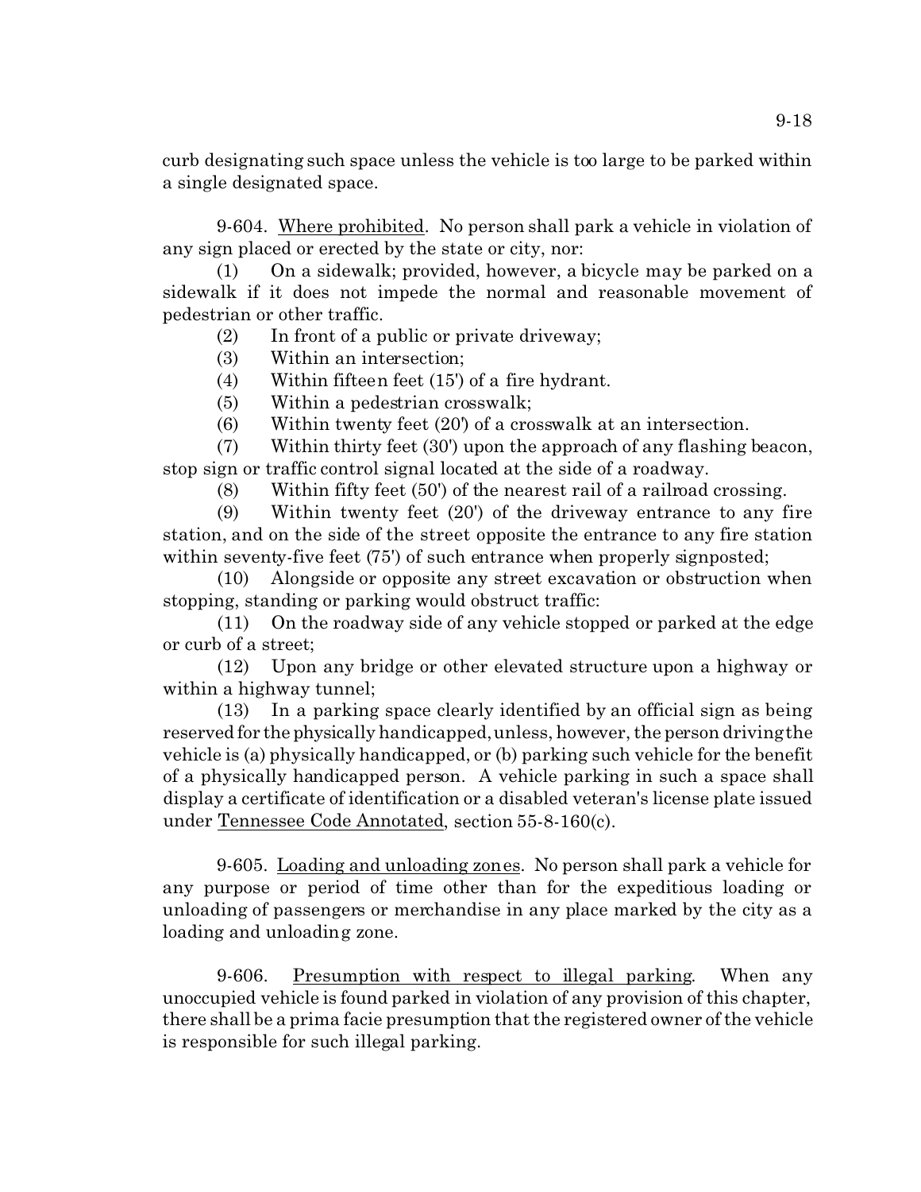curb designating such space unless the vehicle is too large to be parked within a single designated space.

9-604. Where prohibited. No person shall park a vehicle in violation of any sign placed or erected by the state or city, nor:

(1) On a sidewalk; provided, however, a bicycle may be parked on a sidewalk if it does not impede the normal and reasonable movement of pedestrian or other traffic.

(2) In front of a public or private driveway;

(3) Within an intersection;

(4) Within fifteen feet (15') of a fire hydrant.

(5) Within a pedestrian crosswalk;

(6) Within twenty feet (20') of a crosswalk at an intersection.

(7) Within thirty feet (30') upon the approach of any flashing beacon, stop sign or traffic control signal located at the side of a roadway.

(8) Within fifty feet (50') of the nearest rail of a railroad crossing.

(9) Within twenty feet (20') of the driveway entrance to any fire station, and on the side of the street opposite the entrance to any fire station within seventy-five feet (75') of such entrance when properly signposted;

(10) Alongside or opposite any street excavation or obstruction when stopping, standing or parking would obstruct traffic:

(11) On the roadway side of any vehicle stopped or parked at the edge or curb of a street;

(12) Upon any bridge or other elevated structure upon a highway or within a highway tunnel;

(13) In a parking space clearly identified by an official sign as being reserved for the physically handicapped, unless, however, the person driving the vehicle is (a) physically handicapped, or (b) parking such vehicle for the benefit of a physically handicapped person. A vehicle parking in such a space shall display a certificate of identification or a disabled veteran's license plate issued under Tennessee Code Annotated, section 55-8-160(c).

9-605. Loading and unloading zones. No person shall park a vehicle for any purpose or period of time other than for the expeditious loading or unloading of passengers or merchandise in any place marked by the city as a loading and unloading zone.

9-606. Presumption with respect to illegal parking. When any unoccupied vehicle is found parked in violation of any provision of this chapter, there shall be a prima facie presumption that the registered owner of the vehicle is responsible for such illegal parking.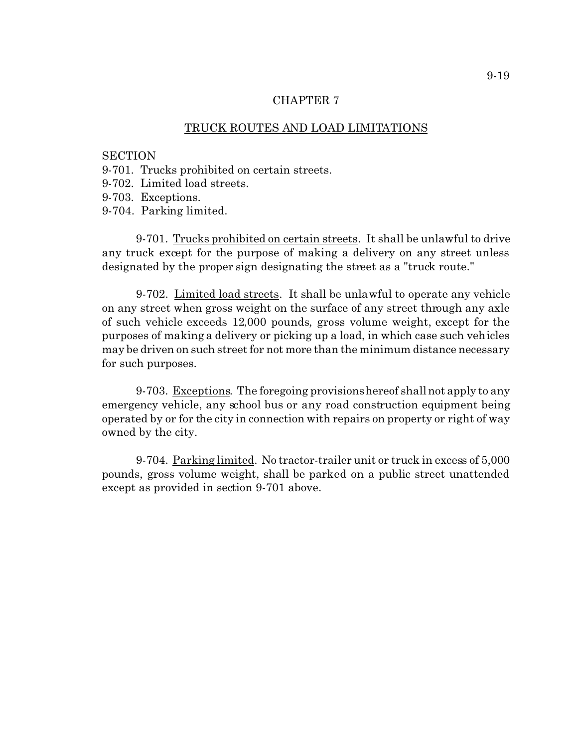# CHAPTER 7

## TRUCK ROUTES AND LOAD LIMITATIONS

SECTION
9-701. Trucks prohibited on certain streets.
9-702. Limited load streets.
9-703. Exceptions.
9-704. Parking limited.

9-701. Trucks prohibited on certain streets. It shall be unlawful to drive any truck except for the purpose of making a delivery on any street unless designated by the proper sign designating the street as a "truck route."

9-702. Limited load streets. It shall be unlawful to operate any vehicle on any street when gross weight on the surface of any street through any axle of such vehicle exceeds 12,000 pounds, gross volume weight, except for the purposes of making a delivery or picking up a load, in which case such vehicles may be driven on such street for not more than the minimum distance necessary for such purposes.

9-703. Exceptions. The foregoing provisions hereof shall not apply to any emergency vehicle, any school bus or any road construction equipment being operated by or for the city in connection with repairs on property or right of way owned by the city.

9-704. Parking limited. No tractor-trailer unit or truck in excess of 5,000 pounds, gross volume weight, shall be parked on a public street unattended except as provided in section 9-701 above.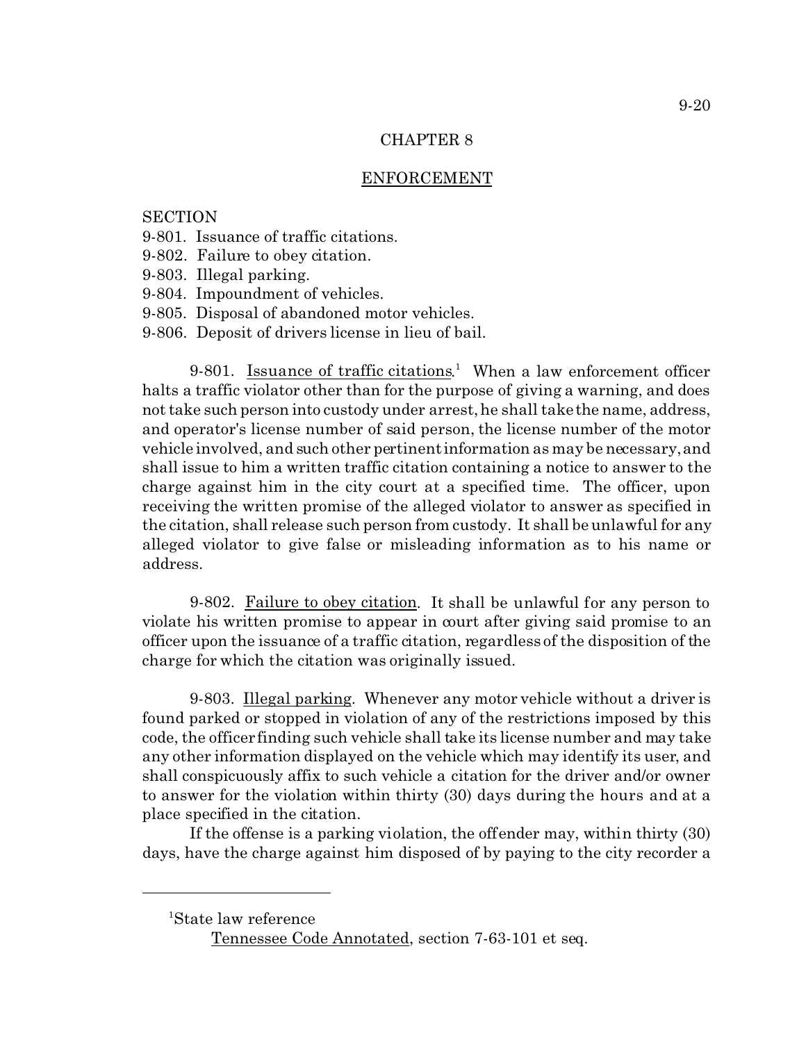## CHAPTER 8

## ENFORCEMENT

SECTION
9-801. Issuance of traffic citations.
9-802. Failure to obey citation.
9-803. Illegal parking.
9-804. Impoundment of vehicles.
9-805. Disposal of abandoned motor vehicles.
9-806. Deposit of drivers license in lieu of bail.

9-801. Issuance of traffic citations.[1] When a law enforcement officer halts a traffic violator other than for the purpose of giving a warning, and does not take such person into custody under arrest, he shall take the name, address, and operator's license number of said person, the license number of the motor vehicle involved, and such other pertinent information as may be necessary, and shall issue to him a written traffic citation containing a notice to answer to the charge against him in the city court at a specified time. The officer, upon receiving the written promise of the alleged violator to answer as specified in the citation, shall release such person from custody. It shall be unlawful for any alleged violator to give false or misleading information as to his name or address.

9-802. Failure to obey citation. It shall be unlawful for any person to violate his written promise to appear in court after giving said promise to an officer upon the issuance of a traffic citation, regardless of the disposition of the charge for which the citation was originally issued.

9-803. Illegal parking. Whenever any motor vehicle without a driver is found parked or stopped in violation of any of the restrictions imposed by this code, the officer finding such vehicle shall take its license number and may take any other information displayed on the vehicle which may identify its user, and shall conspicuously affix to such vehicle a citation for the driver and/or owner to answer for the violation within thirty (30) days during the hours and at a place specified in the citation.

If the offense is a parking violation, the offender may, within thirty (30) days, have the charge against him disposed of by paying to the city recorder a

---

[1]State law reference

Tennessee Code Annotated, section 7-63-101 et seq.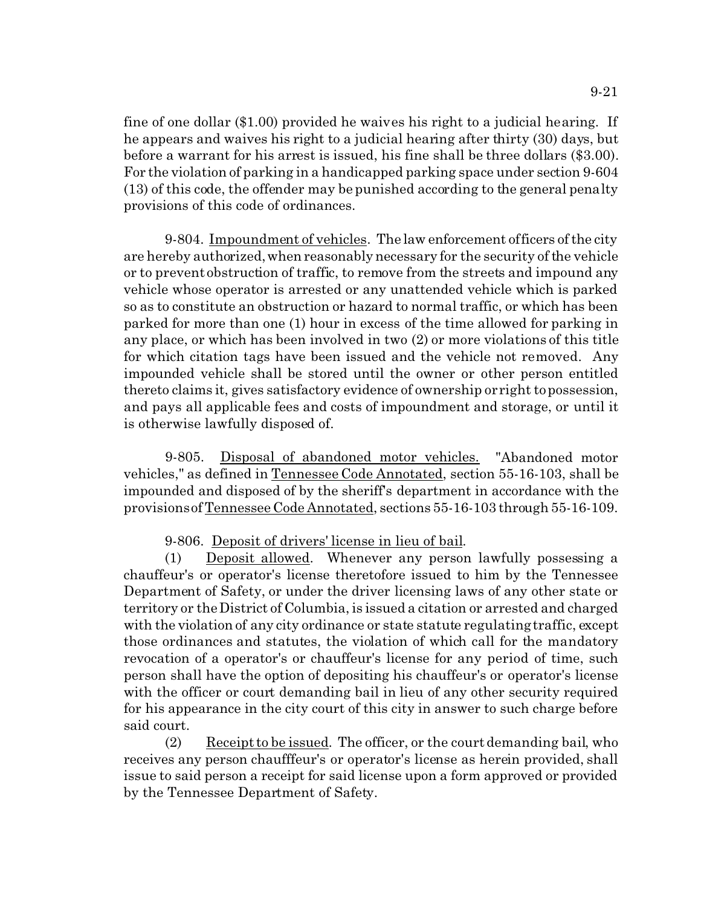fine of one dollar ($1.00) provided he waives his right to a judicial hearing. If he appears and waives his right to a judicial hearing after thirty (30) days, but before a warrant for his arrest is issued, his fine shall be three dollars ($3.00). For the violation of parking in a handicapped parking space under section 9-604 (13) of this code, the offender may be punished according to the general penalty provisions of this code of ordinances.

9-804. Impoundment of vehicles. The law enforcement officers of the city are hereby authorized, when reasonably necessary for the security of the vehicle or to prevent obstruction of traffic, to remove from the streets and impound any vehicle whose operator is arrested or any unattended vehicle which is parked so as to constitute an obstruction or hazard to normal traffic, or which has been parked for more than one (1) hour in excess of the time allowed for parking in any place, or which has been involved in two (2) or more violations of this title for which citation tags have been issued and the vehicle not removed. Any impounded vehicle shall be stored until the owner or other person entitled thereto claims it, gives satisfactory evidence of ownership or right to possession, and pays all applicable fees and costs of impoundment and storage, or until it is otherwise lawfully disposed of.

9-805. Disposal of abandoned motor vehicles. "Abandoned motor vehicles," as defined in Tennessee Code Annotated, section 55-16-103, shall be impounded and disposed of by the sheriff's department in accordance with the provisions of Tennessee Code Annotated, sections 55-16-103 through 55-16-109.

9-806. Deposit of drivers' license in lieu of bail.

(1) Deposit allowed. Whenever any person lawfully possessing a chauffeur's or operator's license theretofore issued to him by the Tennessee Department of Safety, or under the driver licensing laws of any other state or territory or the District of Columbia, is issued a citation or arrested and charged with the violation of any city ordinance or state statute regulating traffic, except those ordinances and statutes, the violation of which call for the mandatory revocation of a operator's or chauffeur's license for any period of time, such person shall have the option of depositing his chauffeur's or operator's license with the officer or court demanding bail in lieu of any other security required for his appearance in the city court of this city in answer to such charge before said court.

(2) Receipt to be issued. The officer, or the court demanding bail, who receives any person chaufffeur's or operator's license as herein provided, shall issue to said person a receipt for said license upon a form approved or provided by the Tennessee Department of Safety.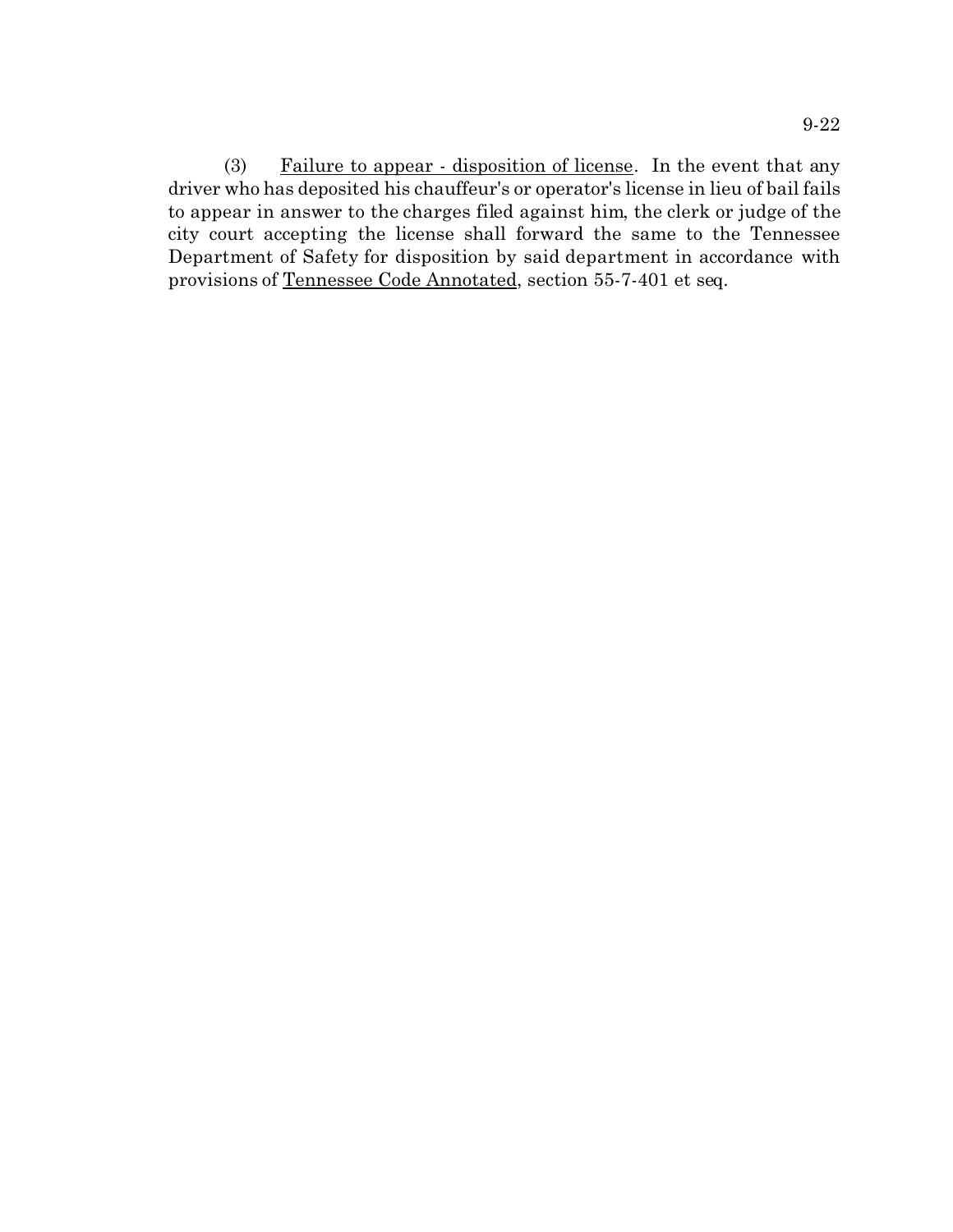(3) Failure to appear - disposition of license. In the event that any driver who has deposited his chauffeur's or operator's license in lieu of bail fails to appear in answer to the charges filed against him, the clerk or judge of the city court accepting the license shall forward the same to the Tennessee Department of Safety for disposition by said department in accordance with provisions of Tennessee Code Annotated, section 55-7-401 et seq.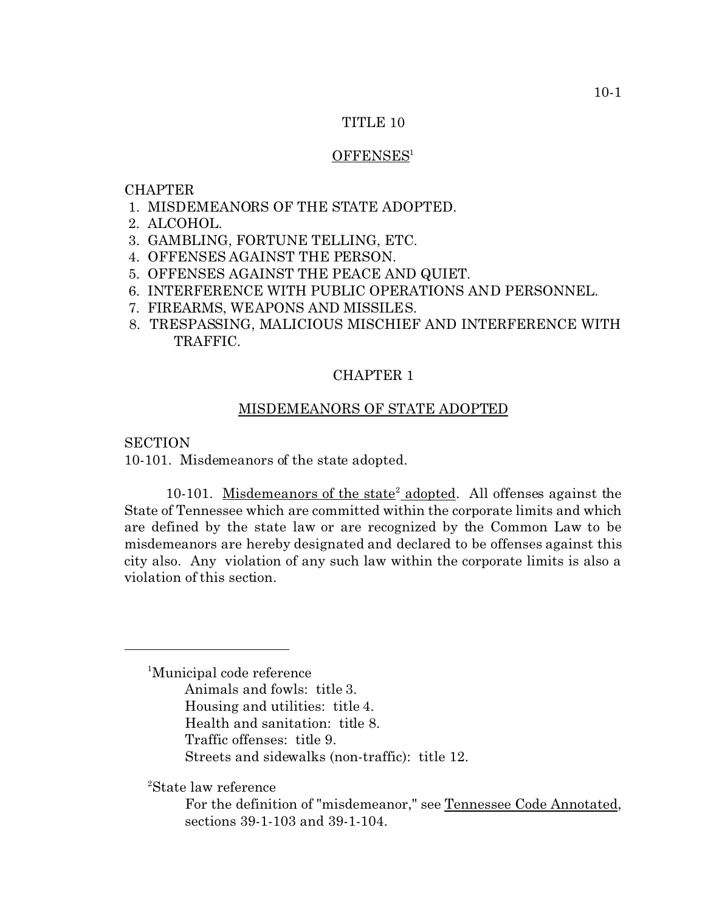# TITLE 10

## OFFENSES[1]

CHAPTER
1. MISDEMEANORS OF THE STATE ADOPTED.
2. ALCOHOL.
3. GAMBLING, FORTUNE TELLING, ETC.
4. OFFENSES AGAINST THE PERSON.
5. OFFENSES AGAINST THE PEACE AND QUIET.
6. INTERFERENCE WITH PUBLIC OPERATIONS AND PERSONNEL.
7. FIREARMS, WEAPONS AND MISSILES.
8. TRESPASSING, MALICIOUS MISCHIEF AND INTERFERENCE WITH TRAFFIC.

## CHAPTER 1

### MISDEMEANORS OF STATE ADOPTED

SECTION
10-101. Misdemeanors of the state adopted.

10-101. Misdemeanors of the state[2] adopted. All offenses against the State of Tennessee which are committed within the corporate limits and which are defined by the state law or are recognized by the Common Law to be misdemeanors are hereby designated and declared to be offenses against this city also. Any violation of any such law within the corporate limits is also a violation of this section.

---

[1]Municipal code reference
Animals and fowls: title 3.
Housing and utilities: title 4.
Health and sanitation: title 8.
Traffic offenses: title 9.
Streets and sidewalks (non-traffic): title 12.

[2]State law reference
For the definition of "misdemeanor," see Tennessee Code Annotated, sections 39-1-103 and 39-1-104.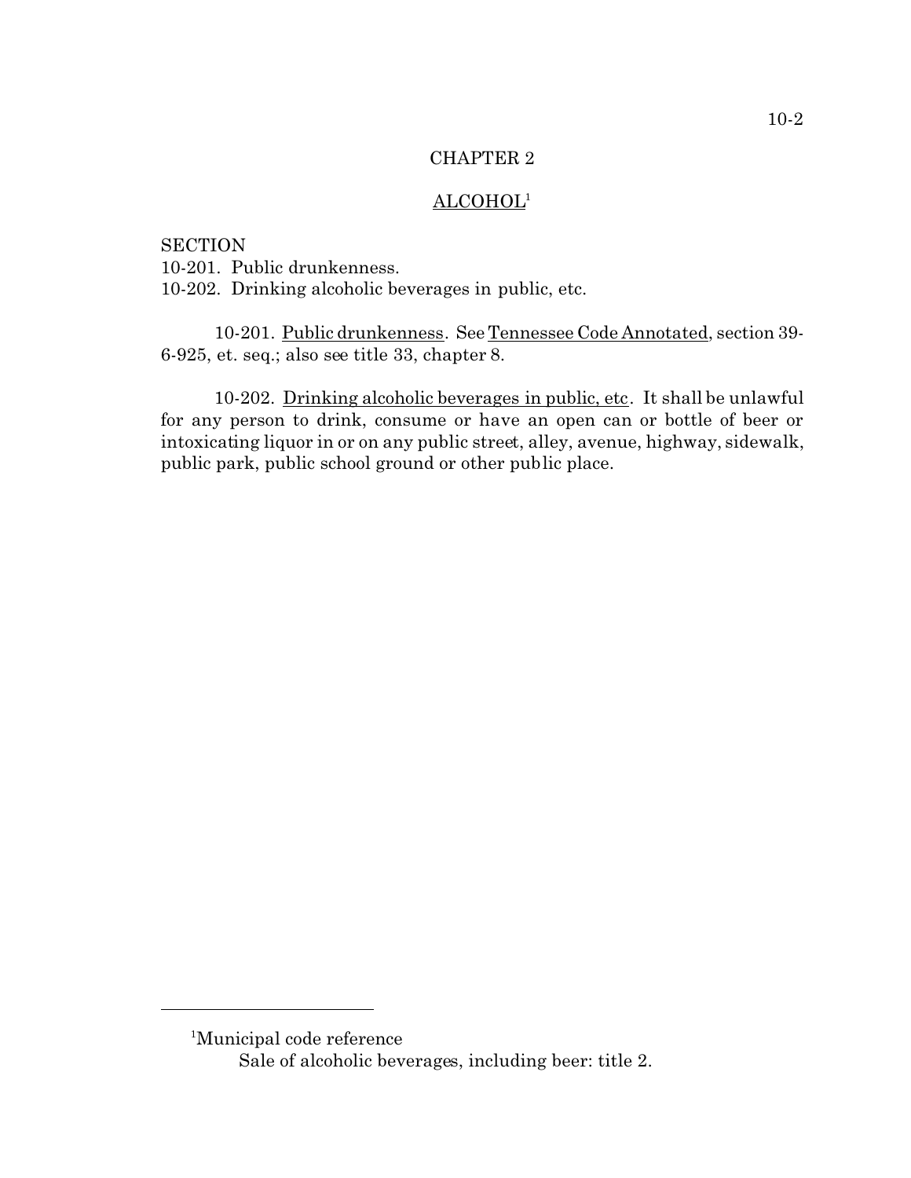# CHAPTER 2

## ALCOHOL[1]

SECTION

10-201. Public drunkenness.

10-202. Drinking alcoholic beverages in public, etc.

10-201. Public drunkenness. See Tennessee Code Annotated, section 39-6-925, et. seq.; also see title 33, chapter 8.

10-202. Drinking alcoholic beverages in public, etc. It shall be unlawful for any person to drink, consume or have an open can or bottle of beer or intoxicating liquor in or on any public street, alley, avenue, highway, sidewalk, public park, public school ground or other public place.

---

[1]Municipal code reference

Sale of alcoholic beverages, including beer: title 2.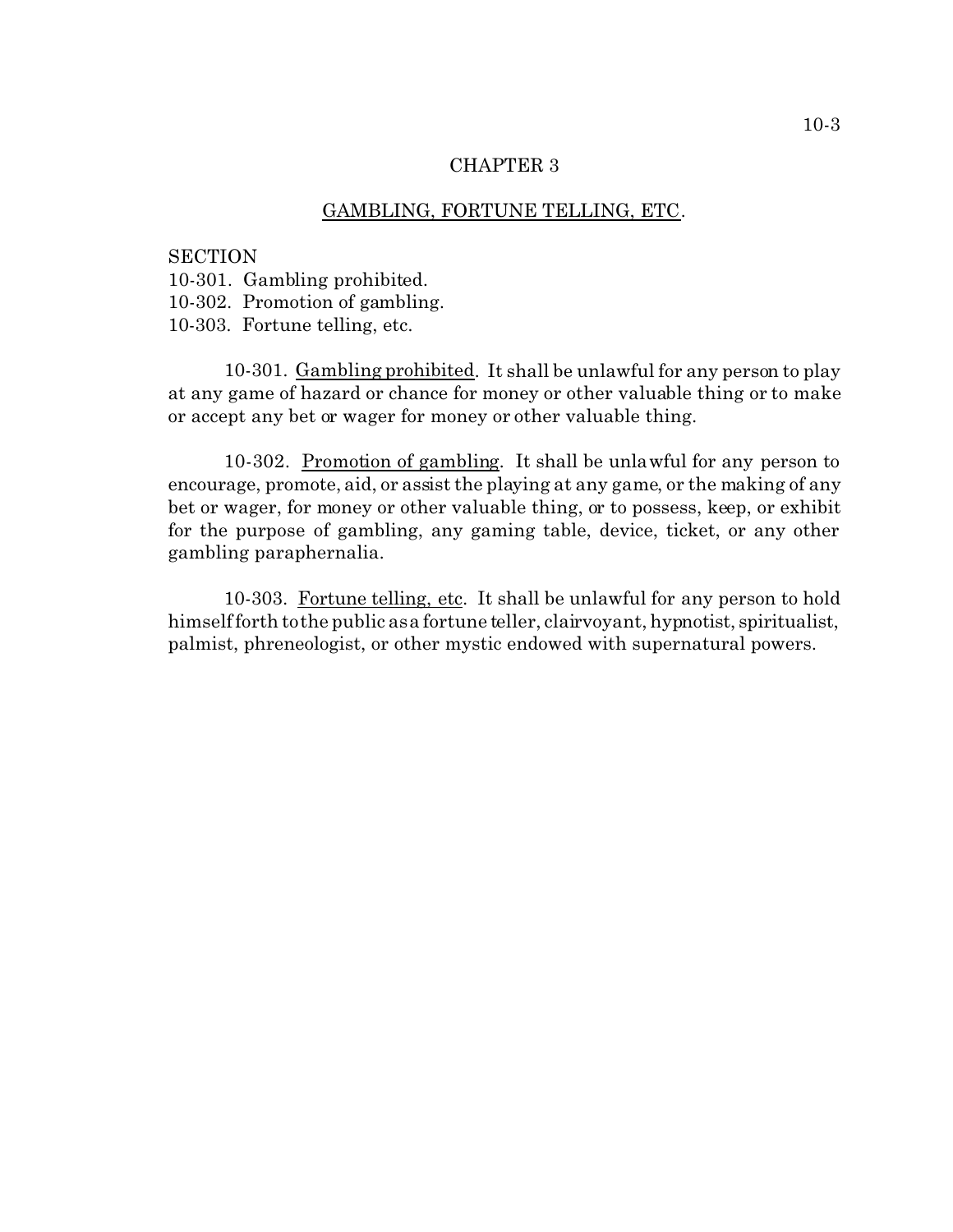# CHAPTER 3

## GAMBLING, FORTUNE TELLING, ETC.

SECTION
10-301. Gambling prohibited.
10-302. Promotion of gambling.
10-303. Fortune telling, etc.

10-301. Gambling prohibited. It shall be unlawful for any person to play at any game of hazard or chance for money or other valuable thing or to make or accept any bet or wager for money or other valuable thing.

10-302. Promotion of gambling. It shall be unlawful for any person to encourage, promote, aid, or assist the playing at any game, or the making of any bet or wager, for money or other valuable thing, or to possess, keep, or exhibit for the purpose of gambling, any gaming table, device, ticket, or any other gambling paraphernalia.

10-303. Fortune telling, etc. It shall be unlawful for any person to hold himself forth to the public as a fortune teller, clairvoyant, hypnotist, spiritualist, palmist, phreneologist, or other mystic endowed with supernatural powers.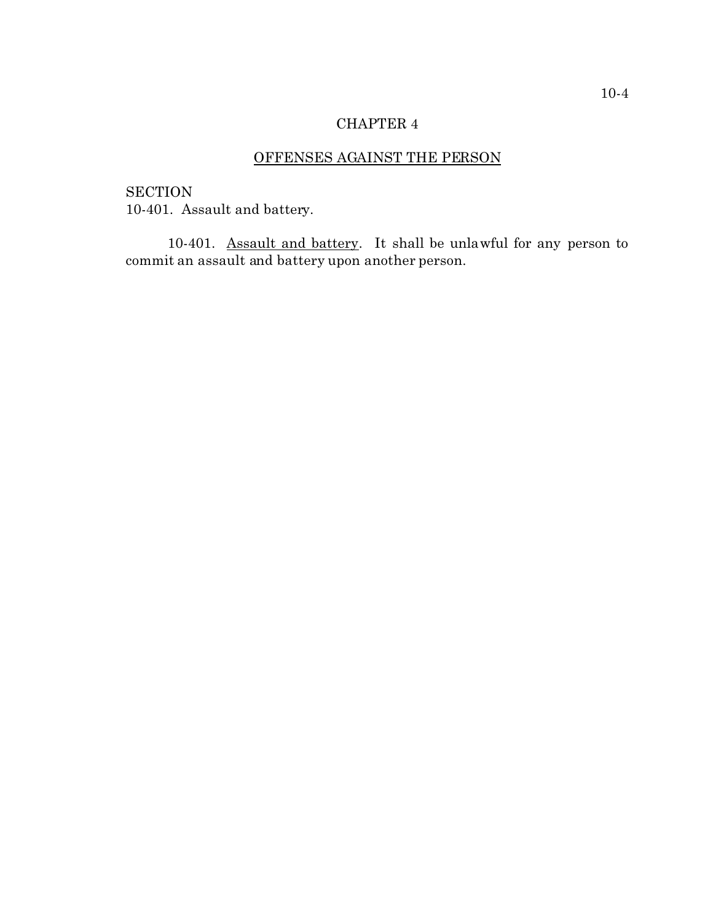# CHAPTER 4

## OFFENSES AGAINST THE PERSON

SECTION
10-401. Assault and battery.

10-401. Assault and battery. It shall be unlawful for any person to commit an assault and battery upon another person.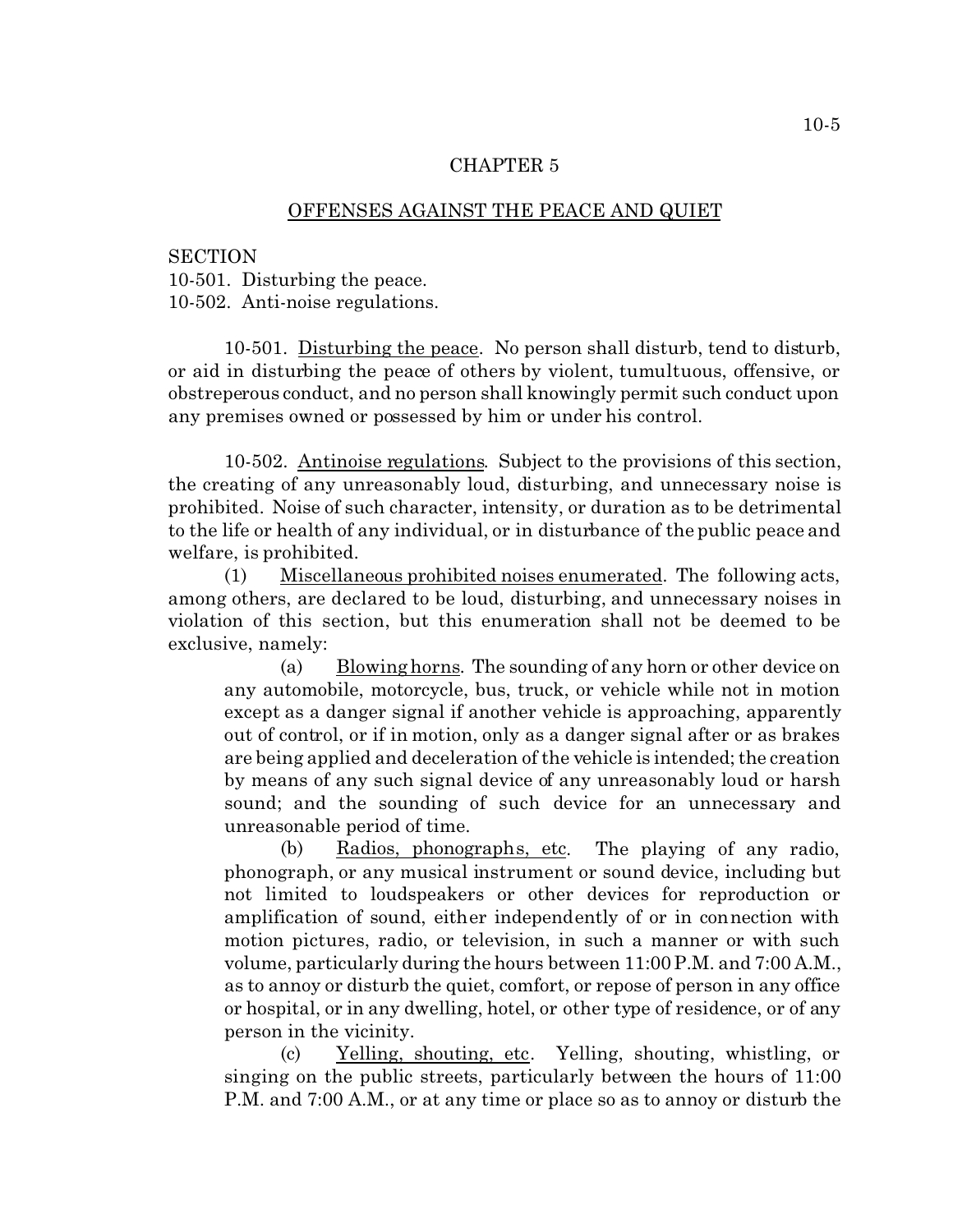# CHAPTER 5

## OFFENSES AGAINST THE PEACE AND QUIET

SECTION
10-501. Disturbing the peace.
10-502. Anti-noise regulations.

10-501. Disturbing the peace. No person shall disturb, tend to disturb, or aid in disturbing the peace of others by violent, tumultuous, offensive, or obstreperous conduct, and no person shall knowingly permit such conduct upon any premises owned or possessed by him or under his control.

10-502. Antinoise regulations. Subject to the provisions of this section, the creating of any unreasonably loud, disturbing, and unnecessary noise is prohibited. Noise of such character, intensity, or duration as to be detrimental to the life or health of any individual, or in disturbance of the public peace and welfare, is prohibited.

(1) Miscellaneous prohibited noises enumerated. The following acts, among others, are declared to be loud, disturbing, and unnecessary noises in violation of this section, but this enumeration shall not be deemed to be exclusive, namely:

(a) Blowing horns. The sounding of any horn or other device on any automobile, motorcycle, bus, truck, or vehicle while not in motion except as a danger signal if another vehicle is approaching, apparently out of control, or if in motion, only as a danger signal after or as brakes are being applied and deceleration of the vehicle is intended; the creation by means of any such signal device of any unreasonably loud or harsh sound; and the sounding of such device for an unnecessary and unreasonable period of time.

(b) Radios, phonographs, etc. The playing of any radio, phonograph, or any musical instrument or sound device, including but not limited to loudspeakers or other devices for reproduction or amplification of sound, either independently of or in connection with motion pictures, radio, or television, in such a manner or with such volume, particularly during the hours between 11:00 P.M. and 7:00 A.M., as to annoy or disturb the quiet, comfort, or repose of person in any office or hospital, or in any dwelling, hotel, or other type of residence, or of any person in the vicinity.

(c) Yelling, shouting, etc. Yelling, shouting, whistling, or singing on the public streets, particularly between the hours of 11:00 P.M. and 7:00 A.M., or at any time or place so as to annoy or disturb the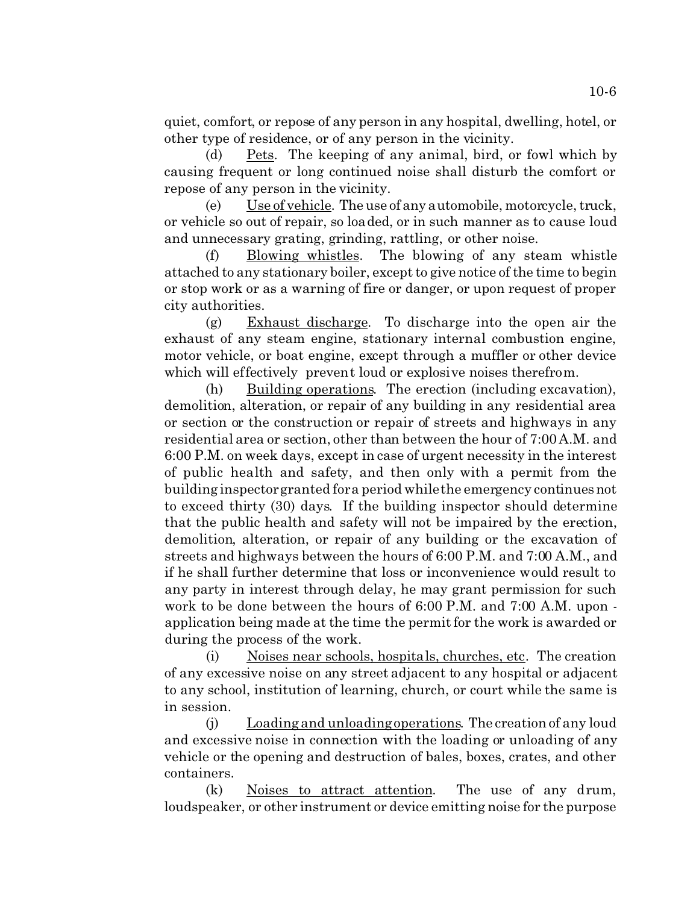quiet, comfort, or repose of any person in any hospital, dwelling, hotel, or other type of residence, or of any person in the vicinity.

(d) Pets. The keeping of any animal, bird, or fowl which by causing frequent or long continued noise shall disturb the comfort or repose of any person in the vicinity.

(e) Use of vehicle. The use of any automobile, motorcycle, truck, or vehicle so out of repair, so loaded, or in such manner as to cause loud and unnecessary grating, grinding, rattling, or other noise.

(f) Blowing whistles. The blowing of any steam whistle attached to any stationary boiler, except to give notice of the time to begin or stop work or as a warning of fire or danger, or upon request of proper city authorities.

(g) Exhaust discharge. To discharge into the open air the exhaust of any steam engine, stationary internal combustion engine, motor vehicle, or boat engine, except through a muffler or other device which will effectively prevent loud or explosive noises therefrom.

(h) Building operations. The erection (including excavation), demolition, alteration, or repair of any building in any residential area or section or the construction or repair of streets and highways in any residential area or section, other than between the hour of 7:00 A.M. and 6:00 P.M. on week days, except in case of urgent necessity in the interest of public health and safety, and then only with a permit from the building inspector granted for a period while the emergency continues not to exceed thirty (30) days. If the building inspector should determine that the public health and safety will not be impaired by the erection, demolition, alteration, or repair of any building or the excavation of streets and highways between the hours of 6:00 P.M. and 7:00 A.M., and if he shall further determine that loss or inconvenience would result to any party in interest through delay, he may grant permission for such work to be done between the hours of 6:00 P.M. and 7:00 A.M. upon - application being made at the time the permit for the work is awarded or during the process of the work.

(i) Noises near schools, hospitals, churches, etc. The creation of any excessive noise on any street adjacent to any hospital or adjacent to any school, institution of learning, church, or court while the same is in session.

(j) Loading and unloading operations. The creation of any loud and excessive noise in connection with the loading or unloading of any vehicle or the opening and destruction of bales, boxes, crates, and other containers.

(k) Noises to attract attention. The use of any drum, loudspeaker, or other instrument or device emitting noise for the purpose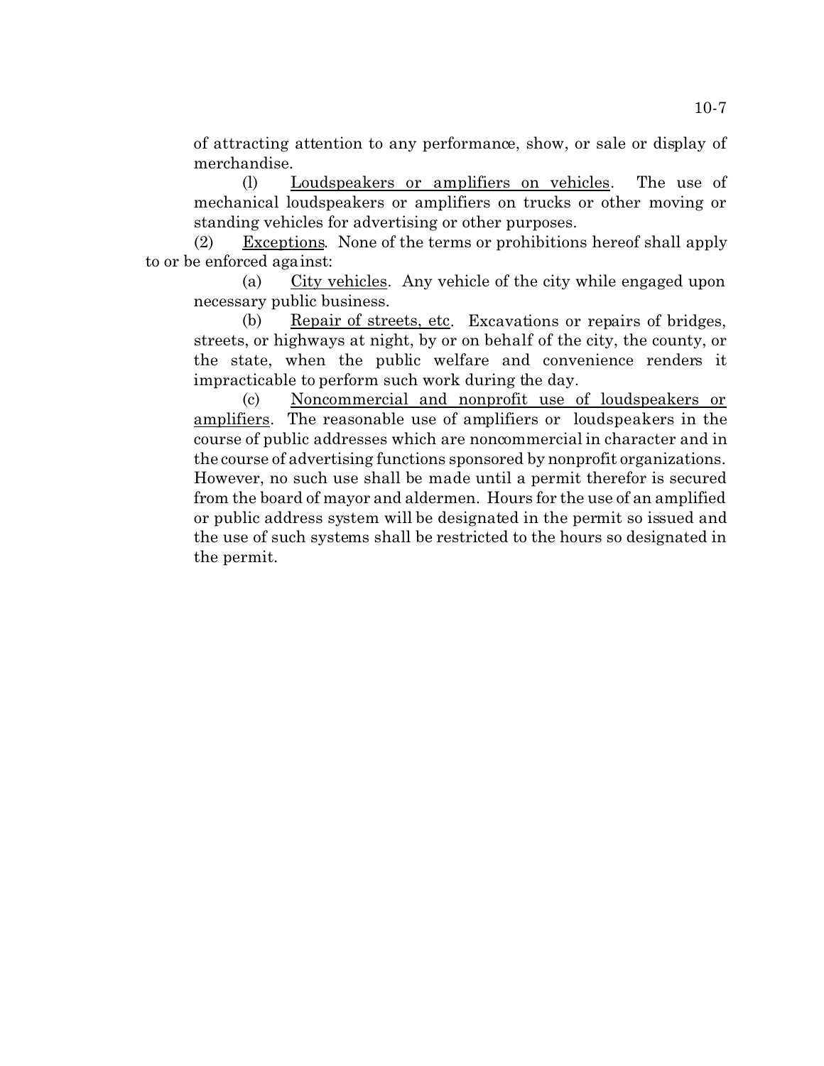of attracting attention to any performance, show, or sale or display of merchandise.

(l) Loudspeakers or amplifiers on vehicles. The use of mechanical loudspeakers or amplifiers on trucks or other moving or standing vehicles for advertising or other purposes.

(2) Exceptions. None of the terms or prohibitions hereof shall apply to or be enforced against:

(a) City vehicles. Any vehicle of the city while engaged upon necessary public business.

(b) Repair of streets, etc. Excavations or repairs of bridges, streets, or highways at night, by or on behalf of the city, the county, or the state, when the public welfare and convenience renders it impracticable to perform such work during the day.

(c) Noncommercial and nonprofit use of loudspeakers or amplifiers. The reasonable use of amplifiers or loudspeakers in the course of public addresses which are noncommercial in character and in the course of advertising functions sponsored by nonprofit organizations. However, no such use shall be made until a permit therefor is secured from the board of mayor and aldermen. Hours for the use of an amplified or public address system will be designated in the permit so issued and the use of such systems shall be restricted to the hours so designated in the permit.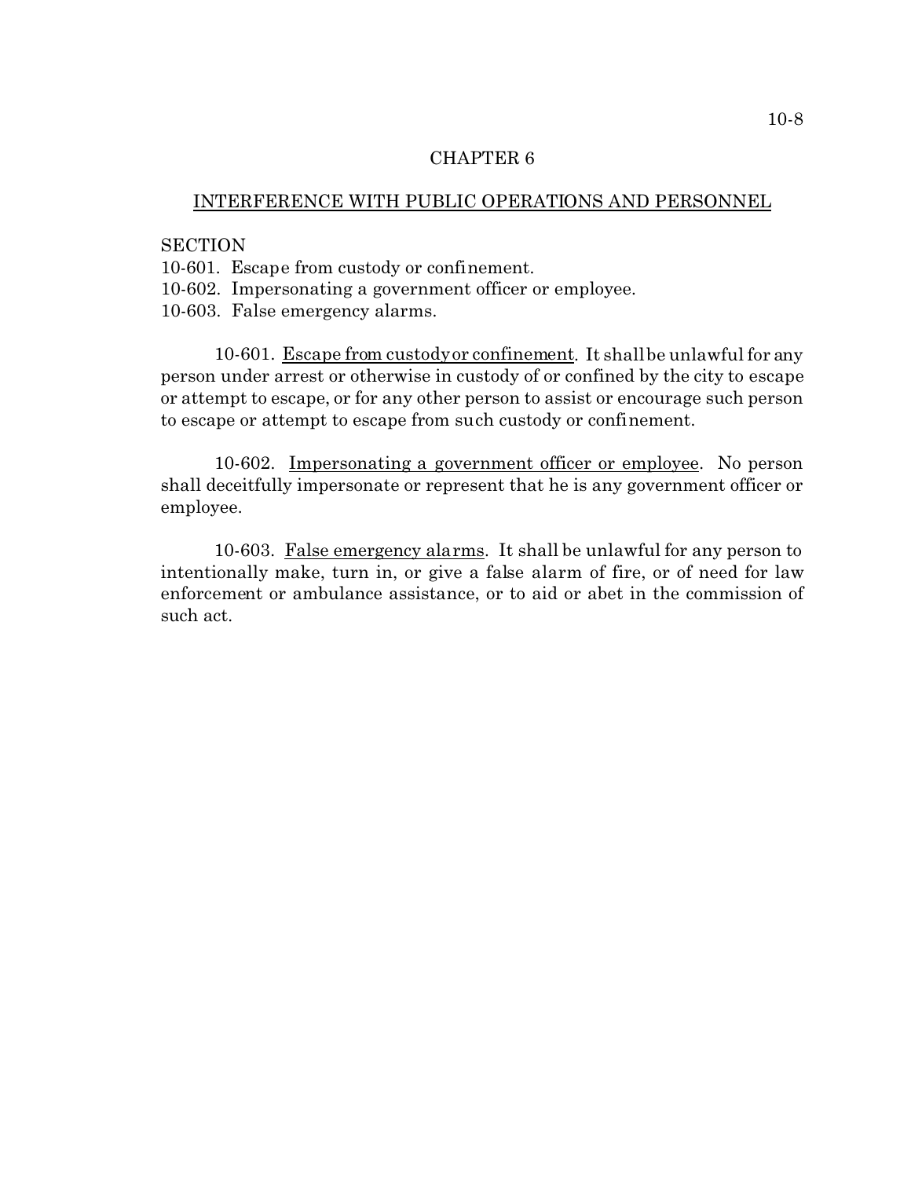## CHAPTER 6

## INTERFERENCE WITH PUBLIC OPERATIONS AND PERSONNEL

SECTION
10-601. Escape from custody or confinement.
10-602. Impersonating a government officer or employee.
10-603. False emergency alarms.

10-601. Escape from custody or confinement. It shall be unlawful for any person under arrest or otherwise in custody of or confined by the city to escape or attempt to escape, or for any other person to assist or encourage such person to escape or attempt to escape from such custody or confinement.

10-602. Impersonating a government officer or employee. No person shall deceitfully impersonate or represent that he is any government officer or employee.

10-603. False emergency alarms. It shall be unlawful for any person to intentionally make, turn in, or give a false alarm of fire, or of need for law enforcement or ambulance assistance, or to aid or abet in the commission of such act.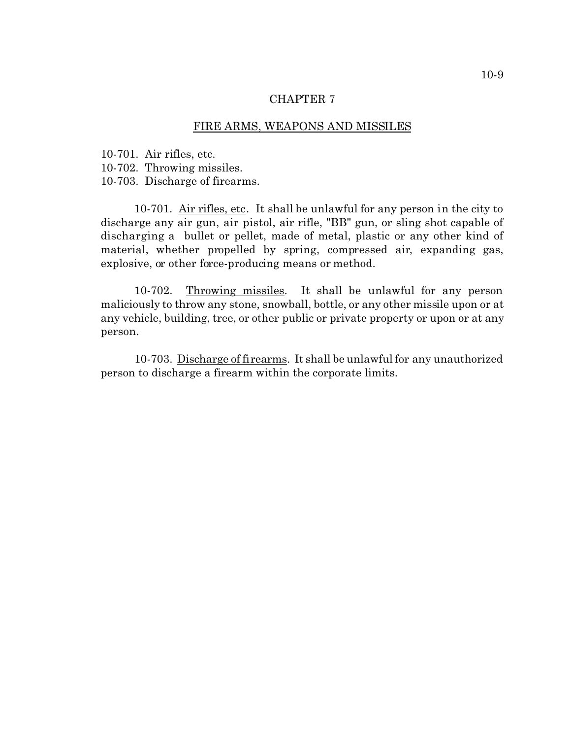# CHAPTER 7

## FIRE ARMS, WEAPONS AND MISSILES

10-701. Air rifles, etc.
10-702. Throwing missiles.
10-703. Discharge of firearms.

10-701. Air rifles, etc. It shall be unlawful for any person in the city to discharge any air gun, air pistol, air rifle, "BB" gun, or sling shot capable of discharging a bullet or pellet, made of metal, plastic or any other kind of material, whether propelled by spring, compressed air, expanding gas, explosive, or other force-producing means or method.

10-702. Throwing missiles. It shall be unlawful for any person maliciously to throw any stone, snowball, bottle, or any other missile upon or at any vehicle, building, tree, or other public or private property or upon or at any person.

10-703. Discharge of firearms. It shall be unlawful for any unauthorized person to discharge a firearm within the corporate limits.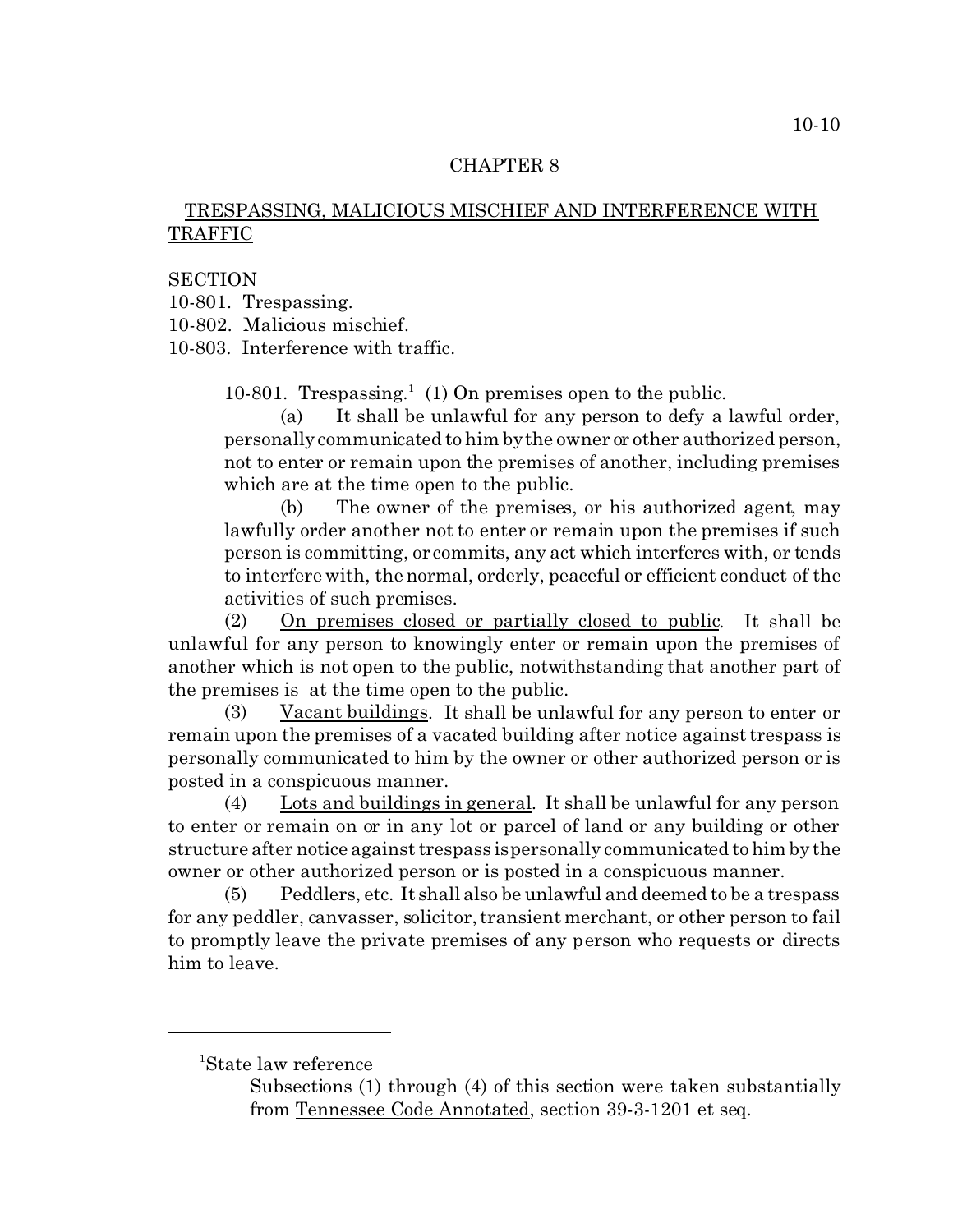# CHAPTER 8

## TRESPASSING, MALICIOUS MISCHIEF AND INTERFERENCE WITH TRAFFIC

SECTION
10-801. Trespassing.
10-802. Malicious mischief.
10-803. Interference with traffic.

10-801. Trespassing.[1] (1) On premises open to the public.

(a) It shall be unlawful for any person to defy a lawful order, personally communicated to him by the owner or other authorized person, not to enter or remain upon the premises of another, including premises which are at the time open to the public.

(b) The owner of the premises, or his authorized agent, may lawfully order another not to enter or remain upon the premises if such person is committing, or commits, any act which interferes with, or tends to interfere with, the normal, orderly, peaceful or efficient conduct of the activities of such premises.

(2) On premises closed or partially closed to public. It shall be unlawful for any person to knowingly enter or remain upon the premises of another which is not open to the public, notwithstanding that another part of the premises is at the time open to the public.

(3) Vacant buildings. It shall be unlawful for any person to enter or remain upon the premises of a vacated building after notice against trespass is personally communicated to him by the owner or other authorized person or is posted in a conspicuous manner.

(4) Lots and buildings in general. It shall be unlawful for any person to enter or remain on or in any lot or parcel of land or any building or other structure after notice against trespass is personally communicated to him by the owner or other authorized person or is posted in a conspicuous manner.

(5) Peddlers, etc. It shall also be unlawful and deemed to be a trespass for any peddler, canvasser, solicitor, transient merchant, or other person to fail to promptly leave the private premises of any person who requests or directs him to leave.

---

[1]State law reference

Subsections (1) through (4) of this section were taken substantially from Tennessee Code Annotated, section 39-3-1201 et seq.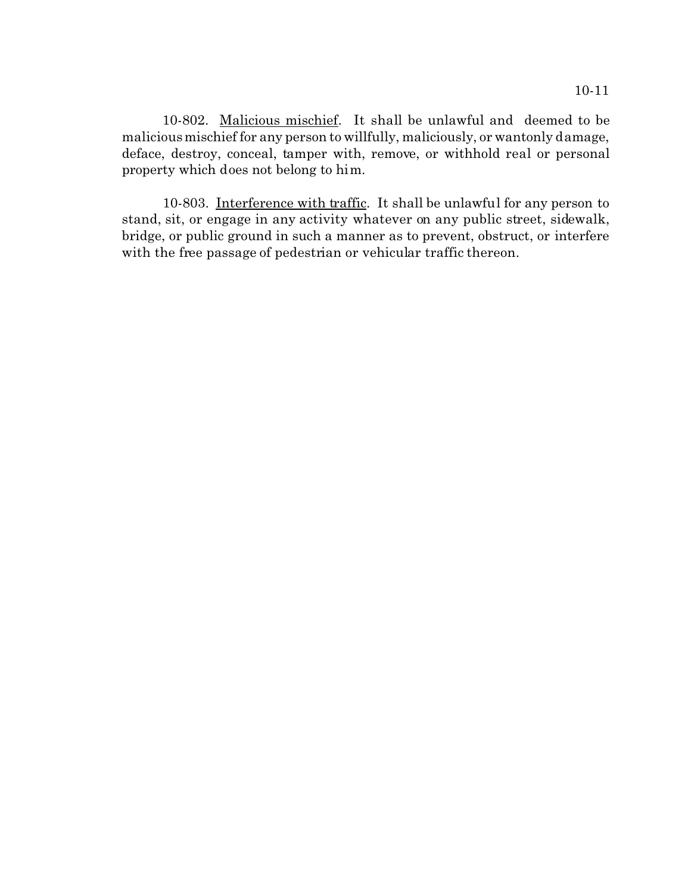10-802. Malicious mischief. It shall be unlawful and deemed to be malicious mischief for any person to willfully, maliciously, or wantonly damage, deface, destroy, conceal, tamper with, remove, or withhold real or personal property which does not belong to him.

10-803. Interference with traffic. It shall be unlawful for any person to stand, sit, or engage in any activity whatever on any public street, sidewalk, bridge, or public ground in such a manner as to prevent, obstruct, or interfere with the free passage of pedestrian or vehicular traffic thereon.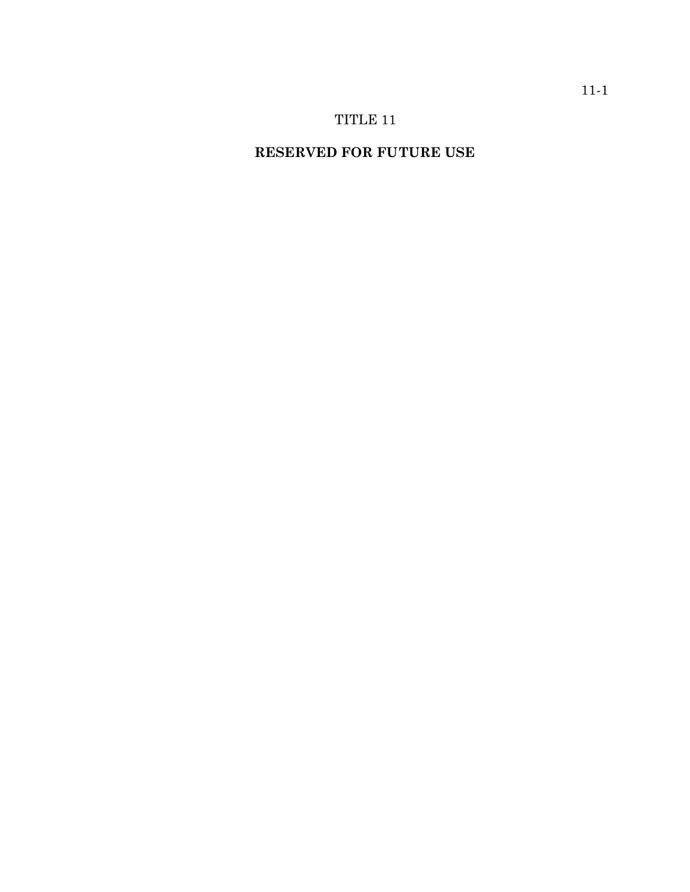# TITLE 11

## RESERVED FOR FUTURE USE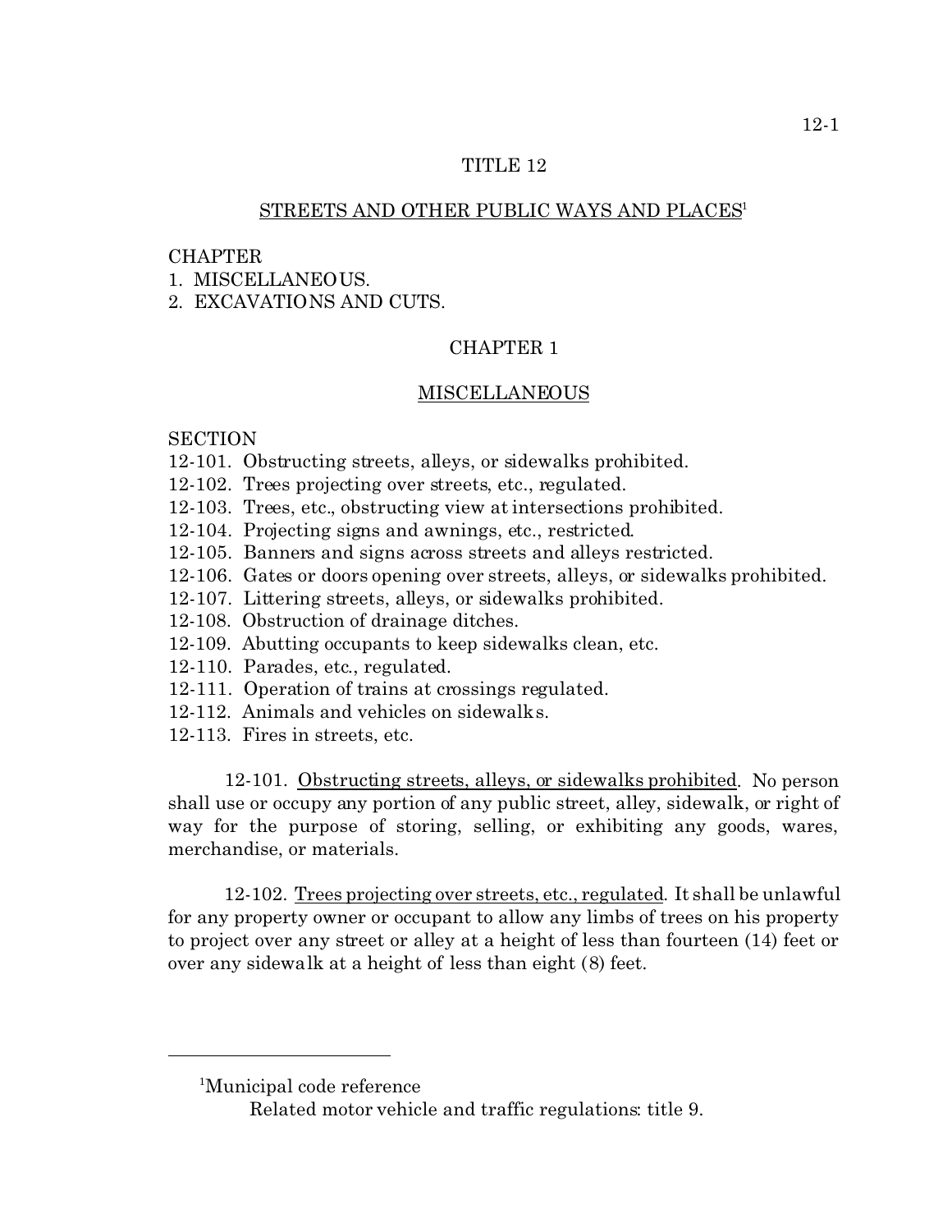# TITLE 12

## STREETS AND OTHER PUBLIC WAYS AND PLACES[1]

CHAPTER
1. MISCELLANEOUS.
2. EXCAVATIONS AND CUTS.

## CHAPTER 1

## MISCELLANEOUS

SECTION
12-101. Obstructing streets, alleys, or sidewalks prohibited.
12-102. Trees projecting over streets, etc., regulated.
12-103. Trees, etc., obstructing view at intersections prohibited.
12-104. Projecting signs and awnings, etc., restricted.
12-105. Banners and signs across streets and alleys restricted.
12-106. Gates or doors opening over streets, alleys, or sidewalks prohibited.
12-107. Littering streets, alleys, or sidewalks prohibited.
12-108. Obstruction of drainage ditches.
12-109. Abutting occupants to keep sidewalks clean, etc.
12-110. Parades, etc., regulated.
12-111. Operation of trains at crossings regulated.
12-112. Animals and vehicles on sidewalks.
12-113. Fires in streets, etc.

12-101. Obstructing streets, alleys, or sidewalks prohibited. No person shall use or occupy any portion of any public street, alley, sidewalk, or right of way for the purpose of storing, selling, or exhibiting any goods, wares, merchandise, or materials.

12-102. Trees projecting over streets, etc., regulated. It shall be unlawful for any property owner or occupant to allow any limbs of trees on his property to project over any street or alley at a height of less than fourteen (14) feet or over any sidewalk at a height of less than eight (8) feet.

---

[1]Municipal code reference
Related motor vehicle and traffic regulations: title 9.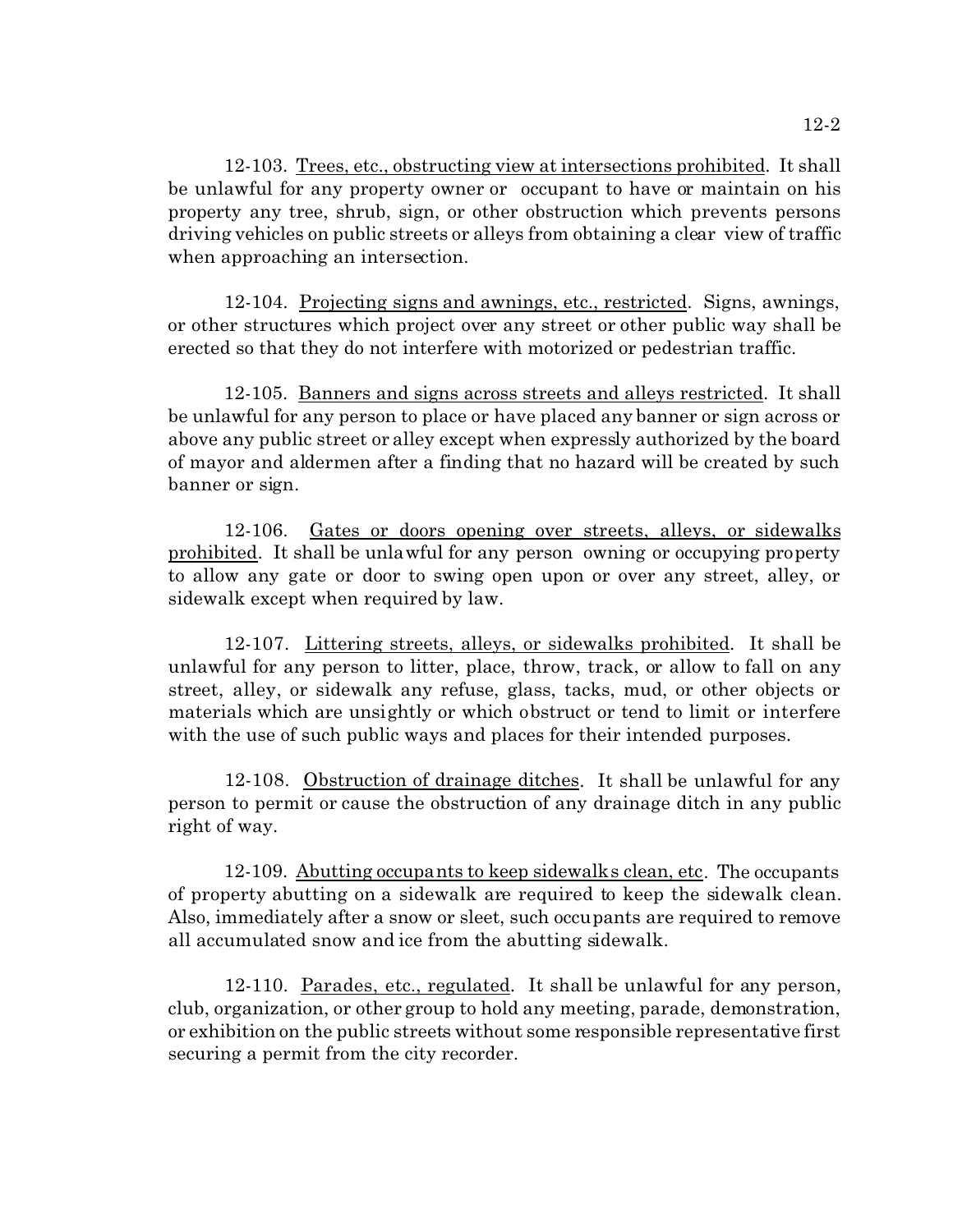12-103. Trees, etc., obstructing view at intersections prohibited. It shall be unlawful for any property owner or occupant to have or maintain on his property any tree, shrub, sign, or other obstruction which prevents persons driving vehicles on public streets or alleys from obtaining a clear view of traffic when approaching an intersection.

12-104. Projecting signs and awnings, etc., restricted. Signs, awnings, or other structures which project over any street or other public way shall be erected so that they do not interfere with motorized or pedestrian traffic.

12-105. Banners and signs across streets and alleys restricted. It shall be unlawful for any person to place or have placed any banner or sign across or above any public street or alley except when expressly authorized by the board of mayor and aldermen after a finding that no hazard will be created by such banner or sign.

12-106. Gates or doors opening over streets, alleys, or sidewalks prohibited. It shall be unlawful for any person owning or occupying property to allow any gate or door to swing open upon or over any street, alley, or sidewalk except when required by law.

12-107. Littering streets, alleys, or sidewalks prohibited. It shall be unlawful for any person to litter, place, throw, track, or allow to fall on any street, alley, or sidewalk any refuse, glass, tacks, mud, or other objects or materials which are unsightly or which obstruct or tend to limit or interfere with the use of such public ways and places for their intended purposes.

12-108. Obstruction of drainage ditches. It shall be unlawful for any person to permit or cause the obstruction of any drainage ditch in any public right of way.

12-109. Abutting occupants to keep sidewalks clean, etc. The occupants of property abutting on a sidewalk are required to keep the sidewalk clean. Also, immediately after a snow or sleet, such occupants are required to remove all accumulated snow and ice from the abutting sidewalk.

12-110. Parades, etc., regulated. It shall be unlawful for any person, club, organization, or other group to hold any meeting, parade, demonstration, or exhibition on the public streets without some responsible representative first securing a permit from the city recorder.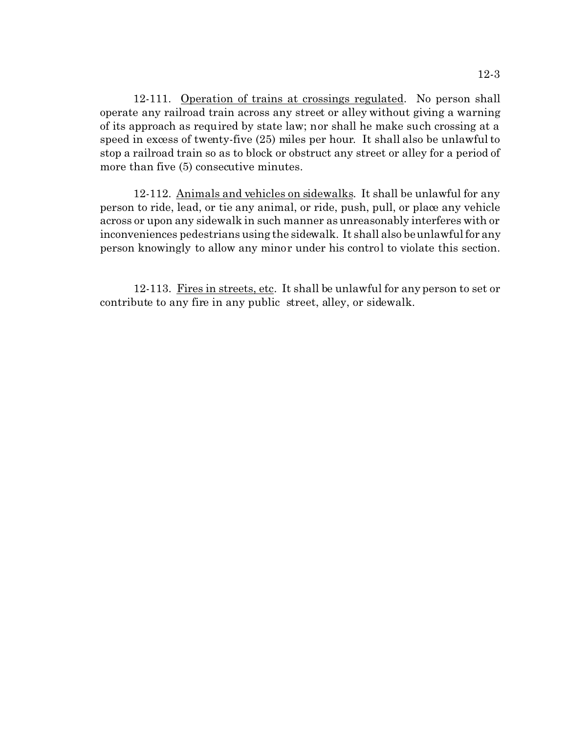12-111. Operation of trains at crossings regulated. No person shall operate any railroad train across any street or alley without giving a warning of its approach as required by state law; nor shall he make such crossing at a speed in excess of twenty-five (25) miles per hour. It shall also be unlawful to stop a railroad train so as to block or obstruct any street or alley for a period of more than five (5) consecutive minutes.

12-112. Animals and vehicles on sidewalks. It shall be unlawful for any person to ride, lead, or tie any animal, or ride, push, pull, or place any vehicle across or upon any sidewalk in such manner as unreasonably interferes with or inconveniences pedestrians using the sidewalk. It shall also be unlawful for any person knowingly to allow any minor under his control to violate this section.

12-113. Fires in streets, etc. It shall be unlawful for any person to set or contribute to any fire in any public street, alley, or sidewalk.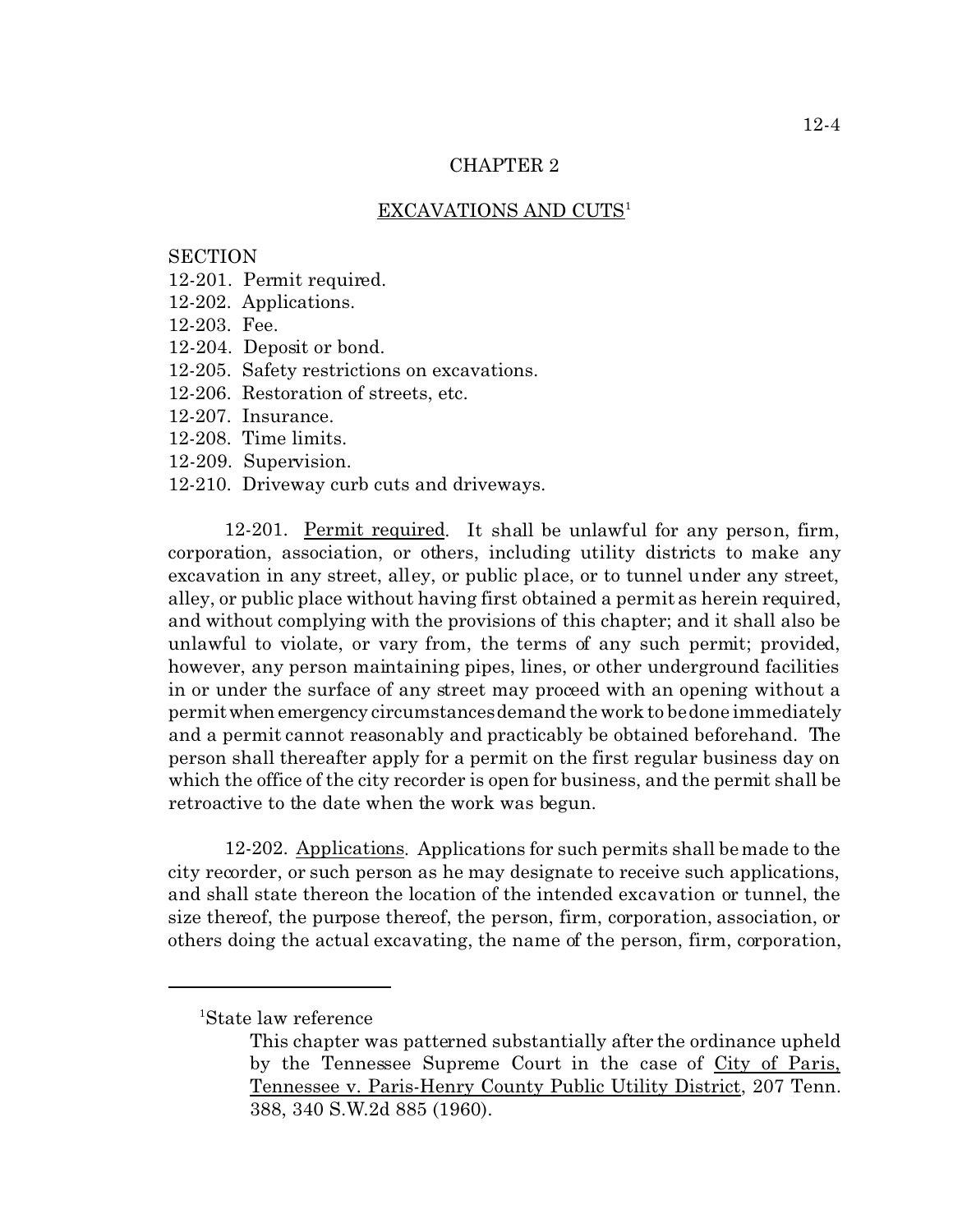## CHAPTER 2

## EXCAVATIONS AND CUTS[1]

SECTION
12-201. Permit required.
12-202. Applications.
12-203. Fee.
12-204. Deposit or bond.
12-205. Safety restrictions on excavations.
12-206. Restoration of streets, etc.
12-207. Insurance.
12-208. Time limits.
12-209. Supervision.
12-210. Driveway curb cuts and driveways.

12-201. Permit required. It shall be unlawful for any person, firm, corporation, association, or others, including utility districts to make any excavation in any street, alley, or public place, or to tunnel under any street, alley, or public place without having first obtained a permit as herein required, and without complying with the provisions of this chapter; and it shall also be unlawful to violate, or vary from, the terms of any such permit; provided, however, any person maintaining pipes, lines, or other underground facilities in or under the surface of any street may proceed with an opening without a permit when emergency circumstances demand the work to be done immediately and a permit cannot reasonably and practicably be obtained beforehand. The person shall thereafter apply for a permit on the first regular business day on which the office of the city recorder is open for business, and the permit shall be retroactive to the date when the work was begun.

12-202. Applications. Applications for such permits shall be made to the city recorder, or such person as he may designate to receive such applications, and shall state thereon the location of the intended excavation or tunnel, the size thereof, the purpose thereof, the person, firm, corporation, association, or others doing the actual excavating, the name of the person, firm, corporation,

---

[1]State law reference

This chapter was patterned substantially after the ordinance upheld by the Tennessee Supreme Court in the case of City of Paris, Tennessee v. Paris-Henry County Public Utility District, 207 Tenn. 388, 340 S.W.2d 885 (1960).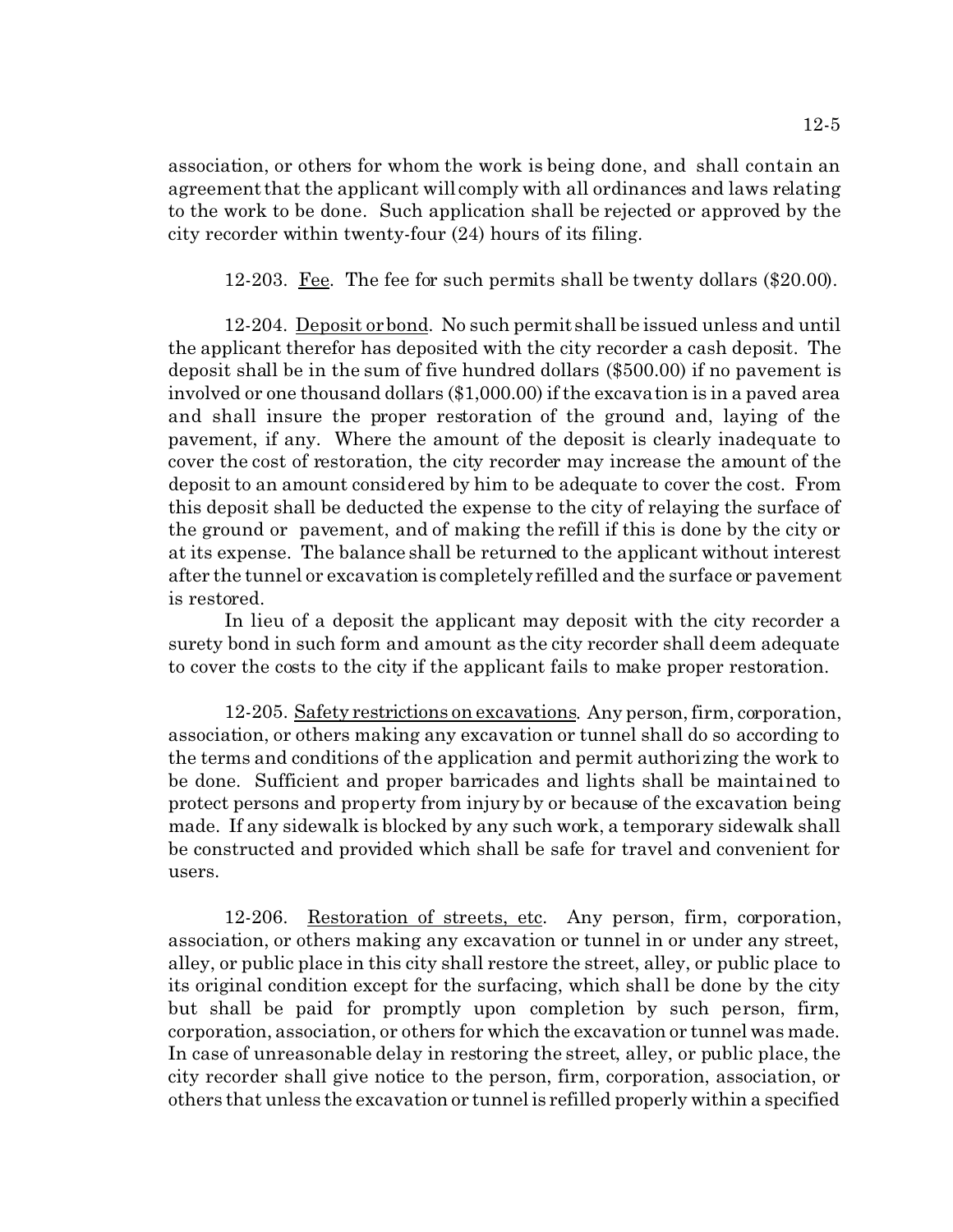association, or others for whom the work is being done, and shall contain an agreement that the applicant will comply with all ordinances and laws relating to the work to be done. Such application shall be rejected or approved by the city recorder within twenty-four (24) hours of its filing.

12-203. Fee. The fee for such permits shall be twenty dollars ($20.00).

12-204. Deposit or bond. No such permit shall be issued unless and until the applicant therefor has deposited with the city recorder a cash deposit. The deposit shall be in the sum of five hundred dollars ($500.00) if no pavement is involved or one thousand dollars ($1,000.00) if the excavation is in a paved area and shall insure the proper restoration of the ground and, laying of the pavement, if any. Where the amount of the deposit is clearly inadequate to cover the cost of restoration, the city recorder may increase the amount of the deposit to an amount considered by him to be adequate to cover the cost. From this deposit shall be deducted the expense to the city of relaying the surface of the ground or pavement, and of making the refill if this is done by the city or at its expense. The balance shall be returned to the applicant without interest after the tunnel or excavation is completely refilled and the surface or pavement is restored.

In lieu of a deposit the applicant may deposit with the city recorder a surety bond in such form and amount as the city recorder shall deem adequate to cover the costs to the city if the applicant fails to make proper restoration.

12-205. Safety restrictions on excavations. Any person, firm, corporation, association, or others making any excavation or tunnel shall do so according to the terms and conditions of the application and permit authorizing the work to be done. Sufficient and proper barricades and lights shall be maintained to protect persons and property from injury by or because of the excavation being made. If any sidewalk is blocked by any such work, a temporary sidewalk shall be constructed and provided which shall be safe for travel and convenient for users.

12-206. Restoration of streets, etc. Any person, firm, corporation, association, or others making any excavation or tunnel in or under any street, alley, or public place in this city shall restore the street, alley, or public place to its original condition except for the surfacing, which shall be done by the city but shall be paid for promptly upon completion by such person, firm, corporation, association, or others for which the excavation or tunnel was made. In case of unreasonable delay in restoring the street, alley, or public place, the city recorder shall give notice to the person, firm, corporation, association, or others that unless the excavation or tunnel is refilled properly within a specified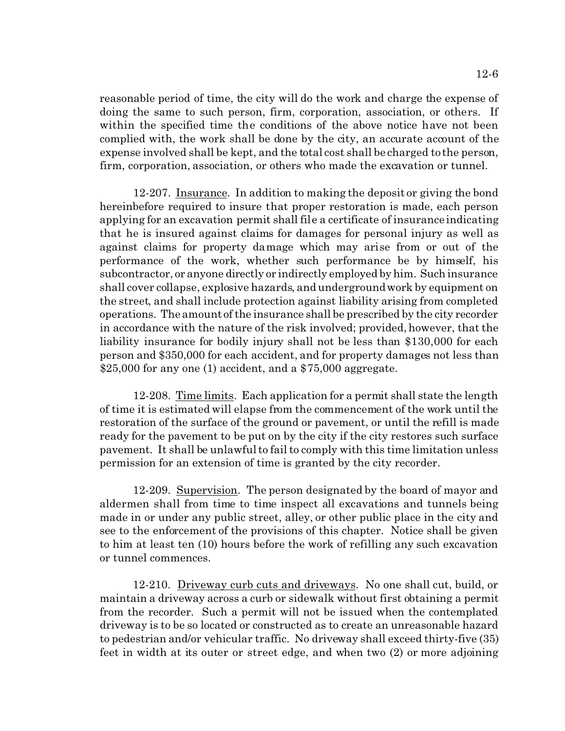reasonable period of time, the city will do the work and charge the expense of doing the same to such person, firm, corporation, association, or others. If within the specified time the conditions of the above notice have not been complied with, the work shall be done by the city, an accurate account of the expense involved shall be kept, and the total cost shall be charged to the person, firm, corporation, association, or others who made the excavation or tunnel.

12-207. Insurance. In addition to making the deposit or giving the bond hereinbefore required to insure that proper restoration is made, each person applying for an excavation permit shall file a certificate of insurance indicating that he is insured against claims for damages for personal injury as well as against claims for property damage which may arise from or out of the performance of the work, whether such performance be by himself, his subcontractor, or anyone directly or indirectly employed by him. Such insurance shall cover collapse, explosive hazards, and underground work by equipment on the street, and shall include protection against liability arising from completed operations. The amount of the insurance shall be prescribed by the city recorder in accordance with the nature of the risk involved; provided, however, that the liability insurance for bodily injury shall not be less than $130,000 for each person and $350,000 for each accident, and for property damages not less than $25,000 for any one (1) accident, and a $75,000 aggregate.

12-208. Time limits. Each application for a permit shall state the length of time it is estimated will elapse from the commencement of the work until the restoration of the surface of the ground or pavement, or until the refill is made ready for the pavement to be put on by the city if the city restores such surface pavement. It shall be unlawful to fail to comply with this time limitation unless permission for an extension of time is granted by the city recorder.

12-209. Supervision. The person designated by the board of mayor and aldermen shall from time to time inspect all excavations and tunnels being made in or under any public street, alley, or other public place in the city and see to the enforcement of the provisions of this chapter. Notice shall be given to him at least ten (10) hours before the work of refilling any such excavation or tunnel commences.

12-210. Driveway curb cuts and driveways. No one shall cut, build, or maintain a driveway across a curb or sidewalk without first obtaining a permit from the recorder. Such a permit will not be issued when the contemplated driveway is to be so located or constructed as to create an unreasonable hazard to pedestrian and/or vehicular traffic. No driveway shall exceed thirty-five (35) feet in width at its outer or street edge, and when two (2) or more adjoining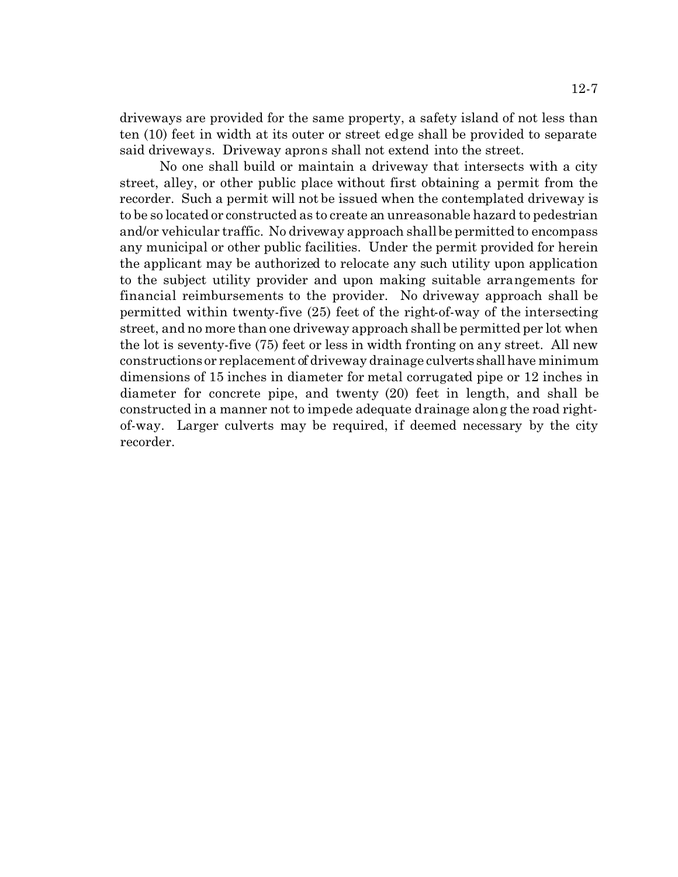driveways are provided for the same property, a safety island of not less than ten (10) feet in width at its outer or street edge shall be provided to separate said driveways. Driveway aprons shall not extend into the street.

No one shall build or maintain a driveway that intersects with a city street, alley, or other public place without first obtaining a permit from the recorder. Such a permit will not be issued when the contemplated driveway is to be so located or constructed as to create an unreasonable hazard to pedestrian and/or vehicular traffic. No driveway approach shall be permitted to encompass any municipal or other public facilities. Under the permit provided for herein the applicant may be authorized to relocate any such utility upon application to the subject utility provider and upon making suitable arrangements for financial reimbursements to the provider. No driveway approach shall be permitted within twenty-five (25) feet of the right-of-way of the intersecting street, and no more than one driveway approach shall be permitted per lot when the lot is seventy-five (75) feet or less in width fronting on any street. All new constructions or replacement of driveway drainage culverts shall have minimum dimensions of 15 inches in diameter for metal corrugated pipe or 12 inches in diameter for concrete pipe, and twenty (20) feet in length, and shall be constructed in a manner not to impede adequate drainage along the road right-of-way. Larger culverts may be required, if deemed necessary by the city recorder.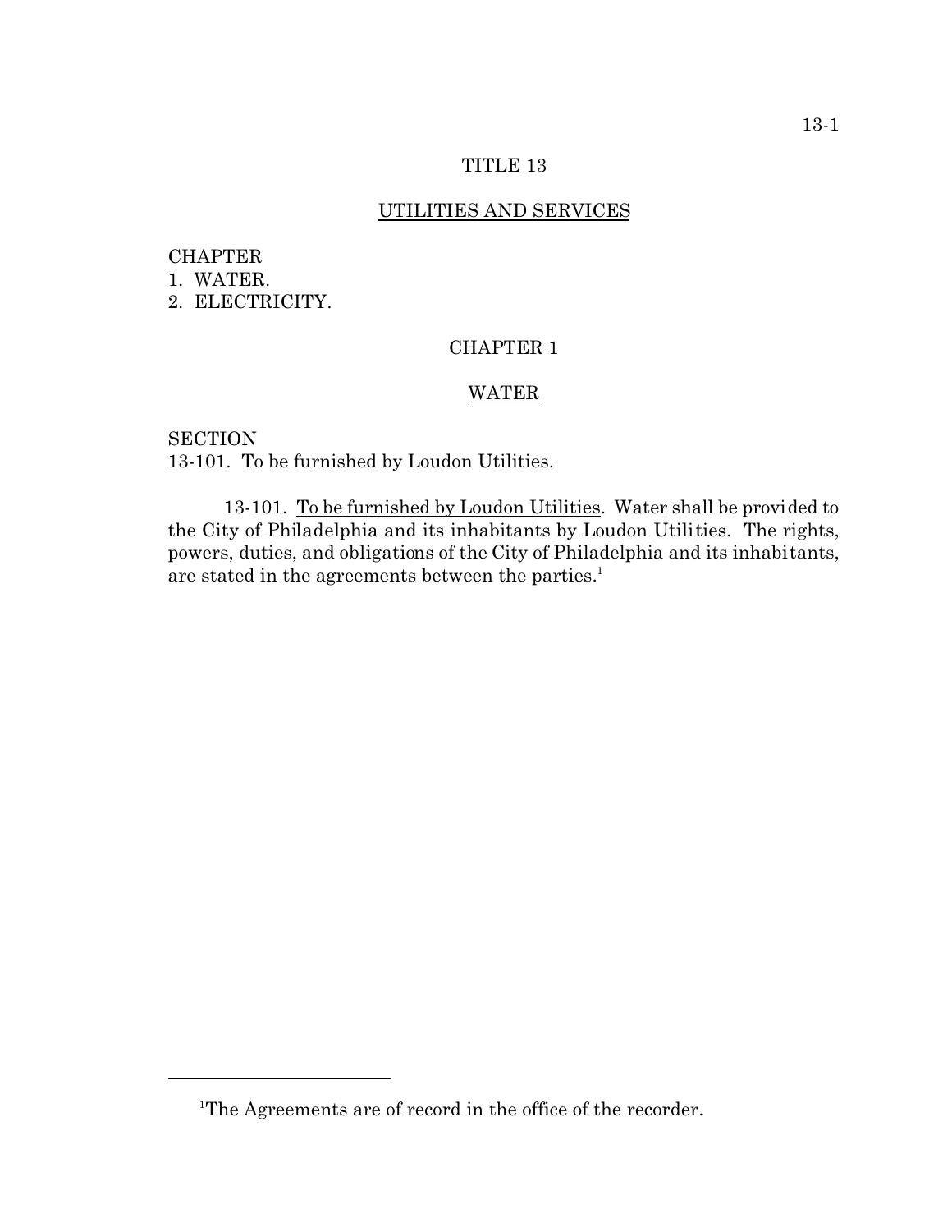# TITLE 13

## UTILITIES AND SERVICES

CHAPTER
1. WATER.
2. ELECTRICITY.

## CHAPTER 1

## WATER

SECTION
13-101. To be furnished by Loudon Utilities.

13-101. To be furnished by Loudon Utilities. Water shall be provided to the City of Philadelphia and its inhabitants by Loudon Utilities. The rights, powers, duties, and obligations of the City of Philadelphia and its inhabitants, are stated in the agreements between the parties.[1]

---

[1]The Agreements are of record in the office of the recorder.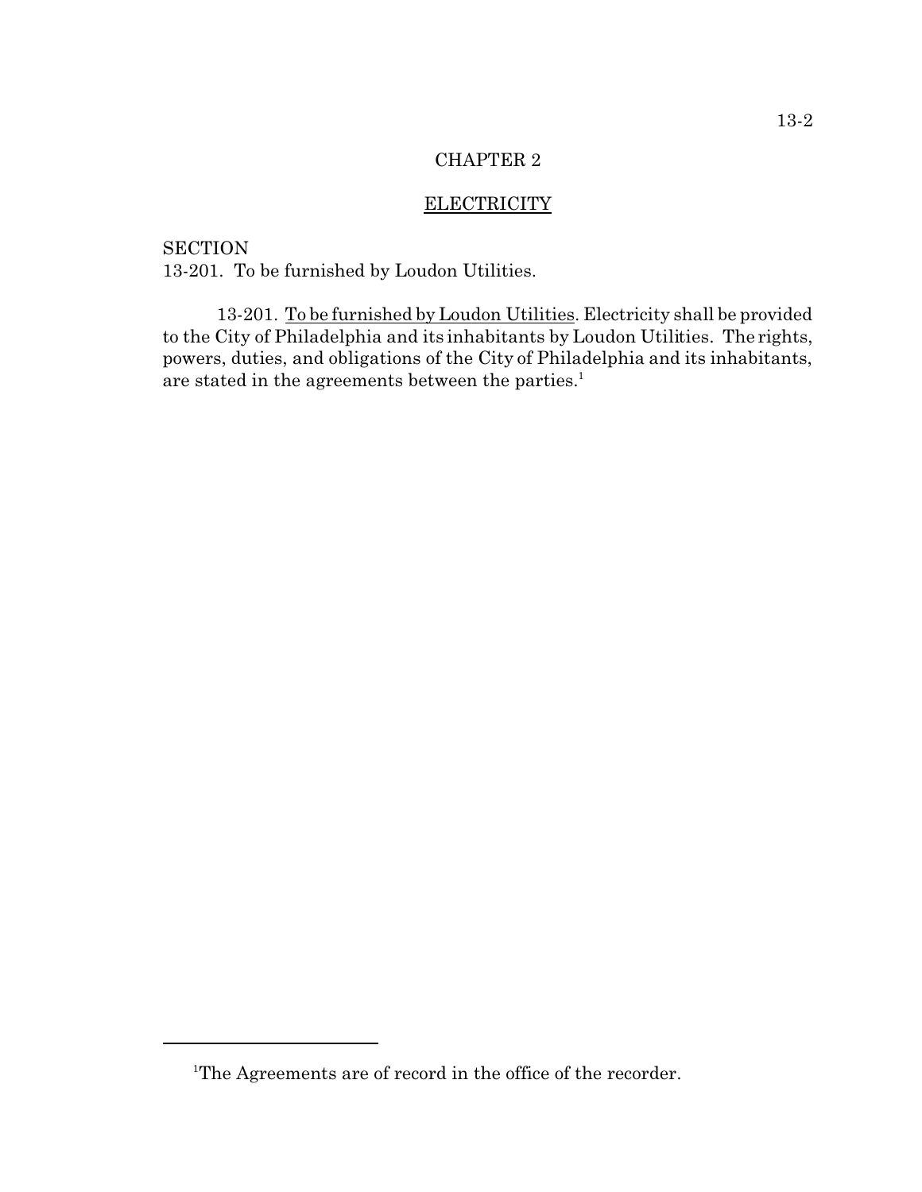# CHAPTER 2

## ELECTRICITY

SECTION
13-201. To be furnished by Loudon Utilities.

13-201. To be furnished by Loudon Utilities. Electricity shall be provided to the City of Philadelphia and its inhabitants by Loudon Utilities. The rights, powers, duties, and obligations of the City of Philadelphia and its inhabitants, are stated in the agreements between the parties.[1]

---

[1]The Agreements are of record in the office of the recorder.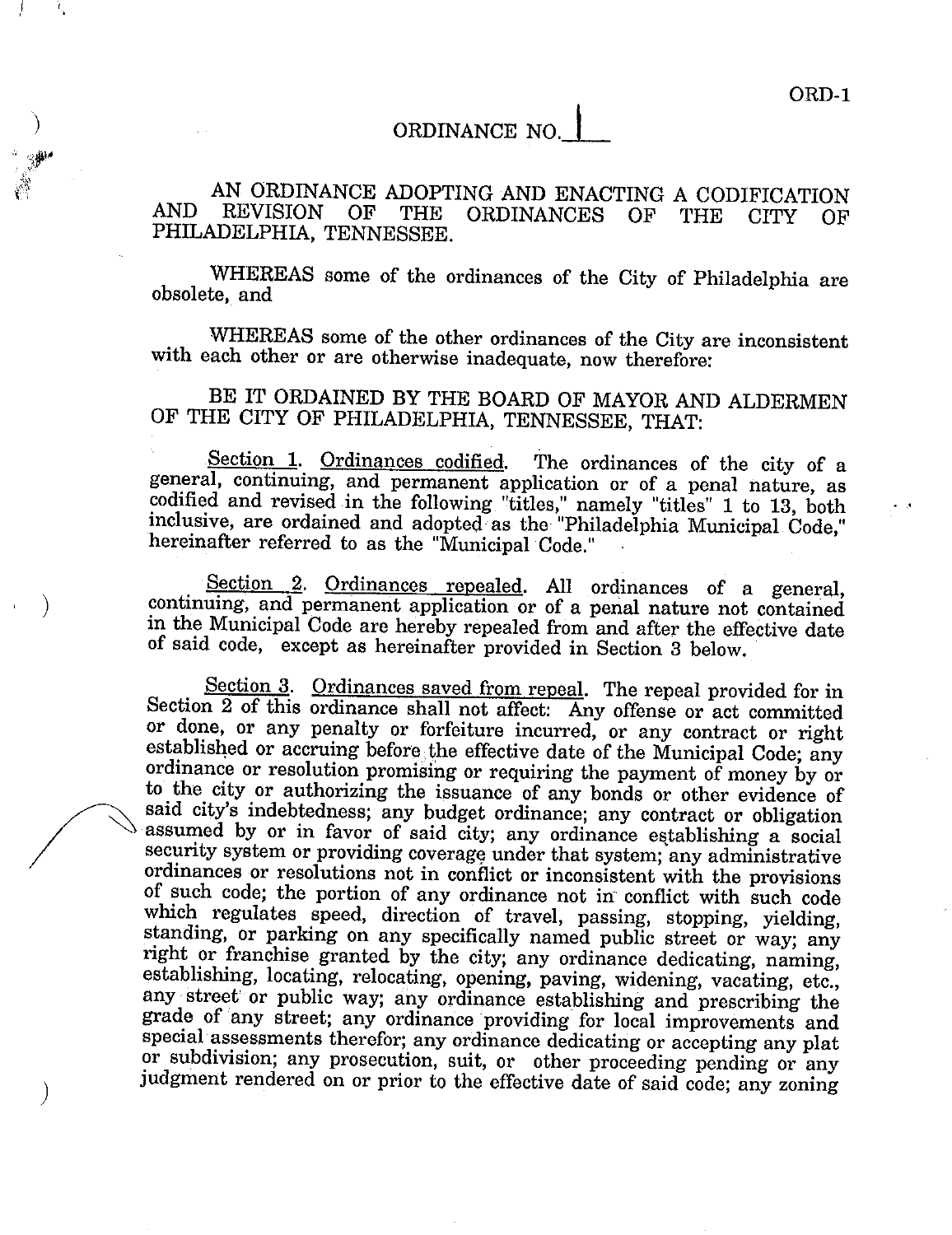# ORDINANCE NO. 1

AN ORDINANCE ADOPTING AND ENACTING A CODIFICATION AND REVISION OF THE ORDINANCES OF THE CITY OF PHILADELPHIA, TENNESSEE.

WHEREAS some of the ordinances of the City of Philadelphia are obsolete, and

WHEREAS some of the other ordinances of the City are inconsistent with each other or are otherwise inadequate, now therefore:

BE IT ORDAINED BY THE BOARD OF MAYOR AND ALDERMEN OF THE CITY OF PHILADELPHIA, TENNESSEE, THAT:

Section 1. Ordinances codified. The ordinances of the city of a general, continuing, and permanent application or of a penal nature, as codified and revised in the following "titles," namely "titles" 1 to 13, both inclusive, are ordained and adopted as the "Philadelphia Municipal Code," hereinafter referred to as the "Municipal Code."

Section 2. Ordinances repealed. All ordinances of a general, continuing, and permanent application or of a penal nature not contained in the Municipal Code are hereby repealed from and after the effective date of said code, except as hereinafter provided in Section 3 below.

Section 3. Ordinances saved from repeal. The repeal provided for in Section 2 of this ordinance shall not affect: Any offense or act committed or done, or any penalty or forfeiture incurred, or any contract or right established or accruing before the effective date of the Municipal Code; any ordinance or resolution promising or requiring the payment of money by or to the city or authorizing the issuance of any bonds or other evidence of said city's indebtedness; any budget ordinance; any contract or obligation assumed by or in favor of said city; any ordinance establishing a social security system or providing coverage under that system; any administrative ordinances or resolutions not in conflict or inconsistent with the provisions of such code; the portion of any ordinance not in conflict with such code which regulates speed, direction of travel, passing, stopping, yielding, standing, or parking on any specifically named public street or way; any right or franchise granted by the city; any ordinance dedicating, naming, establishing, locating, relocating, opening, paving, widening, vacating, etc., any street or public way; any ordinance establishing and prescribing the grade of any street; any ordinance providing for local improvements and special assessments therefor; any ordinance dedicating or accepting any plat or subdivision; any prosecution, suit, or other proceeding pending or any judgment rendered on or prior to the effective date of said code; any zoning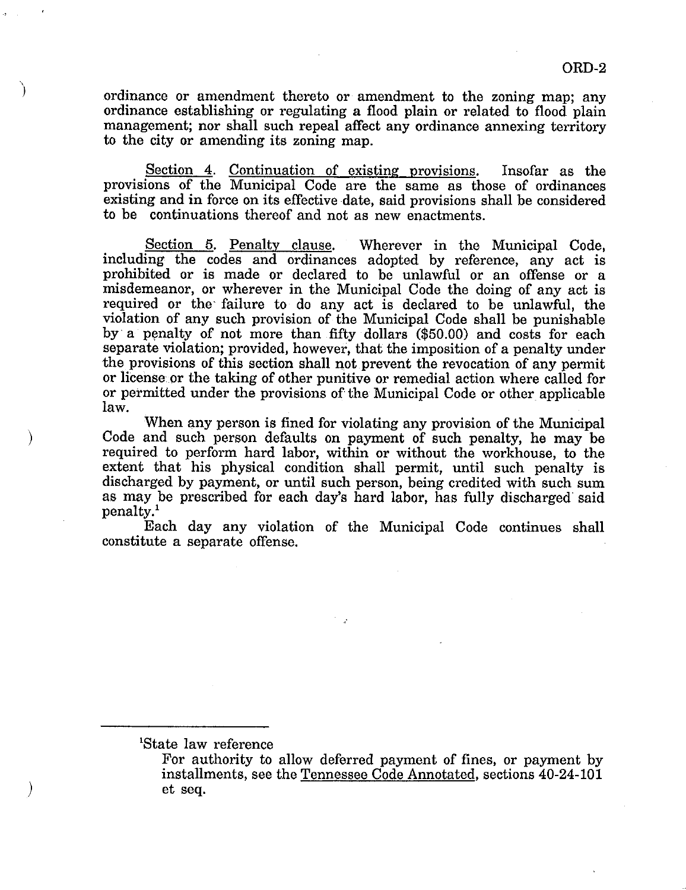ordinance or amendment thereto or amendment to the zoning map; any ordinance establishing or regulating a flood plain or related to flood plain management; nor shall such repeal affect any ordinance annexing territory to the city or amending its zoning map.

Section 4. Continuation of existing provisions. Insofar as the provisions of the Municipal Code are the same as those of ordinances existing and in force on its effective date, said provisions shall be considered to be continuations thereof and not as new enactments.

Section 5. Penalty clause. Wherever in the Municipal Code, including the codes and ordinances adopted by reference, any act is prohibited or is made or declared to be unlawful or an offense or a misdemeanor, or wherever in the Municipal Code the doing of any act is required or the failure to do any act is declared to be unlawful, the violation of any such provision of the Municipal Code shall be punishable by a penalty of not more than fifty dollars ($50.00) and costs for each separate violation; provided, however, that the imposition of a penalty under the provisions of this section shall not prevent the revocation of any permit or license or the taking of other punitive or remedial action where called for or permitted under the provisions of the Municipal Code or other applicable law.

When any person is fined for violating any provision of the Municipal Code and such person defaults on payment of such penalty, he may be required to perform hard labor, within or without the workhouse, to the extent that his physical condition shall permit, until such penalty is discharged by payment, or until such person, being credited with such sum as may be prescribed for each day's hard labor, has fully discharged said penalty.[1]

Each day any violation of the Municipal Code continues shall constitute a separate offense.

---

[1]State law reference

For authority to allow deferred payment of fines, or payment by installments, see the Tennessee Code Annotated, sections 40-24-101 et seq.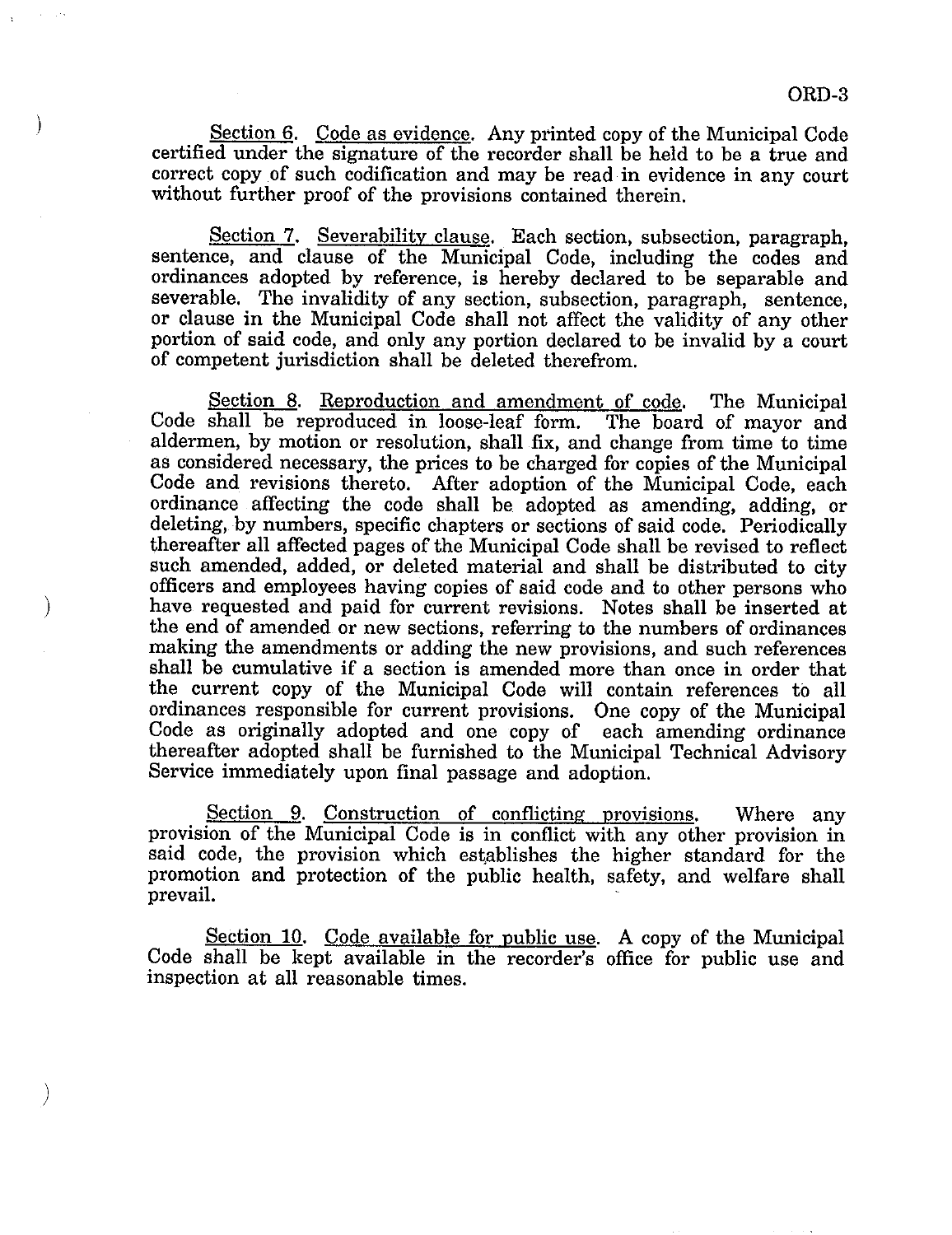<u>Section 6</u>. <u>Code as evidence</u>. Any printed copy of the Municipal Code certified under the signature of the recorder shall be held to be a true and correct copy of such codification and may be read in evidence in any court without further proof of the provisions contained therein.

<u>Section 7</u>. <u>Severability clause</u>. Each section, subsection, paragraph, sentence, and clause of the Municipal Code, including the codes and ordinances adopted by reference, is hereby declared to be separable and severable. The invalidity of any section, subsection, paragraph, sentence, or clause in the Municipal Code shall not affect the validity of any other portion of said code, and only any portion declared to be invalid by a court of competent jurisdiction shall be deleted therefrom.

<u>Section 8</u>. <u>Reproduction and amendment of code</u>. The Municipal Code shall be reproduced in loose-leaf form. The board of mayor and aldermen, by motion or resolution, shall fix, and change from time to time as considered necessary, the prices to be charged for copies of the Municipal Code and revisions thereto. After adoption of the Municipal Code, each ordinance affecting the code shall be adopted as amending, adding, or deleting, by numbers, specific chapters or sections of said code. Periodically thereafter all affected pages of the Municipal Code shall be revised to reflect such amended, added, or deleted material and shall be distributed to city officers and employees having copies of said code and to other persons who have requested and paid for current revisions. Notes shall be inserted at the end of amended or new sections, referring to the numbers of ordinances making the amendments or adding the new provisions, and such references shall be cumulative if a section is amended more than once in order that the current copy of the Municipal Code will contain references to all ordinances responsible for current provisions. One copy of the Municipal Code as originally adopted and one copy of each amending ordinance thereafter adopted shall be furnished to the Municipal Technical Advisory Service immediately upon final passage and adoption.

<u>Section 9</u>. <u>Construction of conflicting provisions</u>. Where any provision of the Municipal Code is in conflict with any other provision in said code, the provision which establishes the higher standard for the promotion and protection of the public health, safety, and welfare shall prevail.

<u>Section 10</u>. <u>Code available for public use</u>. A copy of the Municipal Code shall be kept available in the recorder's office for public use and inspection at all reasonable times.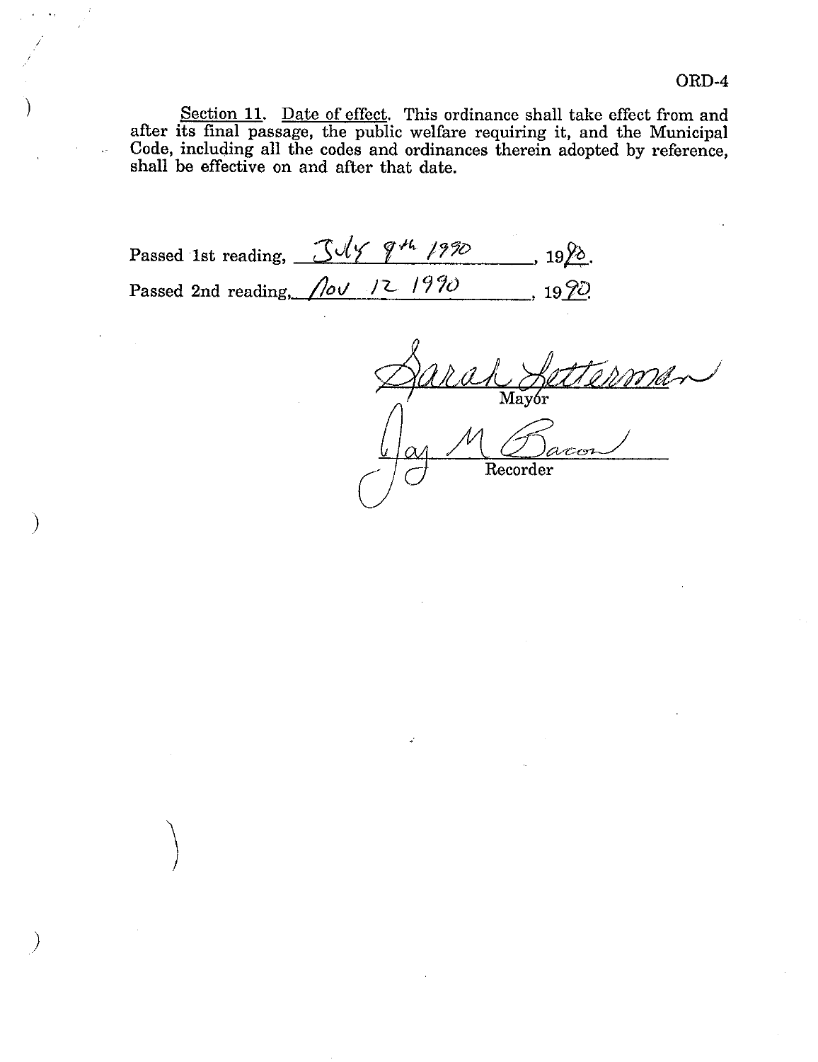ORD-4

<u>Section 11</u>. <u>Date of effect</u>. This ordinance shall take effect from and after its final passage, the public welfare requiring it, and the Municipal Code, including all the codes and ordinances therein adopted by reference, shall be effective on and after that date.

Passed 1st reading, July 9th 1990, 1990.

Passed 2nd reading, Nov 12 1990, 1990.

Sarah Letterman
Mayor

Jay M Bacon
Recorder